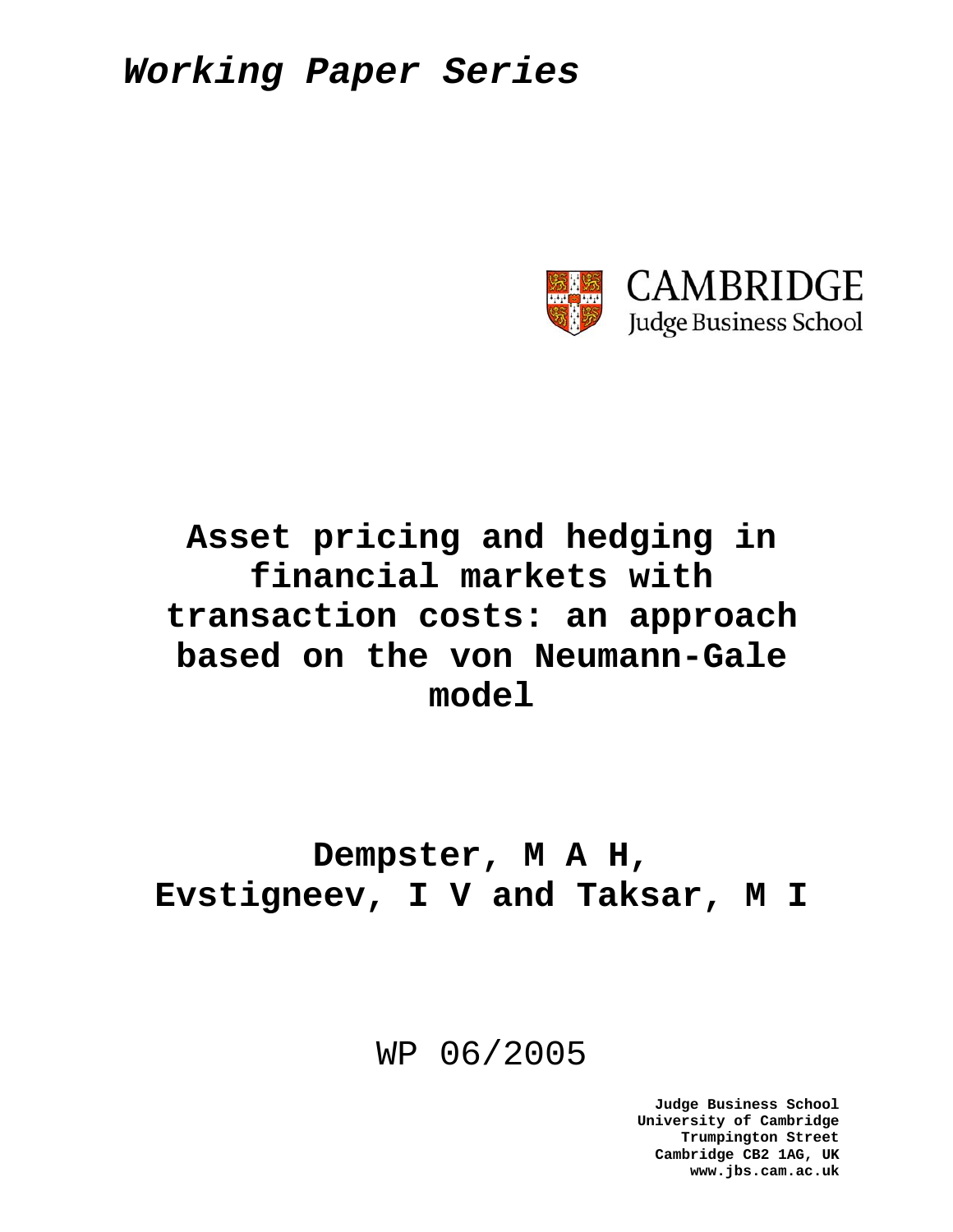*Working Paper Series*

CAMBRIDGE
Judge Business School

# Asset pricing and hedging in financial markets with transaction costs: an approach based on the von Neumann-Gale model

**Dempster, M A H,**
**Evstigneev, I V and Taksar, M I**

WP 06/2005

**Judge Business School**
**University of Cambridge**
**Trumpington Street**
**Cambridge CB2 1AG, UK**
**www.jbs.cam.ac.uk**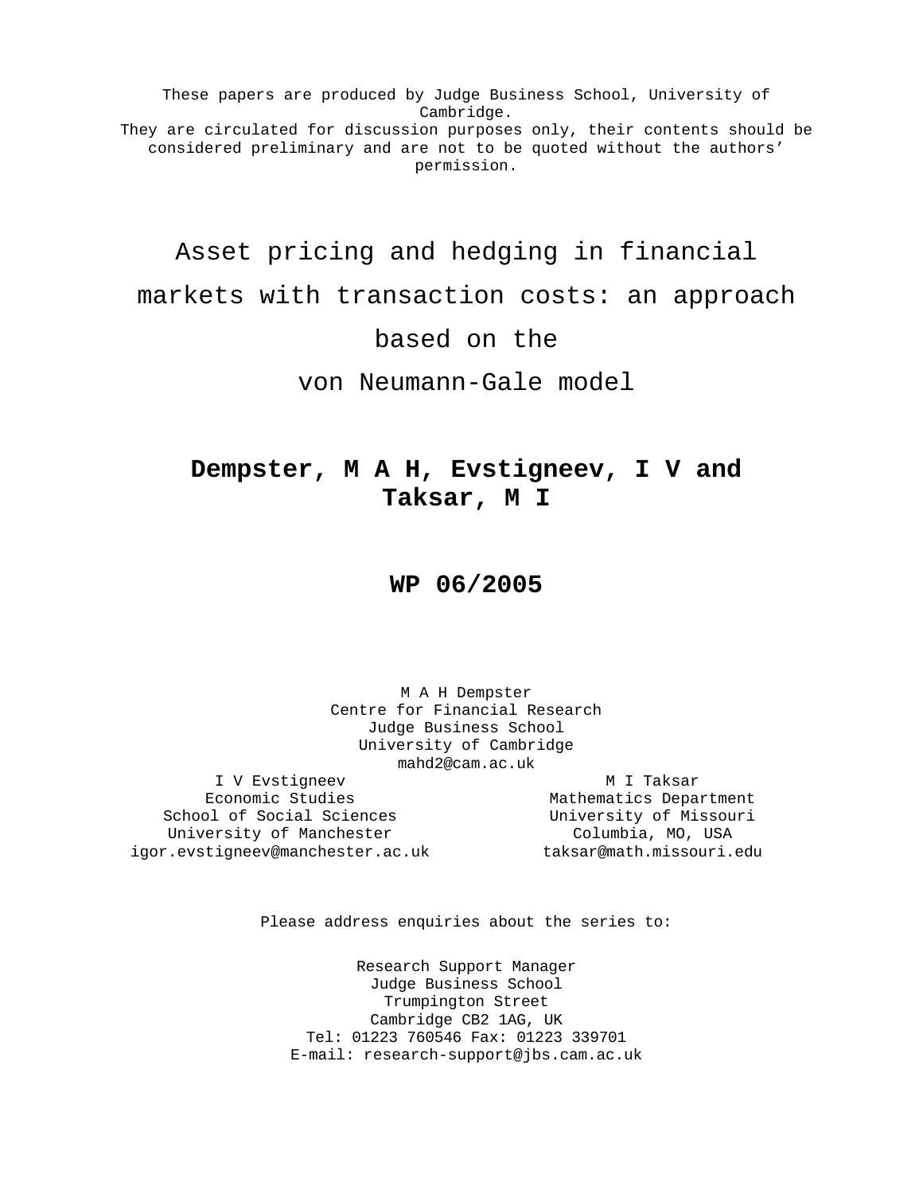These papers are produced by Judge Business School, University of Cambridge.
They are circulated for discussion purposes only, their contents should be considered preliminary and are not to be quoted without the authors' permission.

# Asset pricing and hedging in financial markets with transaction costs: an approach based on the von Neumann-Gale model

**Dempster, M A H, Evstigneev, I V and Taksar, M I**

**WP 06/2005**

M A H Dempster
Centre for Financial Research
Judge Business School
University of Cambridge
mahd2@cam.ac.uk

I V Evstigneev
Economic Studies
School of Social Sciences
University of Manchester
igor.evstigneev@manchester.ac.uk

M I Taksar
Mathematics Department
University of Missouri
Columbia, MO, USA
taksar@math.missouri.edu

Please address enquiries about the series to:

Research Support Manager
Judge Business School
Trumpington Street
Cambridge CB2 1AG, UK
Tel: 01223 760546 Fax: 01223 339701
E-mail: research-support@jbs.cam.ac.uk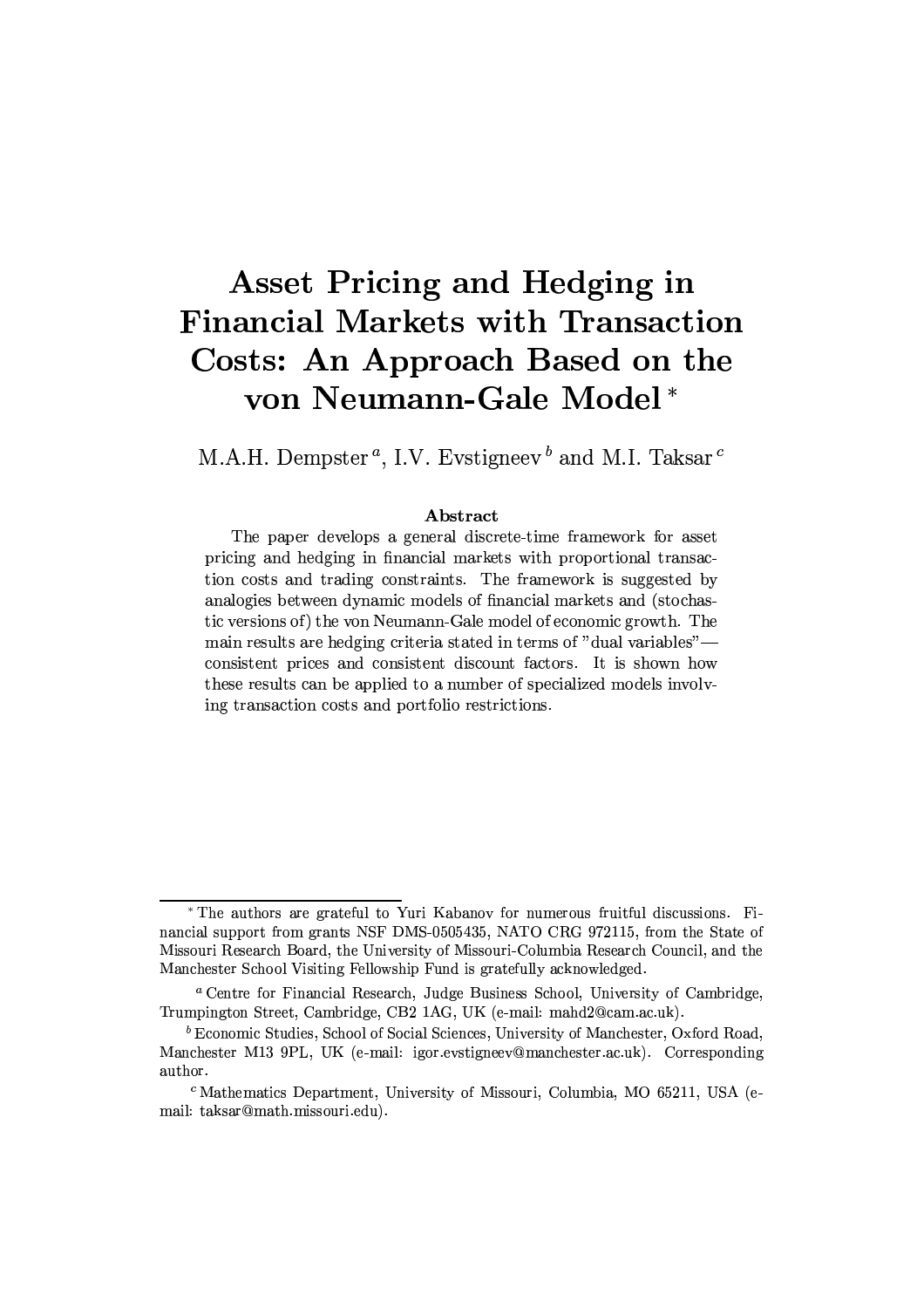# Asset Pricing and Hedging in Financial Markets with Transaction Costs: An Approach Based on the von Neumann-Gale Model [*]

M.A.H. Dempster [a], I.V. Evstigneev [b] and M.I. Taksar [c]

### Abstract

The paper develops a general discrete-time framework for asset pricing and hedging in financial markets with proportional transaction costs and trading constraints. The framework is suggested by analogies between dynamic models of financial markets and (stochastic versions of) the von Neumann-Gale model of economic growth. The main results are hedging criteria stated in terms of "dual variables"—consistent prices and consistent discount factors. It is shown how these results can be applied to a number of specialized models involving transaction costs and portfolio restrictions.

---

[*] The authors are grateful to Yuri Kabanov for numerous fruitful discussions. Financial support from grants NSF DMS-0505435, NATO CRG 972115, from the State of Missouri Research Board, the University of Missouri-Columbia Research Council, and the Manchester School Visiting Fellowship Fund is gratefully acknowledged.

[a] Centre for Financial Research, Judge Business School, University of Cambridge, Trumpington Street, Cambridge, CB2 1AG, UK (e-mail: mahd2@cam.ac.uk).

[b] Economic Studies, School of Social Sciences, University of Manchester, Oxford Road, Manchester M13 9PL, UK (e-mail: igor.evstigneev@manchester.ac.uk). Corresponding author.

[c] Mathematics Department, University of Missouri, Columbia, MO 65211, USA (e-mail: taksar@math.missouri.edu).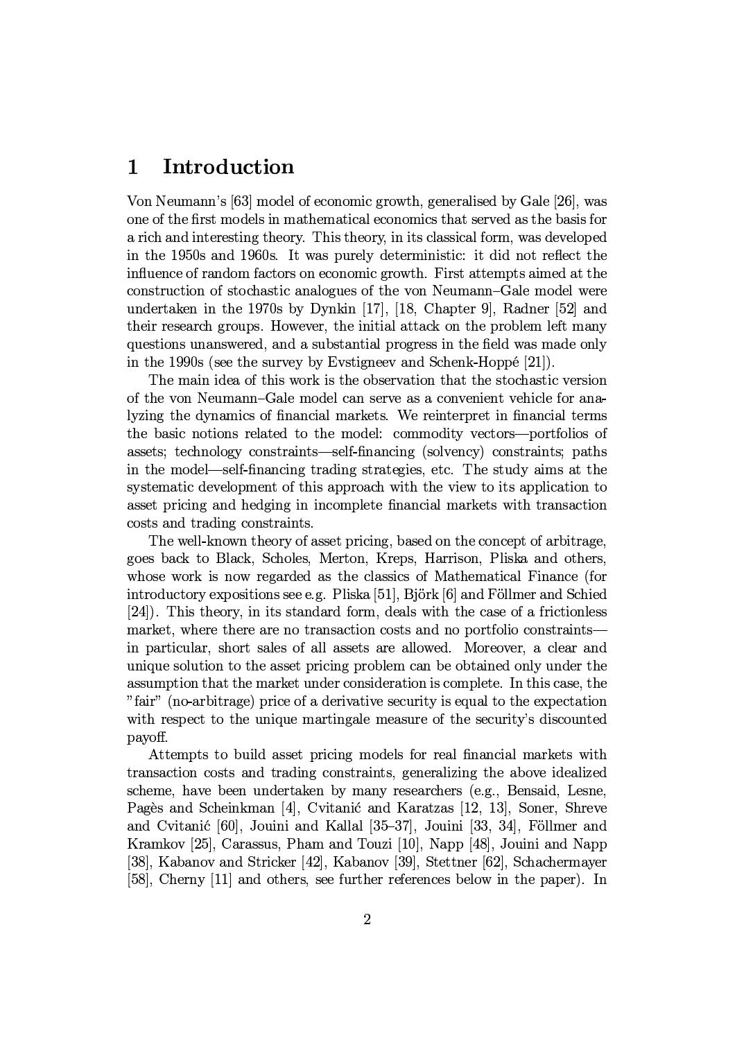# 1 Introduction

Von Neumann's [63] model of economic growth, generalised by Gale [26], was one of the first models in mathematical economics that served as the basis for a rich and interesting theory. This theory, in its classical form, was developed in the 1950s and 1960s. It was purely deterministic: it did not reflect the influence of random factors on economic growth. First attempts aimed at the construction of stochastic analogues of the von Neumann–Gale model were undertaken in the 1970s by Dynkin [17], [18, Chapter 9], Radner [52] and their research groups. However, the initial attack on the problem left many questions unanswered, and a substantial progress in the field was made only in the 1990s (see the survey by Evstigneev and Schenk-Hoppé [21]).

The main idea of this work is the observation that the stochastic version of the von Neumann–Gale model can serve as a convenient vehicle for analyzing the dynamics of financial markets. We reinterpret in financial terms the basic notions related to the model: commodity vectors—portfolios of assets; technology constraints—self-financing (solvency) constraints; paths in the model—self-financing trading strategies, etc. The study aims at the systematic development of this approach with the view to its application to asset pricing and hedging in incomplete financial markets with transaction costs and trading constraints.

The well-known theory of asset pricing, based on the concept of arbitrage, goes back to Black, Scholes, Merton, Kreps, Harrison, Pliska and others, whose work is now regarded as the classics of Mathematical Finance (for introductory expositions see e.g. Pliska [51], Björk [6] and Föllmer and Schied [24]). This theory, in its standard form, deals with the case of a frictionless market, where there are no transaction costs and no portfolio constraints—in particular, short sales of all assets are allowed. Moreover, a clear and unique solution to the asset pricing problem can be obtained only under the assumption that the market under consideration is complete. In this case, the "fair" (no-arbitrage) price of a derivative security is equal to the expectation with respect to the unique martingale measure of the security's discounted payoff.

Attempts to build asset pricing models for real financial markets with transaction costs and trading constraints, generalizing the above idealized scheme, have been undertaken by many researchers (e.g., Bensaid, Lesne, Pagès and Scheinkman [4], Cvitanić and Karatzas [12, 13], Soner, Shreve and Cvitanić [60], Jouini and Kallal [35–37], Jouini [33, 34], Föllmer and Kramkov [25], Carassus, Pham and Touzi [10], Napp [48], Jouini and Napp [38], Kabanov and Stricker [42], Kabanov [39], Stettner [62], Schachermayer [58], Cherny [11] and others, see further references below in the paper). In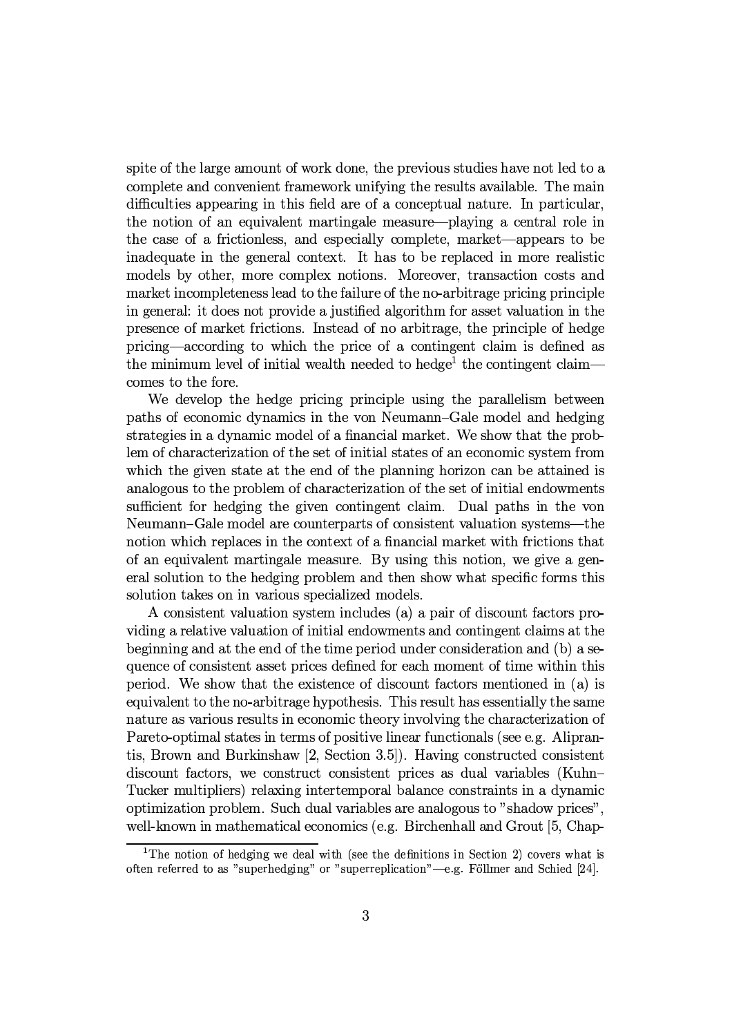spite of the large amount of work done, the previous studies have not led to a complete and convenient framework unifying the results available. The main difficulties appearing in this field are of a conceptual nature. In particular, the notion of an equivalent martingale measure—playing a central role in the case of a frictionless, and especially complete, market—appears to be inadequate in the general context. It has to be replaced in more realistic models by other, more complex notions. Moreover, transaction costs and market incompleteness lead to the failure of the no-arbitrage pricing principle in general: it does not provide a justified algorithm for asset valuation in the presence of market frictions. Instead of no arbitrage, the principle of hedge pricing—according to which the price of a contingent claim is defined as the minimum level of initial wealth needed to hedge[1] the contingent claim—comes to the fore.

We develop the hedge pricing principle using the parallelism between paths of economic dynamics in the von Neumann–Gale model and hedging strategies in a dynamic model of a financial market. We show that the problem of characterization of the set of initial states of an economic system from which the given state at the end of the planning horizon can be attained is analogous to the problem of characterization of the set of initial endowments sufficient for hedging the given contingent claim. Dual paths in the von Neumann–Gale model are counterparts of consistent valuation systems—the notion which replaces in the context of a financial market with frictions that of an equivalent martingale measure. By using this notion, we give a general solution to the hedging problem and then show what specific forms this solution takes on in various specialized models.

A consistent valuation system includes (a) a pair of discount factors providing a relative valuation of initial endowments and contingent claims at the beginning and at the end of the time period under consideration and (b) a sequence of consistent asset prices defined for each moment of time within this period. We show that the existence of discount factors mentioned in (a) is equivalent to the no-arbitrage hypothesis. This result has essentially the same nature as various results in economic theory involving the characterization of Pareto-optimal states in terms of positive linear functionals (see e.g. Aliprantis, Brown and Burkinshaw [2, Section 3.5]). Having constructed consistent discount factors, we construct consistent prices as dual variables (Kuhn–Tucker multipliers) relaxing intertemporal balance constraints in a dynamic optimization problem. Such dual variables are analogous to "shadow prices", well-known in mathematical economics (e.g. Birchenhall and Grout [5, Chap-

[1] The notion of hedging we deal with (see the definitions in Section 2) covers what is often referred to as "superhedging" or "superreplication"—e.g. Föllmer and Schied [24].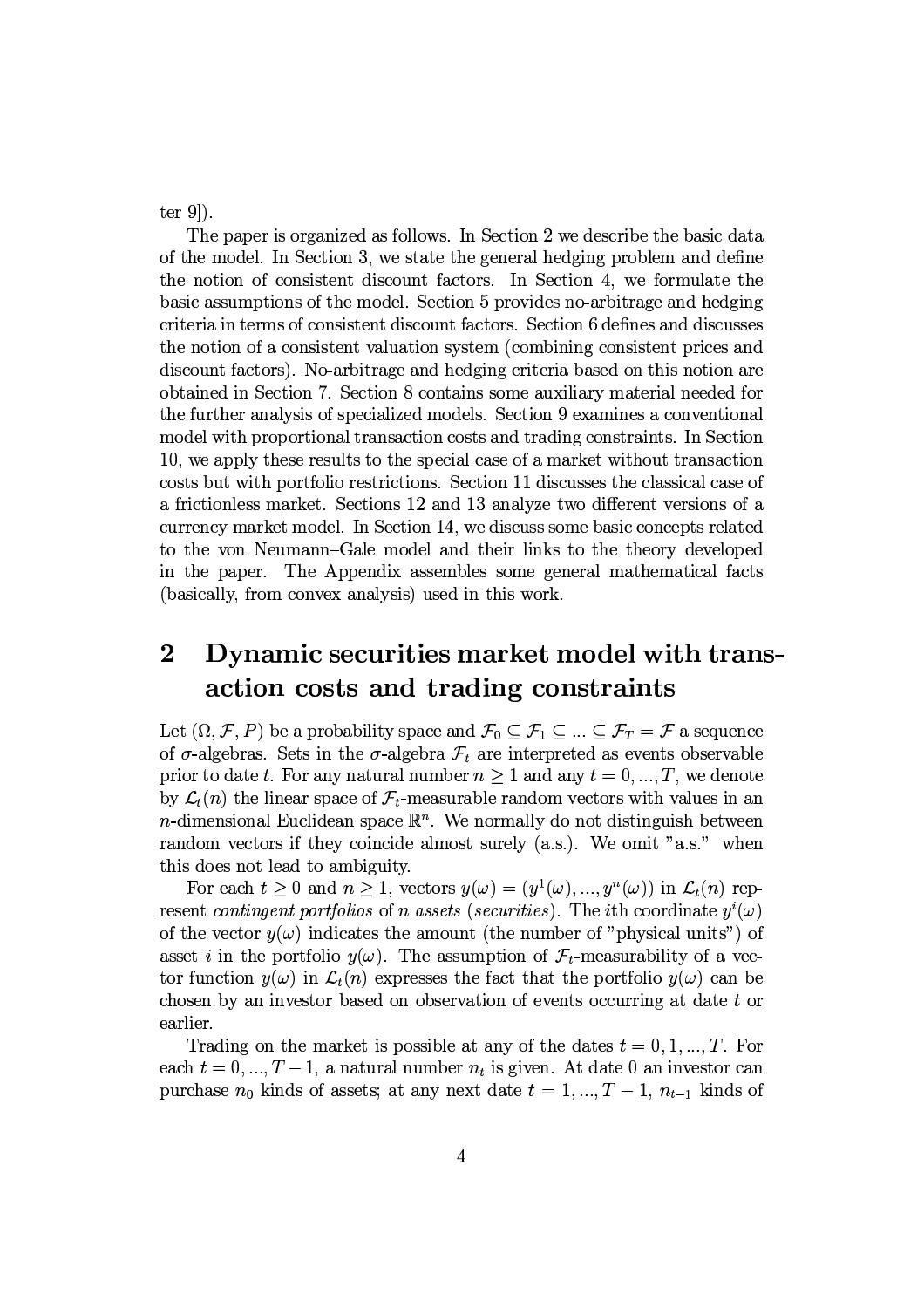ter 9]).

The paper is organized as follows. In Section 2 we describe the basic data of the model. In Section 3, we state the general hedging problem and define the notion of consistent discount factors. In Section 4, we formulate the basic assumptions of the model. Section 5 provides no-arbitrage and hedging criteria in terms of consistent discount factors. Section 6 defines and discusses the notion of a consistent valuation system (combining consistent prices and discount factors). No-arbitrage and hedging criteria based on this notion are obtained in Section 7. Section 8 contains some auxiliary material needed for the further analysis of specialized models. Section 9 examines a conventional model with proportional transaction costs and trading constraints. In Section 10, we apply these results to the special case of a market without transaction costs but with portfolio restrictions. Section 11 discusses the classical case of a frictionless market. Sections 12 and 13 analyze two different versions of a currency market model. In Section 14, we discuss some basic concepts related to the von Neumann–Gale model and their links to the theory developed in the paper. The Appendix assembles some general mathematical facts (basically, from convex analysis) used in this work.

## 2 Dynamic securities market model with transaction costs and trading constraints

Let $(\Omega, \mathcal{F}, P)$ be a probability space and $\mathcal{F}_0 \subseteq \mathcal{F}_1 \subseteq ... \subseteq \mathcal{F}_T = \mathcal{F}$ a sequence of $\sigma$-algebras. Sets in the $\sigma$-algebra $\mathcal{F}_t$ are interpreted as events observable prior to date $t$. For any natural number $n \geq 1$ and any $t = 0, ..., T$, we denote by $\mathcal{L}_t(n)$ the linear space of $\mathcal{F}_t$-measurable random vectors with values in an $n$-dimensional Euclidean space $\mathbb{R}^n$. We normally do not distinguish between random vectors if they coincide almost surely (a.s.). We omit "a.s." when this does not lead to ambiguity.

For each $t \geq 0$ and $n \geq 1$, vectors $y(\omega) = (y^1(\omega), ..., y^n(\omega))$ in $\mathcal{L}_t(n)$ represent *contingent portfolios* of $n$ *assets* (*securities*). The $i$th coordinate $y^i(\omega)$ of the vector $y(\omega)$ indicates the amount (the number of "physical units") of asset $i$ in the portfolio $y(\omega)$. The assumption of $\mathcal{F}_t$-measurability of a vector function $y(\omega)$ in $\mathcal{L}_t(n)$ expresses the fact that the portfolio $y(\omega)$ can be chosen by an investor based on observation of events occurring at date $t$ or earlier.

Trading on the market is possible at any of the dates $t = 0, 1, ..., T$. For each $t = 0, ..., T-1$, a natural number $n_t$ is given. At date 0 an investor can purchase $n_0$ kinds of assets; at any next date $t = 1, ..., T-1$, $n_{t-1}$ kinds of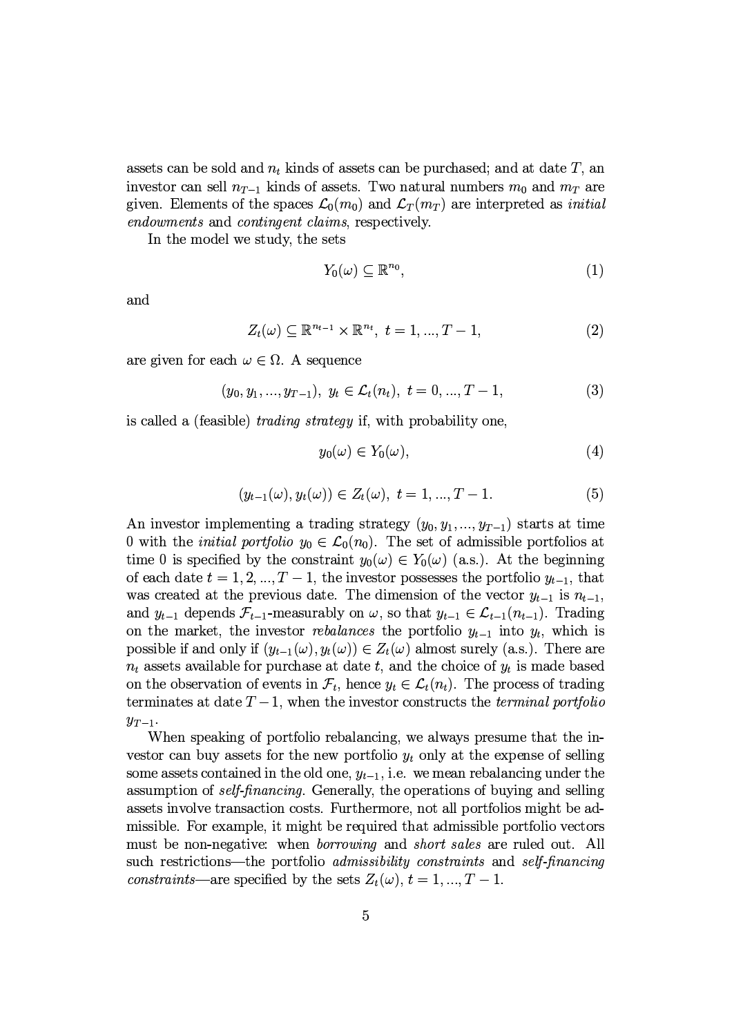assets can be sold and $n_t$ kinds of assets can be purchased; and at date $T$, an investor can sell $n_{T-1}$ kinds of assets. Two natural numbers $m_0$ and $m_T$ are given. Elements of the spaces $\mathcal{L}_0(m_0)$ and $\mathcal{L}_T(m_T)$ are interpreted as *initial endowments* and *contingent claims*, respectively.

In the model we study, the sets

$$Y_0(\omega) \subseteq \mathbb{R}^{n_0}, \tag{1}$$

and

$$Z_t(\omega) \subseteq \mathbb{R}^{n_{t-1}} \times \mathbb{R}^{n_t},\ t = 1, ..., T-1, \tag{2}$$

are given for each $\omega \in \Omega$. A sequence

$$(y_0, y_1, ..., y_{T-1}),\ y_t \in \mathcal{L}_t(n_t),\ t = 0, ..., T-1, \tag{3}$$

is called a (feasible) *trading strategy* if, with probability one,

$$y_0(\omega) \in Y_0(\omega), \tag{4}$$

$$(y_{t-1}(\omega), y_t(\omega)) \in Z_t(\omega),\ t = 1, ..., T-1. \tag{5}$$

An investor implementing a trading strategy $(y_0, y_1, ..., y_{T-1})$ starts at time 0 with the *initial portfolio* $y_0 \in \mathcal{L}_0(n_0)$. The set of admissible portfolios at time 0 is specified by the constraint $y_0(\omega) \in Y_0(\omega)$ (a.s.). At the beginning of each date $t = 1, 2, ..., T-1$, the investor possesses the portfolio $y_{t-1}$, that was created at the previous date. The dimension of the vector $y_{t-1}$ is $n_{t-1}$, and $y_{t-1}$ depends $\mathcal{F}_{t-1}$-measurably on $\omega$, so that $y_{t-1} \in \mathcal{L}_{t-1}(n_{t-1})$. Trading on the market, the investor *rebalances* the portfolio $y_{t-1}$ into $y_t$, which is possible if and only if $(y_{t-1}(\omega), y_t(\omega)) \in Z_t(\omega)$ almost surely (a.s.). There are $n_t$ assets available for purchase at date $t$, and the choice of $y_t$ is made based on the observation of events in $\mathcal{F}_t$, hence $y_t \in \mathcal{L}_t(n_t)$. The process of trading terminates at date $T-1$, when the investor constructs the *terminal portfolio* $y_{T-1}$.

When speaking of portfolio rebalancing, we always presume that the investor can buy assets for the new portfolio $y_t$ only at the expense of selling some assets contained in the old one, $y_{t-1}$, i.e. we mean rebalancing under the assumption of *self-financing*. Generally, the operations of buying and selling assets involve transaction costs. Furthermore, not all portfolios might be admissible. For example, it might be required that admissible portfolio vectors must be non-negative: when *borrowing* and *short sales* are ruled out. All such restrictions—the portfolio *admissibility constraints* and *self-financing constraints*—are specified by the sets $Z_t(\omega)$, $t = 1, ..., T-1$.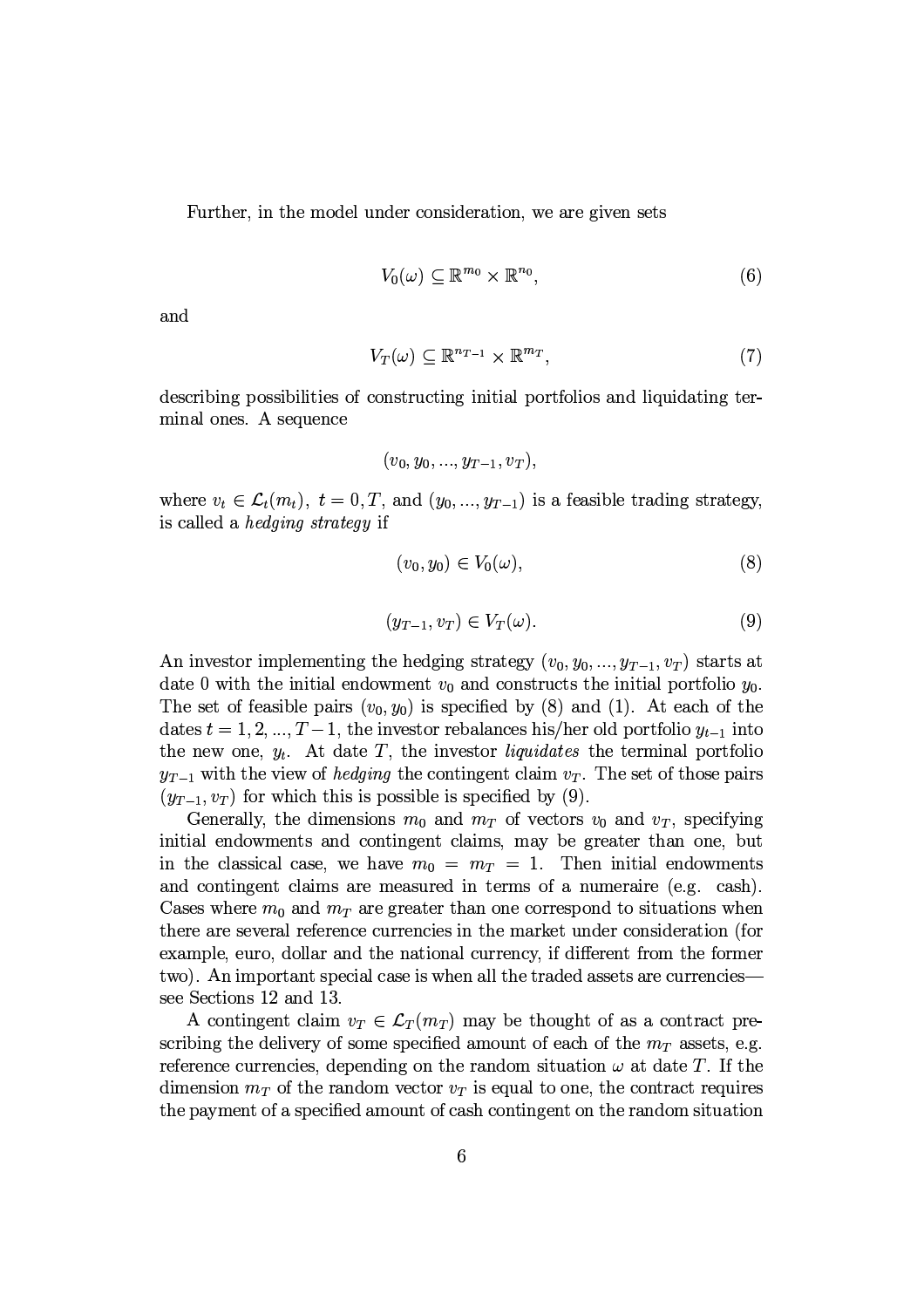Further, in the model under consideration, we are given sets

$$V_0(\omega) \subseteq \mathbb{R}^{m_0} \times \mathbb{R}^{n_0}, \tag{6}$$

and

$$V_T(\omega) \subseteq \mathbb{R}^{n_{T-1}} \times \mathbb{R}^{m_T}, \tag{7}$$

describing possibilities of constructing initial portfolios and liquidating terminal ones. A sequence

$$(v_0, y_0, ..., y_{T-1}, v_T),$$

where $v_t \in \mathcal{L}_t(m_t),\ t = 0, T$, and $(y_0, ..., y_{T-1})$ is a feasible trading strategy, is called a *hedging strategy* if

$$(v_0, y_0) \in V_0(\omega), \tag{8}$$

$$(y_{T-1}, v_T) \in V_T(\omega). \tag{9}$$

An investor implementing the hedging strategy $(v_0, y_0, ..., y_{T-1}, v_T)$ starts at date 0 with the initial endowment $v_0$ and constructs the initial portfolio $y_0$. The set of feasible pairs $(v_0, y_0)$ is specified by (8) and (1). At each of the dates $t = 1, 2, ..., T-1$, the investor rebalances his/her old portfolio $y_{t-1}$ into the new one, $y_t$. At date $T$, the investor *liquidates* the terminal portfolio $y_{T-1}$ with the view of *hedging* the contingent claim $v_T$. The set of those pairs $(y_{T-1}, v_T)$ for which this is possible is specified by (9).

Generally, the dimensions $m_0$ and $m_T$ of vectors $v_0$ and $v_T$, specifying initial endowments and contingent claims, may be greater than one, but in the classical case, we have $m_0 = m_T = 1$. Then initial endowments and contingent claims are measured in terms of a numeraire (e.g. cash). Cases where $m_0$ and $m_T$ are greater than one correspond to situations when there are several reference currencies in the market under consideration (for example, euro, dollar and the national currency, if different from the former two). An important special case is when all the traded assets are currencies—see Sections 12 and 13.

A contingent claim $v_T \in \mathcal{L}_T(m_T)$ may be thought of as a contract prescribing the delivery of some specified amount of each of the $m_T$ assets, e.g. reference currencies, depending on the random situation $\omega$ at date $T$. If the dimension $m_T$ of the random vector $v_T$ is equal to one, the contract requires the payment of a specified amount of cash contingent on the random situation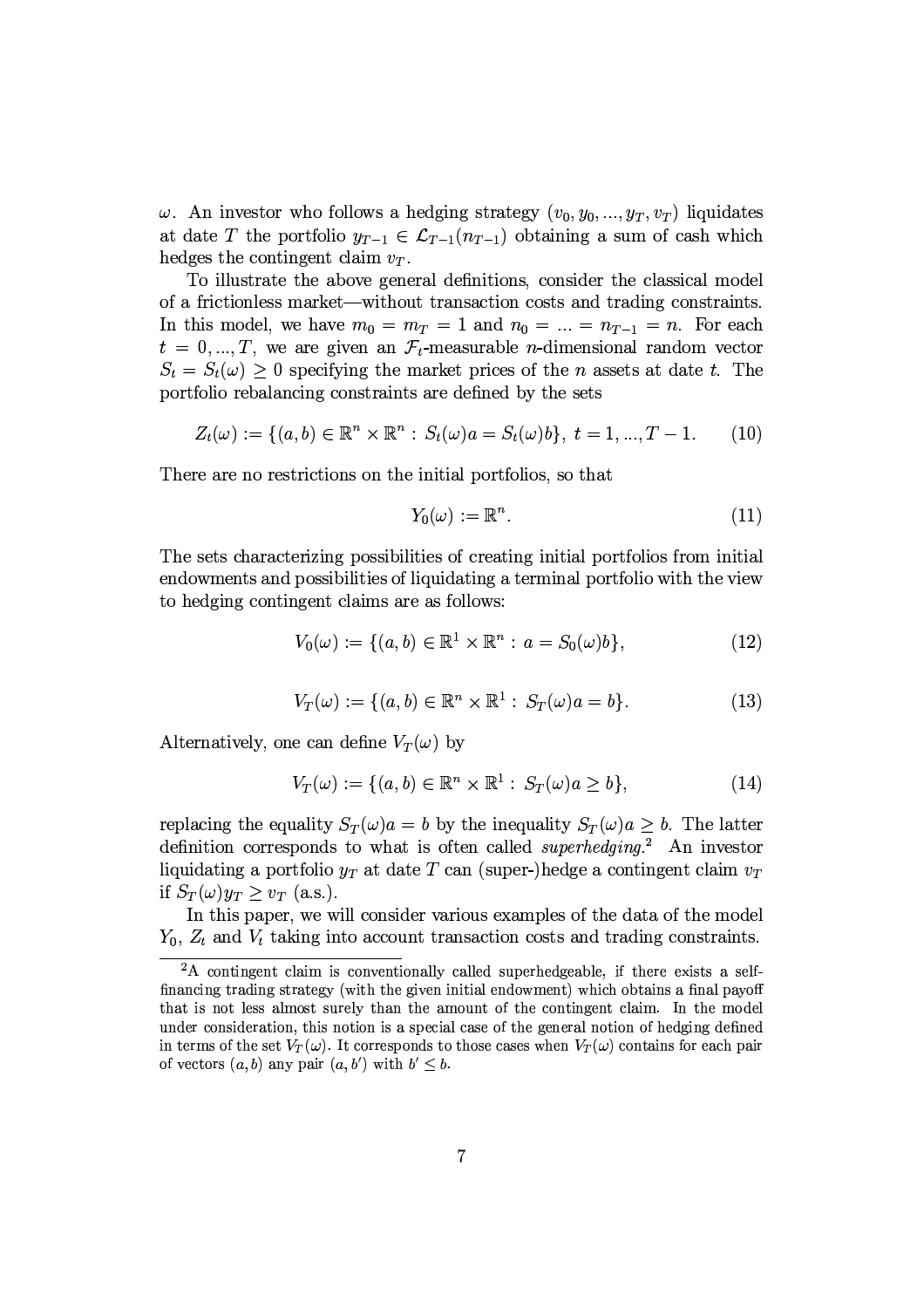$\omega$. An investor who follows a hedging strategy $(v_0, y_0, ..., y_T, v_T)$ liquidates at date $T$ the portfolio $y_{T-1} \in \mathcal{L}_{T-1}(n_{T-1})$ obtaining a sum of cash which hedges the contingent claim $v_T$.

To illustrate the above general definitions, consider the classical model of a frictionless market—without transaction costs and trading constraints. In this model, we have $m_0 = m_T = 1$ and $n_0 = ... = n_{T-1} = n$. For each $t = 0, ..., T$, we are given an $\mathcal{F}_t$-measurable $n$-dimensional random vector $S_t = S_t(\omega) \geq 0$ specifying the market prices of the $n$ assets at date $t$. The portfolio rebalancing constraints are defined by the sets

$$Z_t(\omega) := \{(a, b) \in \mathbb{R}^n \times \mathbb{R}^n : S_t(\omega)a = S_t(\omega)b\}, \; t = 1, ..., T-1. \tag{10}$$

There are no restrictions on the initial portfolios, so that

$$Y_0(\omega) := \mathbb{R}^n. \tag{11}$$

The sets characterizing possibilities of creating initial portfolios from initial endowments and possibilities of liquidating a terminal portfolio with the view to hedging contingent claims are as follows:

$$V_0(\omega) := \{(a, b) \in \mathbb{R}^1 \times \mathbb{R}^n : a = S_0(\omega)b\}, \tag{12}$$

$$V_T(\omega) := \{(a, b) \in \mathbb{R}^n \times \mathbb{R}^1 : S_T(\omega)a = b\}. \tag{13}$$

Alternatively, one can define $V_T(\omega)$ by

$$V_T(\omega) := \{(a, b) \in \mathbb{R}^n \times \mathbb{R}^1 : S_T(\omega)a \geq b\}, \tag{14}$$

replacing the equality $S_T(\omega)a = b$ by the inequality $S_T(\omega)a \geq b$. The latter definition corresponds to what is often called *superhedging*.[2] An investor liquidating a portfolio $y_T$ at date $T$ can (super-)hedge a contingent claim $v_T$ if $S_T(\omega)y_T \geq v_T$ (a.s.).

In this paper, we will consider various examples of the data of the model $Y_0$, $Z_t$ and $V_t$ taking into account transaction costs and trading constraints.

[2] A contingent claim is conventionally called superhedgeable, if there exists a self-financing trading strategy (with the given initial endowment) which obtains a final payoff that is not less almost surely than the amount of the contingent claim. In the model under consideration, this notion is a special case of the general notion of hedging defined in terms of the set $V_T(\omega)$. It corresponds to those cases when $V_T(\omega)$ contains for each pair of vectors $(a, b)$ any pair $(a, b')$ with $b' \leq b$.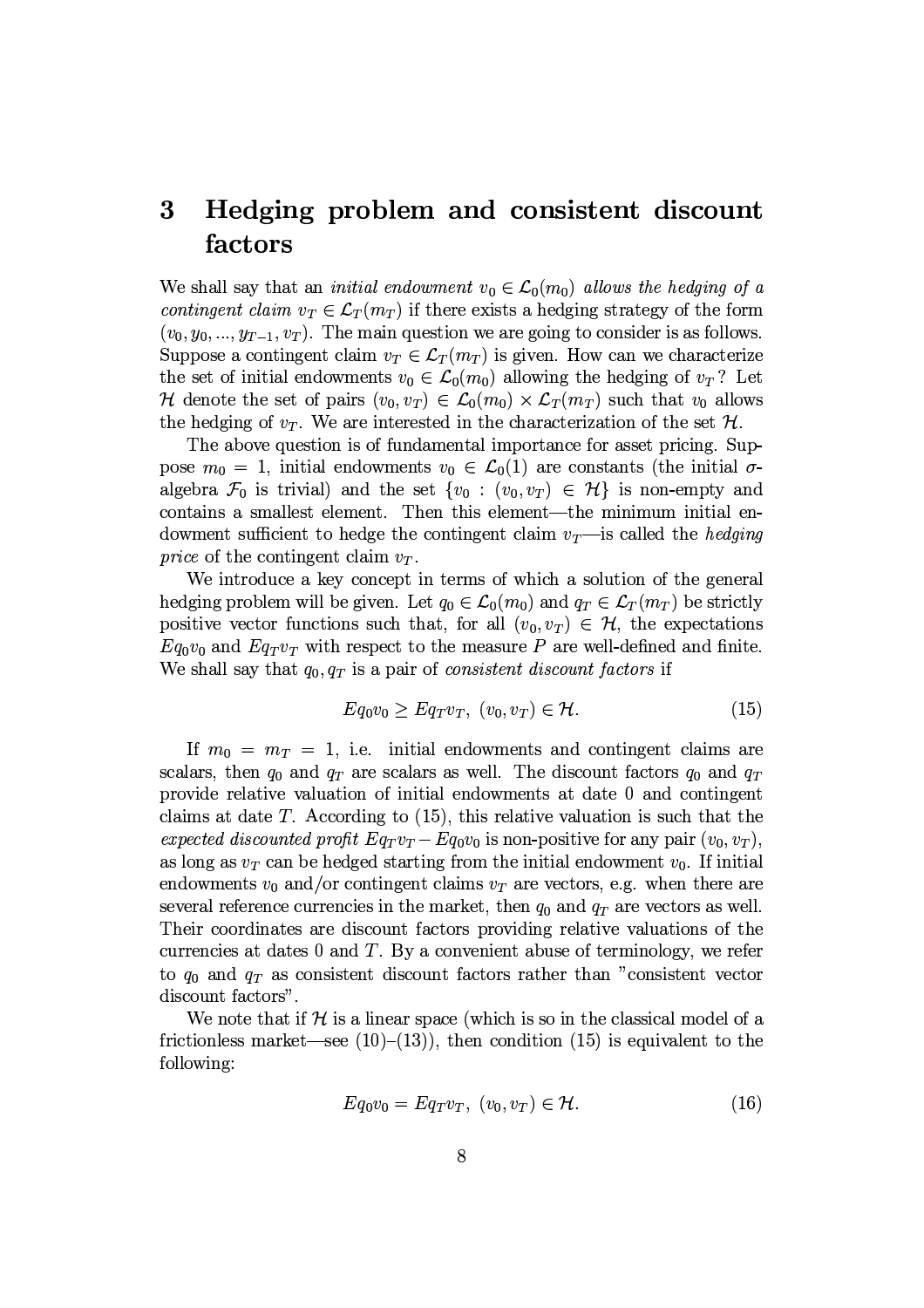## 3 Hedging problem and consistent discount factors

We shall say that an *initial endowment* $v_0 \in \mathcal{L}_0(m_0)$ *allows the hedging of a contingent claim* $v_T \in \mathcal{L}_T(m_T)$ if there exists a hedging strategy of the form $(v_0, y_0, ..., y_{T-1}, v_T)$. The main question we are going to consider is as follows. Suppose a contingent claim $v_T \in \mathcal{L}_T(m_T)$ is given. How can we characterize the set of initial endowments $v_0 \in \mathcal{L}_0(m_0)$ allowing the hedging of $v_T$? Let $\mathcal{H}$ denote the set of pairs $(v_0, v_T) \in \mathcal{L}_0(m_0) \times \mathcal{L}_T(m_T)$ such that $v_0$ allows the hedging of $v_T$. We are interested in the characterization of the set $\mathcal{H}$.

The above question is of fundamental importance for asset pricing. Suppose $m_0 = 1$, initial endowments $v_0 \in \mathcal{L}_0(1)$ are constants (the initial $\sigma$-algebra $\mathcal{F}_0$ is trivial) and the set $\{v_0 : (v_0, v_T) \in \mathcal{H}\}$ is non-empty and contains a smallest element. Then this element—the minimum initial endowment sufficient to hedge the contingent claim $v_T$—is called the *hedging price* of the contingent claim $v_T$.

We introduce a key concept in terms of which a solution of the general hedging problem will be given. Let $q_0 \in \mathcal{L}_0(m_0)$ and $q_T \in \mathcal{L}_T(m_T)$ be strictly positive vector functions such that, for all $(v_0, v_T) \in \mathcal{H}$, the expectations $Eq_0v_0$ and $Eq_Tv_T$ with respect to the measure $P$ are well-defined and finite. We shall say that $q_0, q_T$ is a pair of *consistent discount factors* if

$$Eq_0v_0 \geq Eq_Tv_T, \ (v_0, v_T) \in \mathcal{H}. \tag{15}$$

If $m_0 = m_T = 1$, i.e. initial endowments and contingent claims are scalars, then $q_0$ and $q_T$ are scalars as well. The discount factors $q_0$ and $q_T$ provide relative valuation of initial endowments at date 0 and contingent claims at date $T$. According to (15), this relative valuation is such that the *expected discounted profit* $Eq_Tv_T - Eq_0v_0$ is non-positive for any pair $(v_0, v_T)$, as long as $v_T$ can be hedged starting from the initial endowment $v_0$. If initial endowments $v_0$ and/or contingent claims $v_T$ are vectors, e.g. when there are several reference currencies in the market, then $q_0$ and $q_T$ are vectors as well. Their coordinates are discount factors providing relative valuations of the currencies at dates 0 and $T$. By a convenient abuse of terminology, we refer to $q_0$ and $q_T$ as consistent discount factors rather than "consistent vector discount factors".

We note that if $\mathcal{H}$ is a linear space (which is so in the classical model of a frictionless market—see (10)–(13)), then condition (15) is equivalent to the following:

$$Eq_0v_0 = Eq_Tv_T, \ (v_0, v_T) \in \mathcal{H}. \tag{16}$$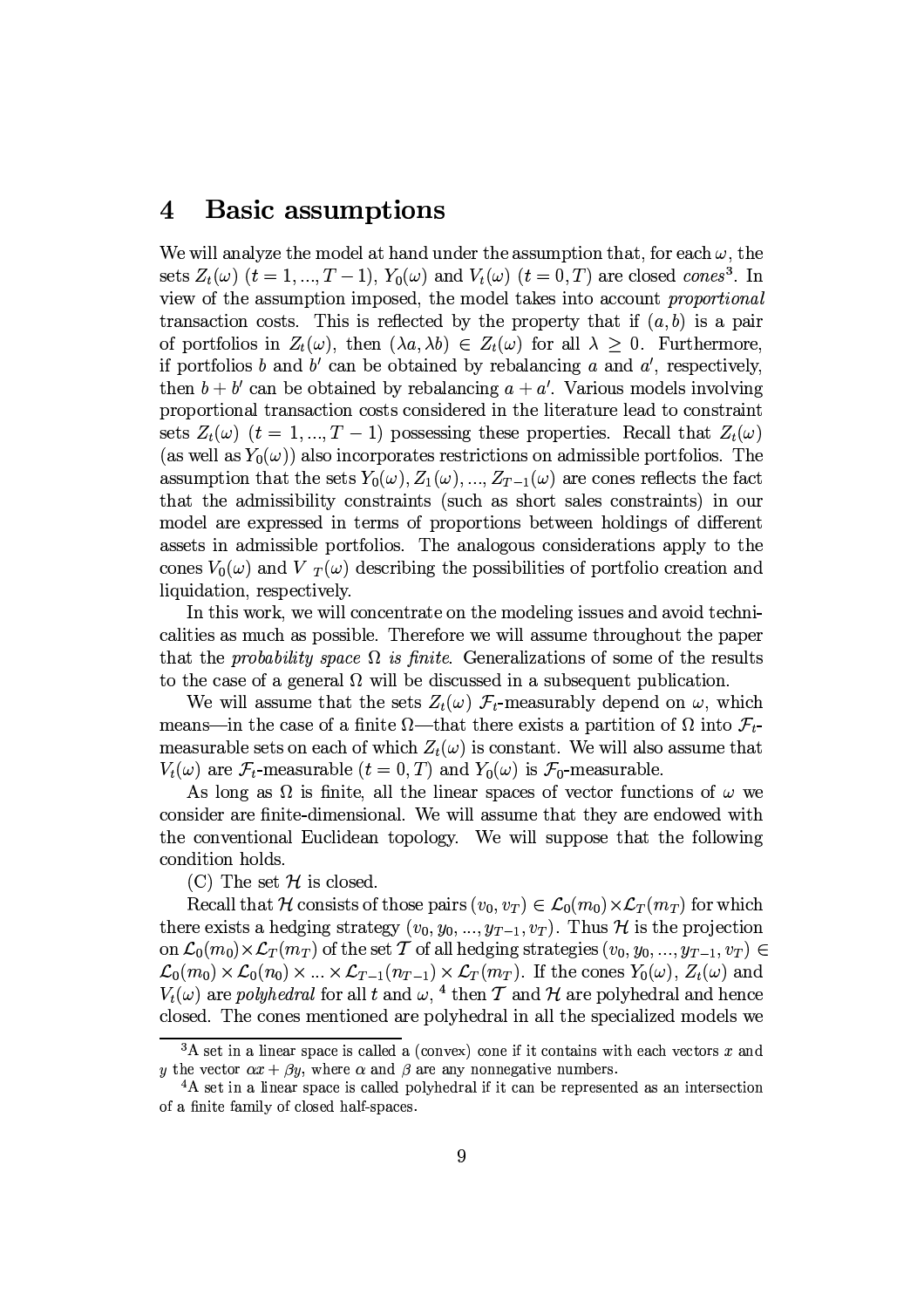# 4 Basic assumptions

We will analyze the model at hand under the assumption that, for each $\omega$, the sets $Z_t(\omega)$ $(t = 1, ..., T-1)$, $Y_0(\omega)$ and $V_t(\omega)$ $(t = 0, T)$ are closed *cones*[3]. In view of the assumption imposed, the model takes into account *proportional* transaction costs. This is reflected by the property that if $(a, b)$ is a pair of portfolios in $Z_t(\omega)$, then $(\lambda a, \lambda b) \in Z_t(\omega)$ for all $\lambda \geq 0$. Furthermore, if portfolios $b$ and $b'$ can be obtained by rebalancing $a$ and $a'$, respectively, then $b + b'$ can be obtained by rebalancing $a + a'$. Various models involving proportional transaction costs considered in the literature lead to constraint sets $Z_t(\omega)$ $(t = 1, ..., T-1)$ possessing these properties. Recall that $Z_t(\omega)$ (as well as $Y_0(\omega)$) also incorporates restrictions on admissible portfolios. The assumption that the sets $Y_0(\omega), Z_1(\omega), ..., Z_{T-1}(\omega)$ are cones reflects the fact that the admissibility constraints (such as short sales constraints) in our model are expressed in terms of proportions between holdings of different assets in admissible portfolios. The analogous considerations apply to the cones $V_0(\omega)$ and $V_T(\omega)$ describing the possibilities of portfolio creation and liquidation, respectively.

In this work, we will concentrate on the modeling issues and avoid technicalities as much as possible. Therefore we will assume throughout the paper that the *probability space* $\Omega$ *is finite*. Generalizations of some of the results to the case of a general $\Omega$ will be discussed in a subsequent publication.

We will assume that the sets $Z_t(\omega)$ $\mathcal{F}_t$-measurably depend on $\omega$, which means—in the case of a finite $\Omega$—that there exists a partition of $\Omega$ into $\mathcal{F}_t$-measurable sets on each of which $Z_t(\omega)$ is constant. We will also assume that $V_t(\omega)$ are $\mathcal{F}_t$-measurable $(t = 0, T)$ and $Y_0(\omega)$ is $\mathcal{F}_0$-measurable.

As long as $\Omega$ is finite, all the linear spaces of vector functions of $\omega$ we consider are finite-dimensional. We will assume that they are endowed with the conventional Euclidean topology. We will suppose that the following condition holds.

(C) The set $\mathcal{H}$ is closed.

Recall that $\mathcal{H}$ consists of those pairs $(v_0, v_T) \in \mathcal{L}_0(m_0) \times \mathcal{L}_T(m_T)$ for which there exists a hedging strategy $(v_0, y_0, ..., y_{T-1}, v_T)$. Thus $\mathcal{H}$ is the projection on $\mathcal{L}_0(m_0) \times \mathcal{L}_T(m_T)$ of the set $\mathcal{T}$ of all hedging strategies $(v_0, y_0, ..., y_{T-1}, v_T) \in \mathcal{L}_0(m_0) \times \mathcal{L}_0(n_0) \times ... \times \mathcal{L}_{T-1}(n_{T-1}) \times \mathcal{L}_T(m_T)$. If the cones $Y_0(\omega)$, $Z_t(\omega)$ and $V_t(\omega)$ are *polyhedral* for all $t$ and $\omega$, [4] then $\mathcal{T}$ and $\mathcal{H}$ are polyhedral and hence closed. The cones mentioned are polyhedral in all the specialized models we

[3] A set in a linear space is called a (convex) cone if it contains with each vectors $x$ and $y$ the vector $\alpha x + \beta y$, where $\alpha$ and $\beta$ are any nonnegative numbers.

[4] A set in a linear space is called polyhedral if it can be represented as an intersection of a finite family of closed half-spaces.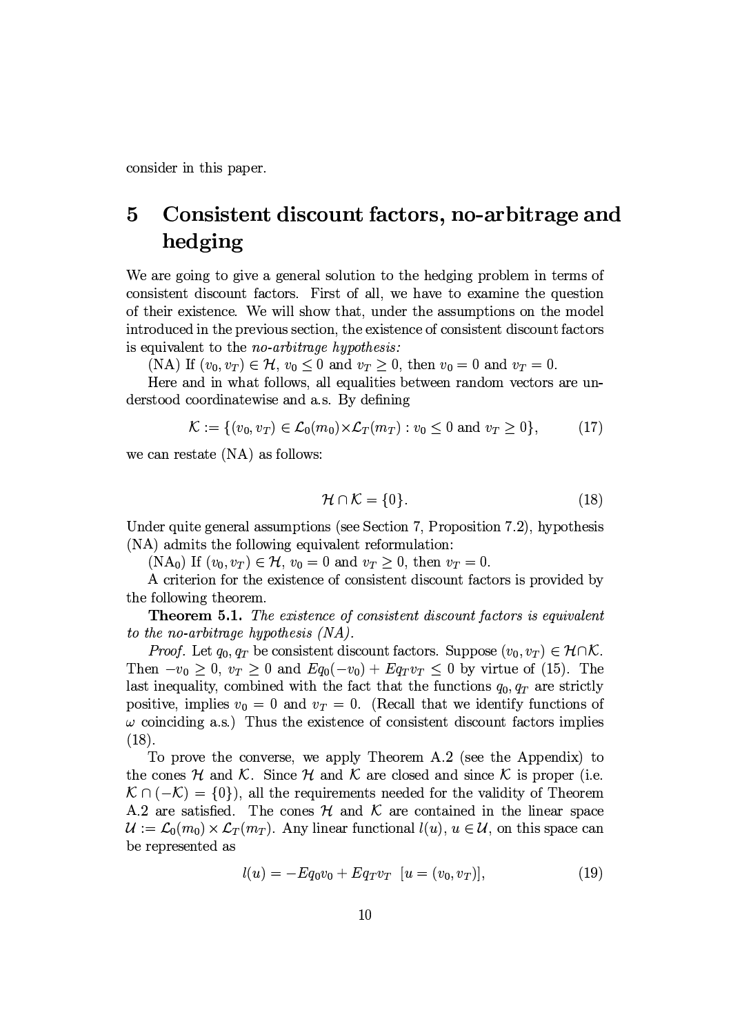consider in this paper.

# 5 Consistent discount factors, no-arbitrage and hedging

We are going to give a general solution to the hedging problem in terms of consistent discount factors. First of all, we have to examine the question of their existence. We will show that, under the assumptions on the model introduced in the previous section, the existence of consistent discount factors is equivalent to the *no-arbitrage hypothesis:*

(NA) If $(v_0, v_T) \in \mathcal{H}$, $v_0 \leq 0$ and $v_T \geq 0$, then $v_0 = 0$ and $v_T = 0$.

Here and in what follows, all equalities between random vectors are understood coordinatewise and a.s. By defining

$$\mathcal{K} := \{(v_0, v_T) \in \mathcal{L}_0(m_0) \times \mathcal{L}_T(m_T) : v_0 \leq 0 \text{ and } v_T \geq 0\}, \tag{17}$$

we can restate (NA) as follows:

$$\mathcal{H} \cap \mathcal{K} = \{0\}. \tag{18}$$

Under quite general assumptions (see Section 7, Proposition 7.2), hypothesis (NA) admits the following equivalent reformulation:

($\text{NA}_0$) If $(v_0, v_T) \in \mathcal{H}$, $v_0 = 0$ and $v_T \geq 0$, then $v_T = 0$.

A criterion for the existence of consistent discount factors is provided by the following theorem.

**Theorem 5.1.** *The existence of consistent discount factors is equivalent to the no-arbitrage hypothesis (NA).*

*Proof.* Let $q_0, q_T$ be consistent discount factors. Suppose $(v_0, v_T) \in \mathcal{H} \cap \mathcal{K}$. Then $-v_0 \geq 0$, $v_T \geq 0$ and $Eq_0(-v_0) + Eq_T v_T \leq 0$ by virtue of (15). The last inequality, combined with the fact that the functions $q_0, q_T$ are strictly positive, implies $v_0 = 0$ and $v_T = 0$. (Recall that we identify functions of $\omega$ coinciding a.s.) Thus the existence of consistent discount factors implies (18).

To prove the converse, we apply Theorem A.2 (see the Appendix) to the cones $\mathcal{H}$ and $\mathcal{K}$. Since $\mathcal{H}$ and $\mathcal{K}$ are closed and since $\mathcal{K}$ is proper (i.e. $\mathcal{K} \cap (-\mathcal{K}) = \{0\}$), all the requirements needed for the validity of Theorem A.2 are satisfied. The cones $\mathcal{H}$ and $\mathcal{K}$ are contained in the linear space $\mathcal{U} := \mathcal{L}_0(m_0) \times \mathcal{L}_T(m_T)$. Any linear functional $l(u)$, $u \in \mathcal{U}$, on this space can be represented as

$$l(u) = -Eq_0 v_0 + Eq_T v_T \quad [u = (v_0, v_T)], \tag{19}$$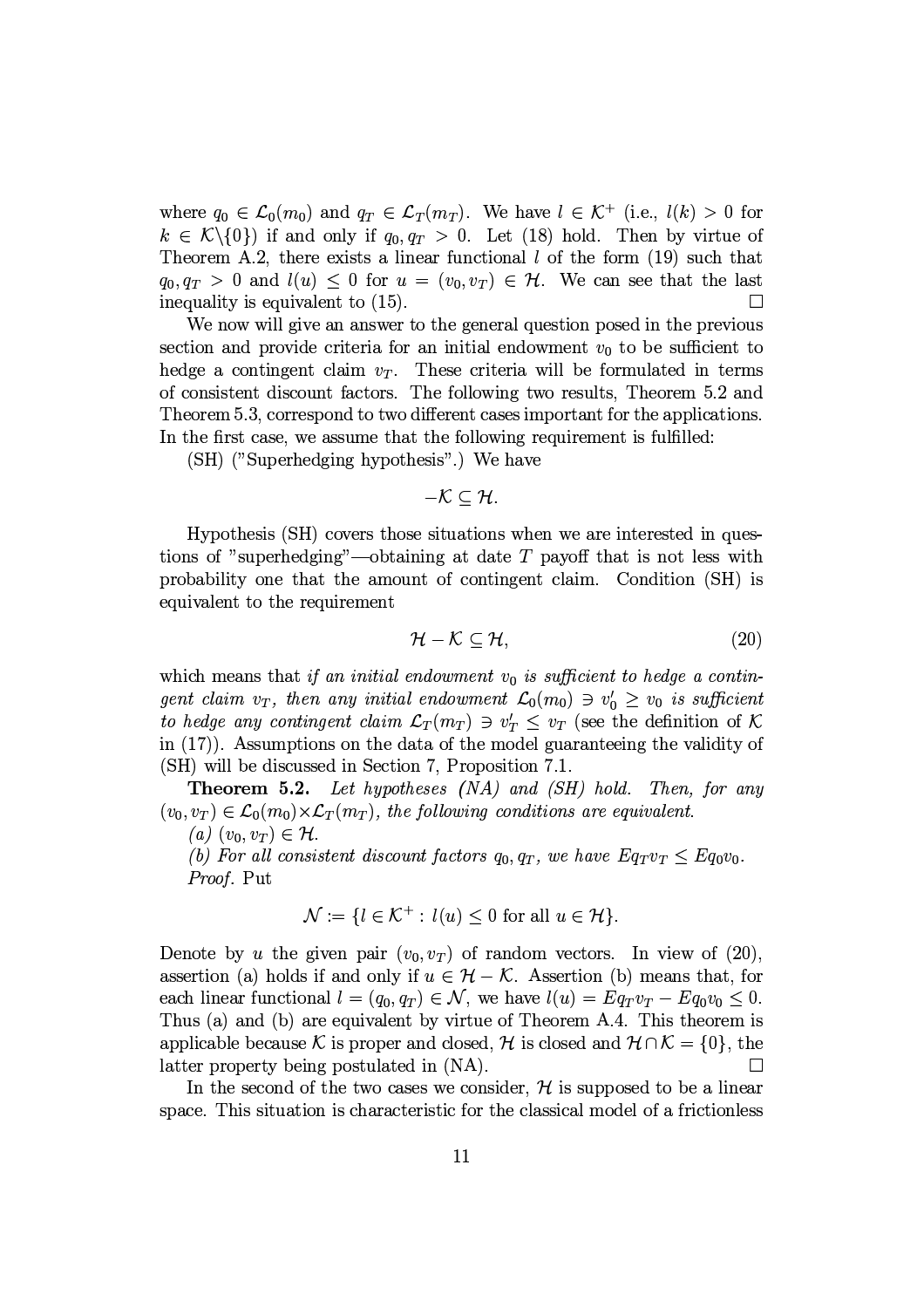where $q_0 \in \mathcal{L}_0(m_0)$ and $q_T \in \mathcal{L}_T(m_T)$. We have $l \in \mathcal{K}^+$ (i.e., $l(k) > 0$ for $k \in \mathcal{K}\backslash\{0\}$) if and only if $q_0, q_T > 0$. Let (18) hold. Then by virtue of Theorem A.2, there exists a linear functional $l$ of the form (19) such that $q_0, q_T > 0$ and $l(u) \leq 0$ for $u = (v_0, v_T) \in \mathcal{H}$. We can see that the last inequality is equivalent to (15). $\square$

We now will give an answer to the general question posed in the previous section and provide criteria for an initial endowment $v_0$ to be sufficient to hedge a contingent claim $v_T$. These criteria will be formulated in terms of consistent discount factors. The following two results, Theorem 5.2 and Theorem 5.3, correspond to two different cases important for the applications. In the first case, we assume that the following requirement is fulfilled:

(SH) ("Superhedging hypothesis".) We have

$$-\mathcal{K} \subseteq \mathcal{H}.$$

Hypothesis (SH) covers those situations when we are interested in questions of "superhedging"—obtaining at date $T$ payoff that is not less with probability one that the amount of contingent claim. Condition (SH) is equivalent to the requirement

$$\mathcal{H} - \mathcal{K} \subseteq \mathcal{H}, \tag{20}$$

which means that *if an initial endowment $v_0$ is sufficient to hedge a contingent claim $v_T$, then any initial endowment $\mathcal{L}_0(m_0) \ni v_0' \geq v_0$ is sufficient to hedge any contingent claim $\mathcal{L}_T(m_T) \ni v_T' \leq v_T$* (see the definition of $\mathcal{K}$ in (17)). Assumptions on the data of the model guaranteeing the validity of (SH) will be discussed in Section 7, Proposition 7.1.

**Theorem 5.2.** *Let hypotheses (NA) and (SH) hold. Then, for any $(v_0, v_T) \in \mathcal{L}_0(m_0) \times \mathcal{L}_T(m_T)$, the following conditions are equivalent.*

*(a) $(v_0, v_T) \in \mathcal{H}$.*

*(b) For all consistent discount factors $q_0, q_T$, we have $Eq_T v_T \leq Eq_0 v_0$.*

*Proof.* Put

$$\mathcal{N} := \{l \in \mathcal{K}^+ : l(u) \leq 0 \text{ for all } u \in \mathcal{H}\}.$$

Denote by $u$ the given pair $(v_0, v_T)$ of random vectors. In view of (20), assertion (a) holds if and only if $u \in \mathcal{H} - \mathcal{K}$. Assertion (b) means that, for each linear functional $l = (q_0, q_T) \in \mathcal{N}$, we have $l(u) = Eq_T v_T - Eq_0 v_0 \leq 0$. Thus (a) and (b) are equivalent by virtue of Theorem A.4. This theorem is applicable because $\mathcal{K}$ is proper and closed, $\mathcal{H}$ is closed and $\mathcal{H} \cap \mathcal{K} = \{0\}$, the latter property being postulated in (NA). $\square$

In the second of the two cases we consider, $\mathcal{H}$ is supposed to be a linear space. This situation is characteristic for the classical model of a frictionless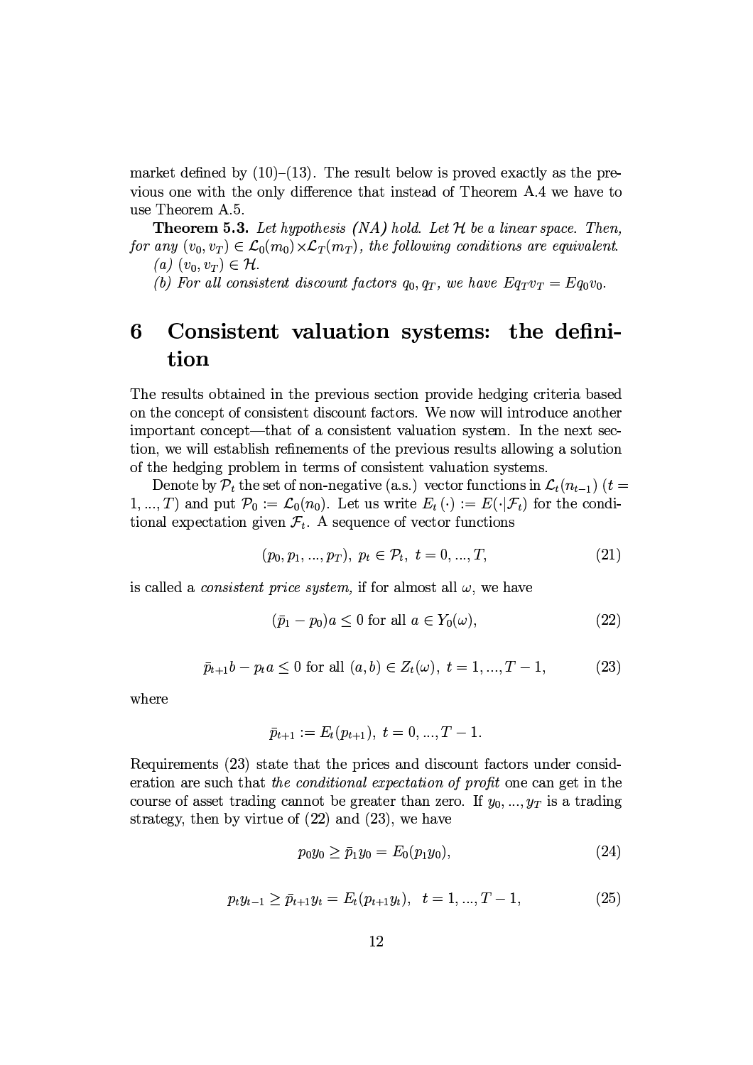market defined by (10)–(13). The result below is proved exactly as the previous one with the only difference that instead of Theorem A.4 we have to use Theorem A.5.

**Theorem 5.3.** *Let hypothesis (NA) hold. Let $\mathcal{H}$ be a linear space. Then, for any $(v_0, v_T) \in \mathcal{L}_0(m_0) \times \mathcal{L}_T(m_T)$, the following conditions are equivalent.*

*(a) $(v_0, v_T) \in \mathcal{H}$.*

*(b) For all consistent discount factors $q_0, q_T$, we have $Eq_T v_T = Eq_0 v_0$.*

# 6 Consistent valuation systems: the definition

The results obtained in the previous section provide hedging criteria based on the concept of consistent discount factors. We now will introduce another important concept—that of a consistent valuation system. In the next section, we will establish refinements of the previous results allowing a solution of the hedging problem in terms of consistent valuation systems.

Denote by $\mathcal{P}_t$ the set of non-negative (a.s.) vector functions in $\mathcal{L}_t(n_{t-1})$ $(t = 1, ..., T)$ and put $\mathcal{P}_0 := \mathcal{L}_0(n_0)$. Let us write $E_t(\cdot) := E(\cdot|\mathcal{F}_t)$ for the conditional expectation given $\mathcal{F}_t$. A sequence of vector functions

$$(p_0, p_1, ..., p_T),\ p_t \in \mathcal{P}_t,\ t = 0, ..., T, \tag{21}$$

is called a *consistent price system,* if for almost all $\omega$, we have

$$(\bar{p}_1 - p_0)a \leq 0 \text{ for all } a \in Y_0(\omega), \tag{22}$$

$$\bar{p}_{t+1}b - p_t a \leq 0 \text{ for all } (a, b) \in Z_t(\omega),\ t = 1, ..., T-1, \tag{23}$$

where

$$\bar{p}_{t+1} := E_t(p_{t+1}),\ t = 0, ..., T-1.$$

Requirements (23) state that the prices and discount factors under consideration are such that *the conditional expectation of profit* one can get in the course of asset trading cannot be greater than zero. If $y_0, ..., y_T$ is a trading strategy, then by virtue of (22) and (23), we have

$$p_0 y_0 \geq \bar{p}_1 y_0 = E_0(p_1 y_0), \tag{24}$$

$$p_t y_{t-1} \geq \bar{p}_{t+1} y_t = E_t(p_{t+1} y_t),\quad t = 1, ..., T-1, \tag{25}$$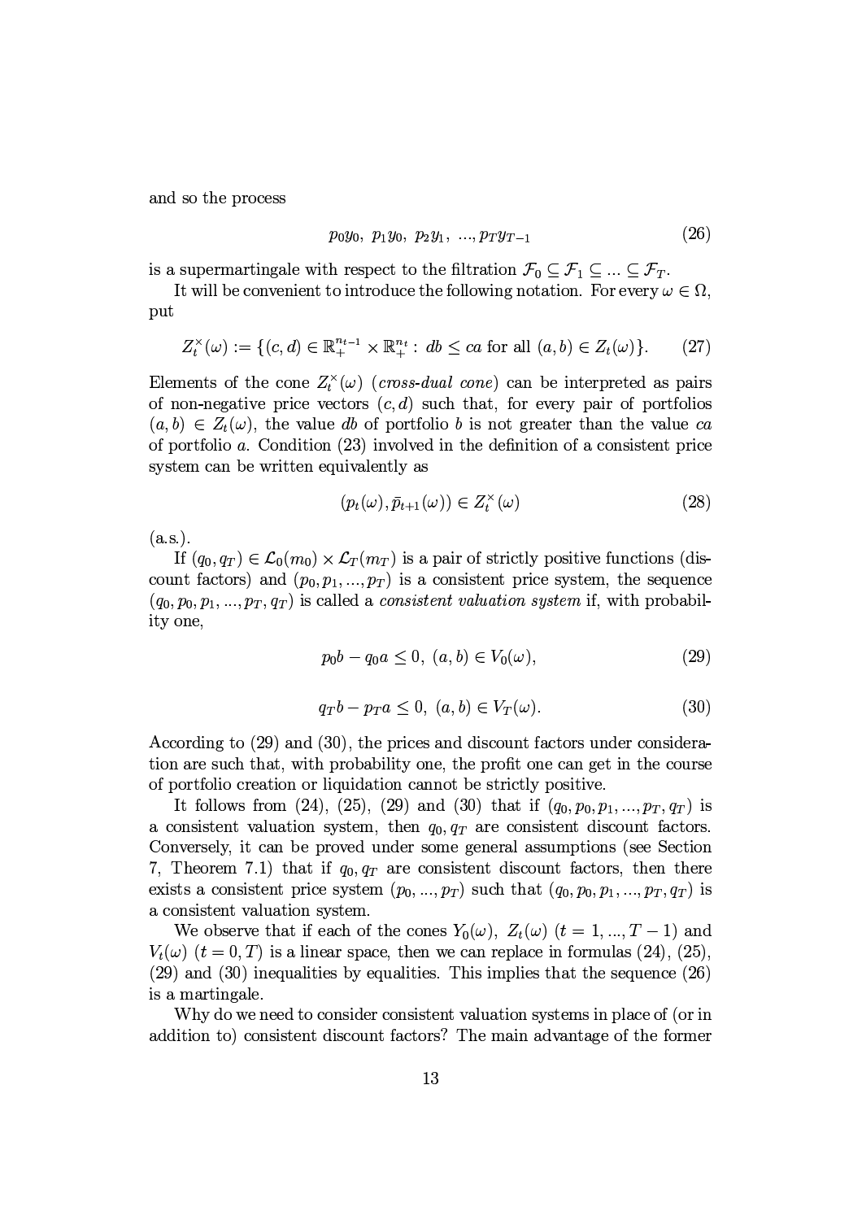and so the process

$$p_0 y_0,\ p_1 y_0,\ p_2 y_1,\ \ldots, p_T y_{T-1} \tag{26}$$

is a supermartingale with respect to the filtration $\mathcal{F}_0 \subseteq \mathcal{F}_1 \subseteq \ldots \subseteq \mathcal{F}_T$.

It will be convenient to introduce the following notation. For every $\omega \in \Omega$, put

$$Z_t^\times(\omega) := \{(c,d) \in \mathbb{R}_+^{n_{t-1}} \times \mathbb{R}_+^{n_t} :\ db \le ca \text{ for all } (a,b) \in Z_t(\omega)\}. \tag{27}$$

Elements of the cone $Z_t^\times(\omega)$ (*cross-dual cone*) can be interpreted as pairs of non-negative price vectors $(c,d)$ such that, for every pair of portfolios $(a,b) \in Z_t(\omega)$, the value $db$ of portfolio $b$ is not greater than the value $ca$ of portfolio $a$. Condition (23) involved in the definition of a consistent price system can be written equivalently as

$$(p_t(\omega), \bar{p}_{t+1}(\omega)) \in Z_t^\times(\omega) \tag{28}$$

(a.s.).

If $(q_0, q_T) \in \mathcal{L}_0(m_0) \times \mathcal{L}_T(m_T)$ is a pair of strictly positive functions (discount factors) and $(p_0, p_1, \ldots, p_T)$ is a consistent price system, the sequence $(q_0, p_0, p_1, \ldots, p_T, q_T)$ is called a *consistent valuation system* if, with probability one,

$$p_0 b - q_0 a \le 0,\ (a,b) \in V_0(\omega), \tag{29}$$

$$q_T b - p_T a \le 0,\ (a,b) \in V_T(\omega). \tag{30}$$

According to (29) and (30), the prices and discount factors under consideration are such that, with probability one, the profit one can get in the course of portfolio creation or liquidation cannot be strictly positive.

It follows from (24), (25), (29) and (30) that if $(q_0, p_0, p_1, \ldots, p_T, q_T)$ is a consistent valuation system, then $q_0, q_T$ are consistent discount factors. Conversely, it can be proved under some general assumptions (see Section 7, Theorem 7.1) that if $q_0, q_T$ are consistent discount factors, then there exists a consistent price system $(p_0, \ldots, p_T)$ such that $(q_0, p_0, p_1, \ldots, p_T, q_T)$ is a consistent valuation system.

We observe that if each of the cones $Y_0(\omega)$, $Z_t(\omega)$ $(t = 1, \ldots, T-1)$ and $V_t(\omega)$ $(t = 0, T)$ is a linear space, then we can replace in formulas (24), (25), (29) and (30) inequalities by equalities. This implies that the sequence (26) is a martingale.

Why do we need to consider consistent valuation systems in place of (or in addition to) consistent discount factors? The main advantage of the former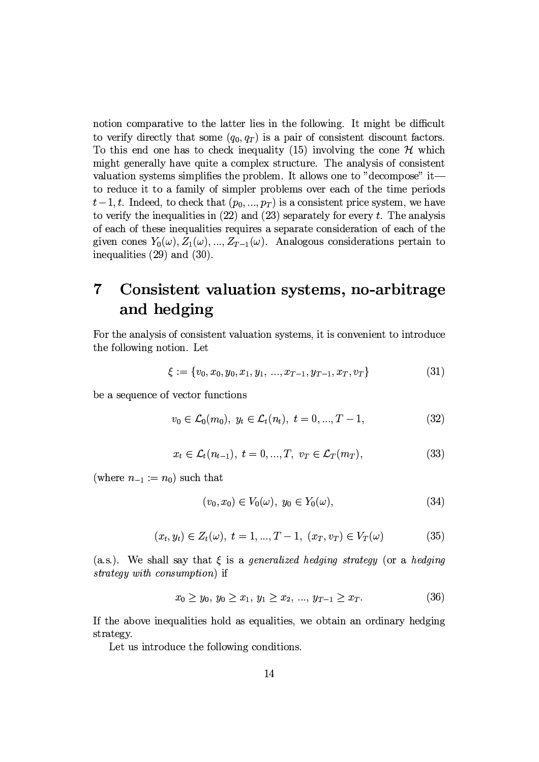notion comparative to the latter lies in the following. It might be difficult to verify directly that some $(q_0, q_T)$ is a pair of consistent discount factors. To this end one has to check inequality (15) involving the cone $\mathcal{H}$ which might generally have quite a complex structure. The analysis of consistent valuation systems simplifies the problem. It allows one to "decompose" it—to reduce it to a family of simpler problems over each of the time periods $t-1, t$. Indeed, to check that $(p_0, ..., p_T)$ is a consistent price system, we have to verify the inequalities in (22) and (23) separately for every $t$. The analysis of each of these inequalities requires a separate consideration of each of the given cones $Y_0(\omega), Z_1(\omega), ..., Z_{T-1}(\omega)$. Analogous considerations pertain to inequalities (29) and (30).

# 7 Consistent valuation systems, no-arbitrage and hedging

For the analysis of consistent valuation systems, it is convenient to introduce the following notion. Let

$$\xi := \{v_0, x_0, y_0, x_1, y_1, \; ..., x_{T-1}, y_{T-1}, x_T, v_T\} \tag{31}$$

be a sequence of vector functions

$$v_0 \in \mathcal{L}_0(m_0), \; y_t \in \mathcal{L}_t(n_t), \; t = 0, ..., T-1, \tag{32}$$

$$x_t \in \mathcal{L}_t(n_{t-1}), \; t = 0, ..., T, \; v_T \in \mathcal{L}_T(m_T), \tag{33}$$

(where $n_{-1} := n_0$) such that

$$(v_0, x_0) \in V_0(\omega), \; y_0 \in Y_0(\omega), \tag{34}$$

$$(x_t, y_t) \in Z_t(\omega), \; t = 1, ..., T-1, \; (x_T, v_T) \in V_T(\omega) \tag{35}$$

(a.s.). We shall say that $\xi$ is a *generalized hedging strategy* (or a *hedging strategy with consumption*) if

$$x_0 \geq y_0, \; y_0 \geq x_1, \; y_1 \geq x_2, \; ..., \; y_{T-1} \geq x_T. \tag{36}$$

If the above inequalities hold as equalities, we obtain an ordinary hedging strategy.

Let us introduce the following conditions.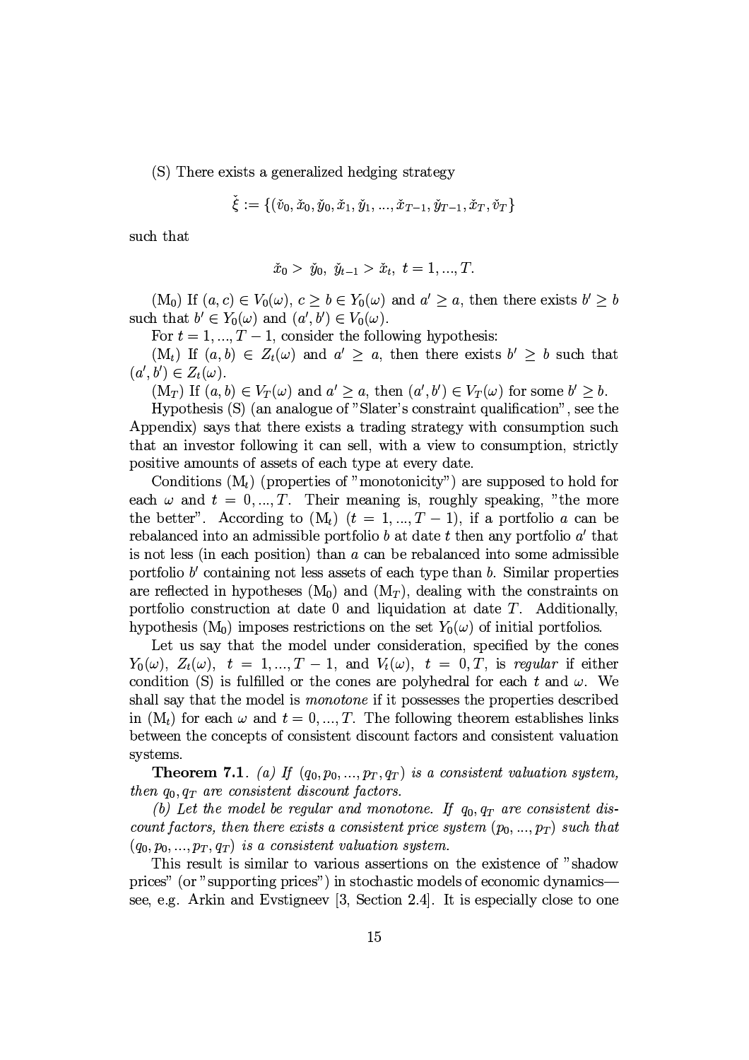(S) There exists a generalized hedging strategy

$$\check{\xi} := \{(\check{v}_0, \check{x}_0, \check{y}_0, \check{x}_1, \check{y}_1, ..., \check{x}_{T-1}, \check{y}_{T-1}, \check{x}_T, \check{v}_T\}$$

such that

$$\check{x}_0 > \check{y}_0, \ \check{y}_{t-1} > \check{x}_t, \ t = 1, ..., T.$$

(M$_0$) If $(a, c) \in V_0(\omega)$, $c \geq b \in Y_0(\omega)$ and $a' \geq a$, then there exists $b' \geq b$ such that $b' \in Y_0(\omega)$ and $(a', b') \in V_0(\omega)$.

For $t = 1, ..., T-1$, consider the following hypothesis:

(M$_t$) If $(a, b) \in Z_t(\omega)$ and $a' \geq a$, then there exists $b' \geq b$ such that $(a', b') \in Z_t(\omega)$.

(M$_T$) If $(a, b) \in V_T(\omega)$ and $a' \geq a$, then $(a', b') \in V_T(\omega)$ for some $b' \geq b$.

Hypothesis (S) (an analogue of "Slater's constraint qualification", see the Appendix) says that there exists a trading strategy with consumption such that an investor following it can sell, with a view to consumption, strictly positive amounts of assets of each type at every date.

Conditions (M$_t$) (properties of "monotonicity") are supposed to hold for each $\omega$ and $t = 0, ..., T$. Their meaning is, roughly speaking, "the more the better". According to (M$_t$) ($t = 1, ..., T-1$), if a portfolio $a$ can be rebalanced into an admissible portfolio $b$ at date $t$ then any portfolio $a'$ that is not less (in each position) than $a$ can be rebalanced into some admissible portfolio $b'$ containing not less assets of each type than $b$. Similar properties are reflected in hypotheses (M$_0$) and (M$_T$), dealing with the constraints on portfolio construction at date 0 and liquidation at date $T$. Additionally, hypothesis (M$_0$) imposes restrictions on the set $Y_0(\omega)$ of initial portfolios.

Let us say that the model under consideration, specified by the cones $Y_0(\omega)$, $Z_t(\omega)$, $t = 1, ..., T-1$, and $V_t(\omega)$, $t = 0, T$, is *regular* if either condition (S) is fulfilled or the cones are polyhedral for each $t$ and $\omega$. We shall say that the model is *monotone* if it possesses the properties described in (M$_t$) for each $\omega$ and $t = 0, ..., T$. The following theorem establishes links between the concepts of consistent discount factors and consistent valuation systems.

**Theorem 7.1**. *(a) If $(q_0, p_0, ..., p_T, q_T)$ is a consistent valuation system, then $q_0, q_T$ are consistent discount factors.*

*(b) Let the model be regular and monotone. If $q_0, q_T$ are consistent discount factors, then there exists a consistent price system $(p_0, ..., p_T)$ such that $(q_0, p_0, ..., p_T, q_T)$ is a consistent valuation system.*

This result is similar to various assertions on the existence of "shadow prices" (or "supporting prices") in stochastic models of economic dynamics—see, e.g. Arkin and Evstigneev [3, Section 2.4]. It is especially close to one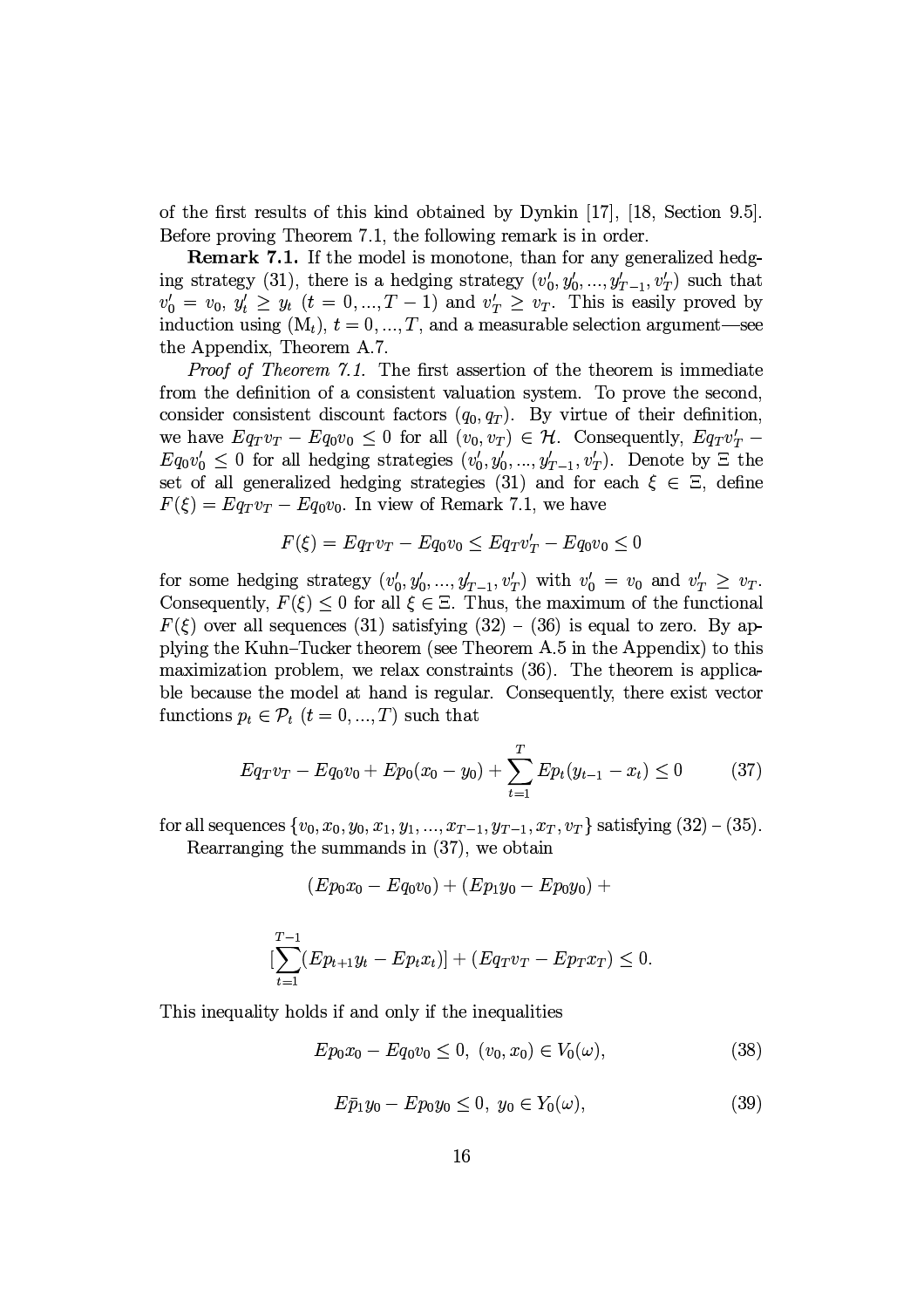of the first results of this kind obtained by Dynkin [17], [18, Section 9.5]. Before proving Theorem 7.1, the following remark is in order.

**Remark 7.1.** If the model is monotone, than for any generalized hedging strategy (31), there is a hedging strategy $(v_0', y_0', ..., y_{T-1}', v_T')$ such that $v_0' = v_0$, $y_t' \geq y_t$ $(t = 0, ..., T-1)$ and $v_T' \geq v_T$. This is easily proved by induction using $(\mathrm{M}_t)$, $t = 0, ..., T$, and a measurable selection argument—see the Appendix, Theorem A.7.

*Proof of Theorem 7.1.* The first assertion of the theorem is immediate from the definition of a consistent valuation system. To prove the second, consider consistent discount factors $(q_0, q_T)$. By virtue of their definition, we have $Eq_T v_T - Eq_0 v_0 \leq 0$ for all $(v_0, v_T) \in \mathcal{H}$. Consequently, $Eq_T v_T' - Eq_0 v_0' \leq 0$ for all hedging strategies $(v_0', y_0', ..., y_{T-1}', v_T')$. Denote by $\Xi$ the set of all generalized hedging strategies (31) and for each $\xi \in \Xi$, define $F(\xi) = Eq_T v_T - Eq_0 v_0$. In view of Remark 7.1, we have

$$F(\xi) = Eq_T v_T - Eq_0 v_0 \leq Eq_T v_T' - Eq_0 v_0 \leq 0$$

for some hedging strategy $(v_0', y_0', ..., y_{T-1}', v_T')$ with $v_0' = v_0$ and $v_T' \geq v_T$. Consequently, $F(\xi) \leq 0$ for all $\xi \in \Xi$. Thus, the maximum of the functional $F(\xi)$ over all sequences (31) satisfying (32) – (36) is equal to zero. By applying the Kuhn–Tucker theorem (see Theorem A.5 in the Appendix) to this maximization problem, we relax constraints (36). The theorem is applicable because the model at hand is regular. Consequently, there exist vector functions $p_t \in \mathcal{P}_t$ $(t = 0, ..., T)$ such that

$$Eq_T v_T - Eq_0 v_0 + Ep_0(x_0 - y_0) + \sum_{t=1}^{T} Ep_t(y_{t-1} - x_t) \leq 0 \tag{37}$$

for all sequences $\{v_0, x_0, y_0, x_1, y_1, ..., x_{T-1}, y_{T-1}, x_T, v_T\}$ satisfying (32) – (35).

Rearranging the summands in (37), we obtain

$$(Ep_0 x_0 - Eq_0 v_0) + (Ep_1 y_0 - Ep_0 y_0) +$$

$$[\sum_{t=1}^{T-1} (Ep_{t+1} y_t - Ep_t x_t)] + (Eq_T v_T - Ep_T x_T) \leq 0.$$

This inequality holds if and only if the inequalities

$$Ep_0 x_0 - Eq_0 v_0 \leq 0, \ (v_0, x_0) \in V_0(\omega), \tag{38}$$

$$E\bar{p}_1 y_0 - Ep_0 y_0 \leq 0, \ y_0 \in Y_0(\omega), \tag{39}$$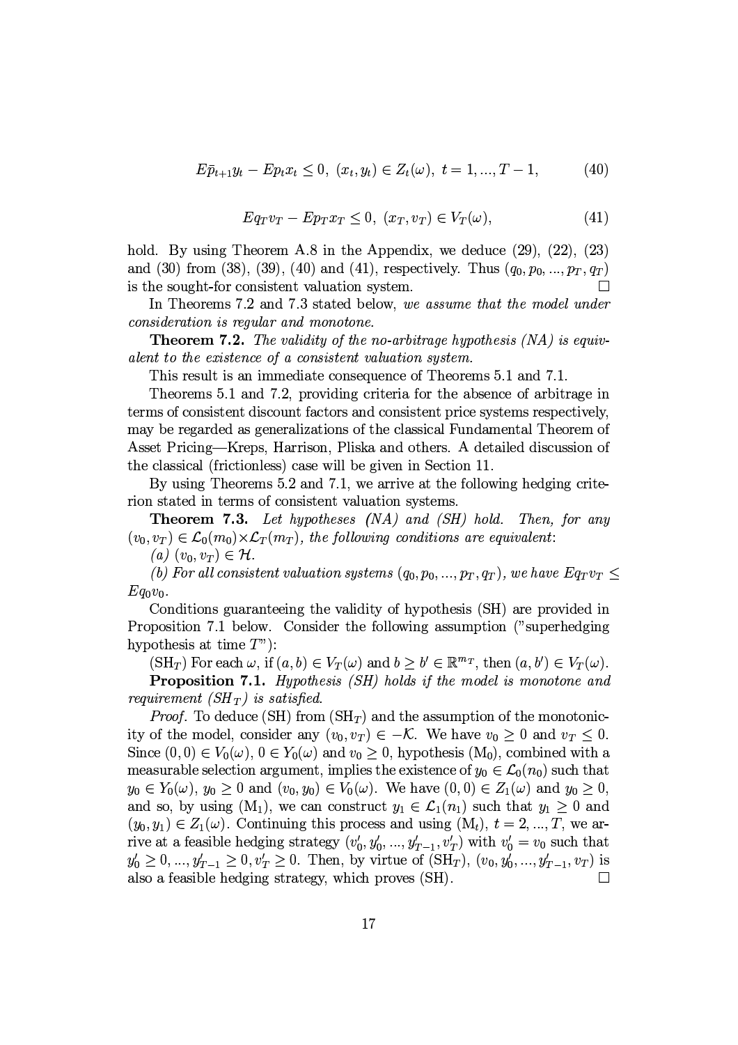$$E\bar{p}_{t+1}y_t - Ep_t x_t \leq 0, \ (x_t, y_t) \in Z_t(\omega), \ t = 1, ..., T-1, \tag{40}$$

$$Eq_T v_T - Ep_T x_T \leq 0, \ (x_T, v_T) \in V_T(\omega), \tag{41}$$

hold. By using Theorem A.8 in the Appendix, we deduce (29), (22), (23) and (30) from (38), (39), (40) and (41), respectively. Thus $(q_0, p_0, ..., p_T, q_T)$ is the sought-for consistent valuation system. □

In Theorems 7.2 and 7.3 stated below, *we assume that the model under consideration is regular and monotone.*

**Theorem 7.2.** *The validity of the no-arbitrage hypothesis (NA) is equivalent to the existence of a consistent valuation system.*

This result is an immediate consequence of Theorems 5.1 and 7.1.

Theorems 5.1 and 7.2, providing criteria for the absence of arbitrage in terms of consistent discount factors and consistent price systems respectively, may be regarded as generalizations of the classical Fundamental Theorem of Asset Pricing—Kreps, Harrison, Pliska and others. A detailed discussion of the classical (frictionless) case will be given in Section 11.

By using Theorems 5.2 and 7.1, we arrive at the following hedging criterion stated in terms of consistent valuation systems.

**Theorem 7.3.** *Let hypotheses (NA) and (SH) hold. Then, for any $(v_0, v_T) \in \mathcal{L}_0(m_0) \times \mathcal{L}_T(m_T)$, the following conditions are equivalent:*

*(a) $(v_0, v_T) \in \mathcal{H}$.*

*(b) For all consistent valuation systems $(q_0, p_0, ..., p_T, q_T)$, we have $Eq_T v_T \leq Eq_0 v_0$.*

Conditions guaranteeing the validity of hypothesis (SH) are provided in Proposition 7.1 below. Consider the following assumption ("superhedging hypothesis at time $T$"):

($\mathrm{SH}_T$) For each $\omega$, if $(a, b) \in V_T(\omega)$ and $b \geq b' \in \mathbb{R}^{m_T}$, then $(a, b') \in V_T(\omega)$.

**Proposition 7.1.** *Hypothesis (SH) holds if the model is monotone and requirement ($SH_T$) is satisfied.*

*Proof.* To deduce (SH) from ($\mathrm{SH}_T$) and the assumption of the monotonicity of the model, consider any $(v_0, v_T) \in -\mathcal{K}$. We have $v_0 \geq 0$ and $v_T \leq 0$. Since $(0, 0) \in V_0(\omega)$, $0 \in Y_0(\omega)$ and $v_0 \geq 0$, hypothesis ($\mathrm{M}_0$), combined with a measurable selection argument, implies the existence of $y_0 \in \mathcal{L}_0(n_0)$ such that $y_0 \in Y_0(\omega)$, $y_0 \geq 0$ and $(v_0, y_0) \in V_0(\omega)$. We have $(0, 0) \in Z_1(\omega)$ and $y_0 \geq 0$, and so, by using ($\mathrm{M}_1$), we can construct $y_1 \in \mathcal{L}_1(n_1)$ such that $y_1 \geq 0$ and $(y_0, y_1) \in Z_1(\omega)$. Continuing this process and using ($\mathrm{M}_t$), $t = 2, ..., T$, we arrive at a feasible hedging strategy $(v_0', y_0', ..., y_{T-1}', v_T')$ with $v_0' = v_0$ such that $y_0' \geq 0, ..., y_{T-1}' \geq 0, v_T' \geq 0$. Then, by virtue of ($\mathrm{SH}_T$), $(v_0, y_0', ..., y_{T-1}', v_T)$ is also a feasible hedging strategy, which proves (SH). □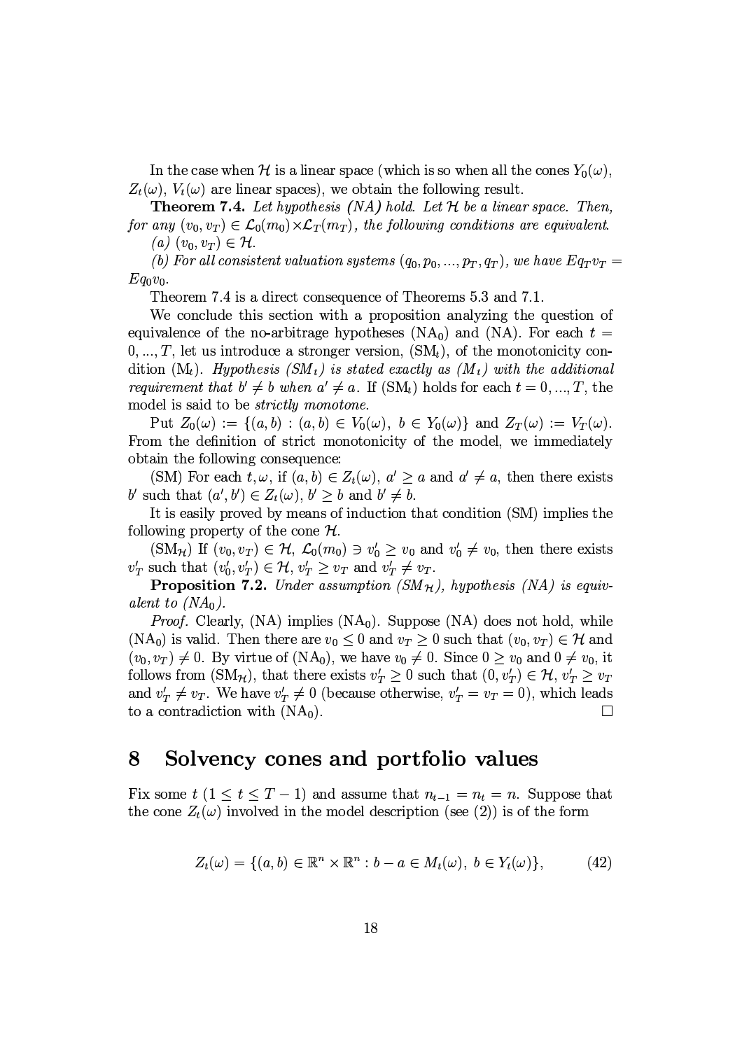In the case when $\mathcal{H}$ is a linear space (which is so when all the cones $Y_0(\omega)$, $Z_t(\omega)$, $V_t(\omega)$ are linear spaces), we obtain the following result.

**Theorem 7.4.** *Let hypothesis (NA) hold. Let $\mathcal{H}$ be a linear space. Then, for any $(v_0, v_T) \in \mathcal{L}_0(m_0) \times \mathcal{L}_T(m_T)$, the following conditions are equivalent.*

*(a) $(v_0, v_T) \in \mathcal{H}$.*

*(b) For all consistent valuation systems $(q_0, p_0, ..., p_T, q_T)$, we have $Eq_T v_T = Eq_0 v_0$.*

Theorem 7.4 is a direct consequence of Theorems 5.3 and 7.1.

We conclude this section with a proposition analyzing the question of equivalence of the no-arbitrage hypotheses ($\text{NA}_0$) and (NA). For each $t = 0, ..., T$, let us introduce a stronger version, ($\text{SM}_t$), of the monotonicity condition ($\text{M}_t$). *Hypothesis ($SM_t$) is stated exactly as ($M_t$) with the additional requirement that $b' \neq b$ when $a' \neq a$.* If ($\text{SM}_t$) holds for each $t = 0, ..., T$, the model is said to be *strictly monotone*.

Put $Z_0(\omega) := \{(a, b) : (a, b) \in V_0(\omega),\ b \in Y_0(\omega)\}$ and $Z_T(\omega) := V_T(\omega)$. From the definition of strict monotonicity of the model, we immediately obtain the following consequence:

(SM) For each $t, \omega$, if $(a, b) \in Z_t(\omega)$, $a' \geq a$ and $a' \neq a$, then there exists $b'$ such that $(a', b') \in Z_t(\omega)$, $b' \geq b$ and $b' \neq b$.

It is easily proved by means of induction that condition (SM) implies the following property of the cone $\mathcal{H}$.

($\text{SM}_\mathcal{H}$) If $(v_0, v_T) \in \mathcal{H}$, $\mathcal{L}_0(m_0) \ni v_0' \geq v_0$ and $v_0' \neq v_0$, then there exists $v_T'$ such that $(v_0', v_T') \in \mathcal{H}$, $v_T' \geq v_T$ and $v_T' \neq v_T$.

**Proposition 7.2.** *Under assumption ($SM_\mathcal{H}$), hypothesis (NA) is equivalent to ($NA_0$).*

*Proof.* Clearly, (NA) implies ($\text{NA}_0$). Suppose (NA) does not hold, while ($\text{NA}_0$) is valid. Then there are $v_0 \leq 0$ and $v_T \geq 0$ such that $(v_0, v_T) \in \mathcal{H}$ and $(v_0, v_T) \neq 0$. By virtue of ($\text{NA}_0$), we have $v_0 \neq 0$. Since $0 \geq v_0$ and $0 \neq v_0$, it follows from ($\text{SM}_\mathcal{H}$), that there exists $v_T' \geq 0$ such that $(0, v_T') \in \mathcal{H}$, $v_T' \geq v_T$ and $v_T' \neq v_T$. We have $v_T' \neq 0$ (because otherwise, $v_T' = v_T = 0$), which leads to a contradiction with ($\text{NA}_0$). $\square$

# 8 Solvency cones and portfolio values

Fix some $t$ $(1 \leq t \leq T-1)$ and assume that $n_{t-1} = n_t = n$. Suppose that the cone $Z_t(\omega)$ involved in the model description (see (2)) is of the form

$$Z_t(\omega) = \{(a, b) \in \mathbb{R}^n \times \mathbb{R}^n : b - a \in M_t(\omega),\ b \in Y_t(\omega)\}, \tag{42}$$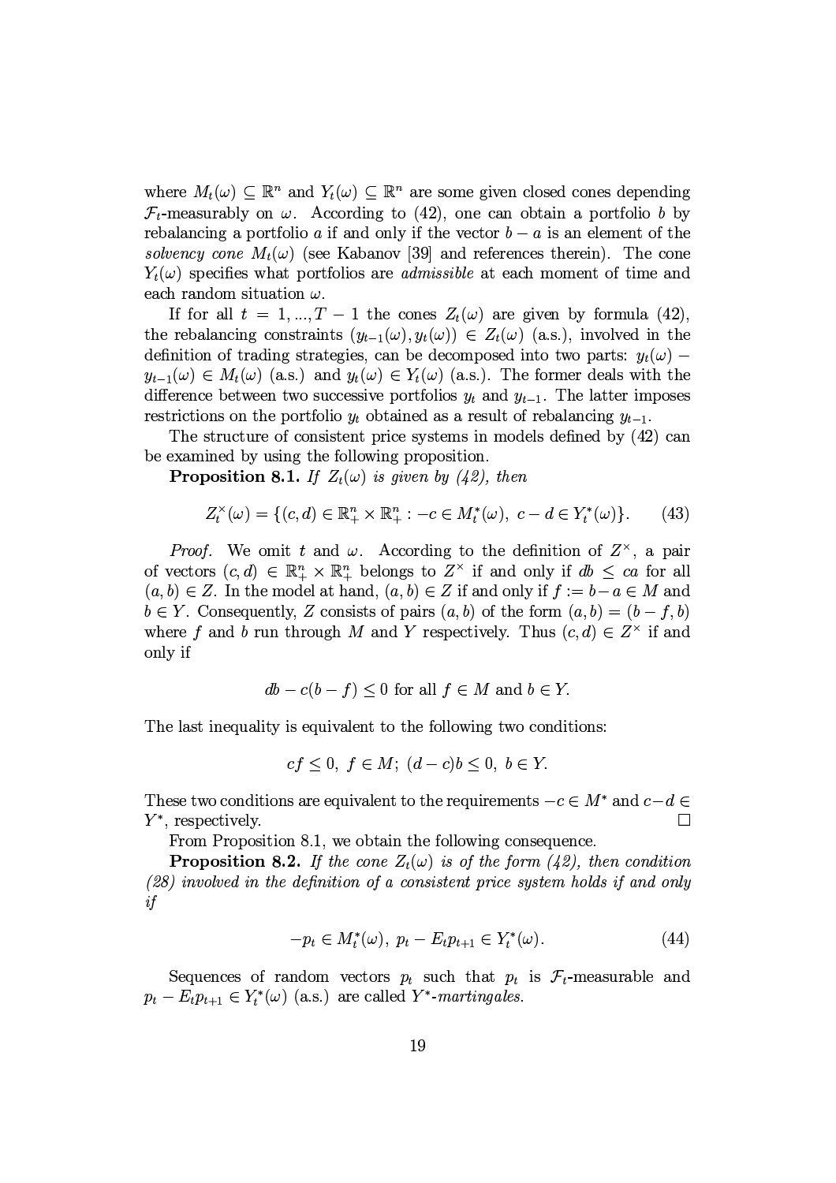where $M_t(\omega) \subseteq \mathbb{R}^n$ and $Y_t(\omega) \subseteq \mathbb{R}^n$ are some given closed cones depending $\mathcal{F}_t$-measurably on $\omega$. According to (42), one can obtain a portfolio $b$ by rebalancing a portfolio $a$ if and only if the vector $b - a$ is an element of the *solvency cone* $M_t(\omega)$ (see Kabanov [39] and references therein). The cone $Y_t(\omega)$ specifies what portfolios are *admissible* at each moment of time and each random situation $\omega$.

If for all $t = 1, ..., T-1$ the cones $Z_t(\omega)$ are given by formula (42), the rebalancing constraints $(y_{t-1}(\omega), y_t(\omega)) \in Z_t(\omega)$ (a.s.), involved in the definition of trading strategies, can be decomposed into two parts: $y_t(\omega) - y_{t-1}(\omega) \in M_t(\omega)$ (a.s.) and $y_t(\omega) \in Y_t(\omega)$ (a.s.). The former deals with the difference between two successive portfolios $y_t$ and $y_{t-1}$. The latter imposes restrictions on the portfolio $y_t$ obtained as a result of rebalancing $y_{t-1}$.

The structure of consistent price systems in models defined by (42) can be examined by using the following proposition.

**Proposition 8.1.** *If $Z_t(\omega)$ is given by (42), then*

$$Z_t^\times(\omega) = \{(c, d) \in \mathbb{R}_+^n \times \mathbb{R}_+^n : -c \in M_t^*(\omega),\ c - d \in Y_t^*(\omega)\}. \qquad (43)$$

*Proof.* We omit $t$ and $\omega$. According to the definition of $Z^\times$, a pair of vectors $(c, d) \in \mathbb{R}_+^n \times \mathbb{R}_+^n$ belongs to $Z^\times$ if and only if $db \leq ca$ for all $(a, b) \in Z$. In the model at hand, $(a, b) \in Z$ if and only if $f := b - a \in M$ and $b \in Y$. Consequently, $Z$ consists of pairs $(a, b)$ of the form $(a, b) = (b - f, b)$ where $f$ and $b$ run through $M$ and $Y$ respectively. Thus $(c, d) \in Z^\times$ if and only if

$$db - c(b - f) \leq 0 \text{ for all } f \in M \text{ and } b \in Y.$$

The last inequality is equivalent to the following two conditions:

$$cf \leq 0,\ f \in M;\ (d - c)b \leq 0,\ b \in Y.$$

These two conditions are equivalent to the requirements $-c \in M^*$ and $c - d \in Y^*$, respectively. □

From Proposition 8.1, we obtain the following consequence.

**Proposition 8.2.** *If the cone $Z_t(\omega)$ is of the form (42), then condition (28) involved in the definition of a consistent price system holds if and only if*

$$-p_t \in M_t^*(\omega),\ p_t - E_t p_{t+1} \in Y_t^*(\omega). \qquad (44)$$

Sequences of random vectors $p_t$ such that $p_t$ is $\mathcal{F}_t$-measurable and $p_t - E_t p_{t+1} \in Y_t^*(\omega)$ (a.s.) are called *$Y^*$-martingales*.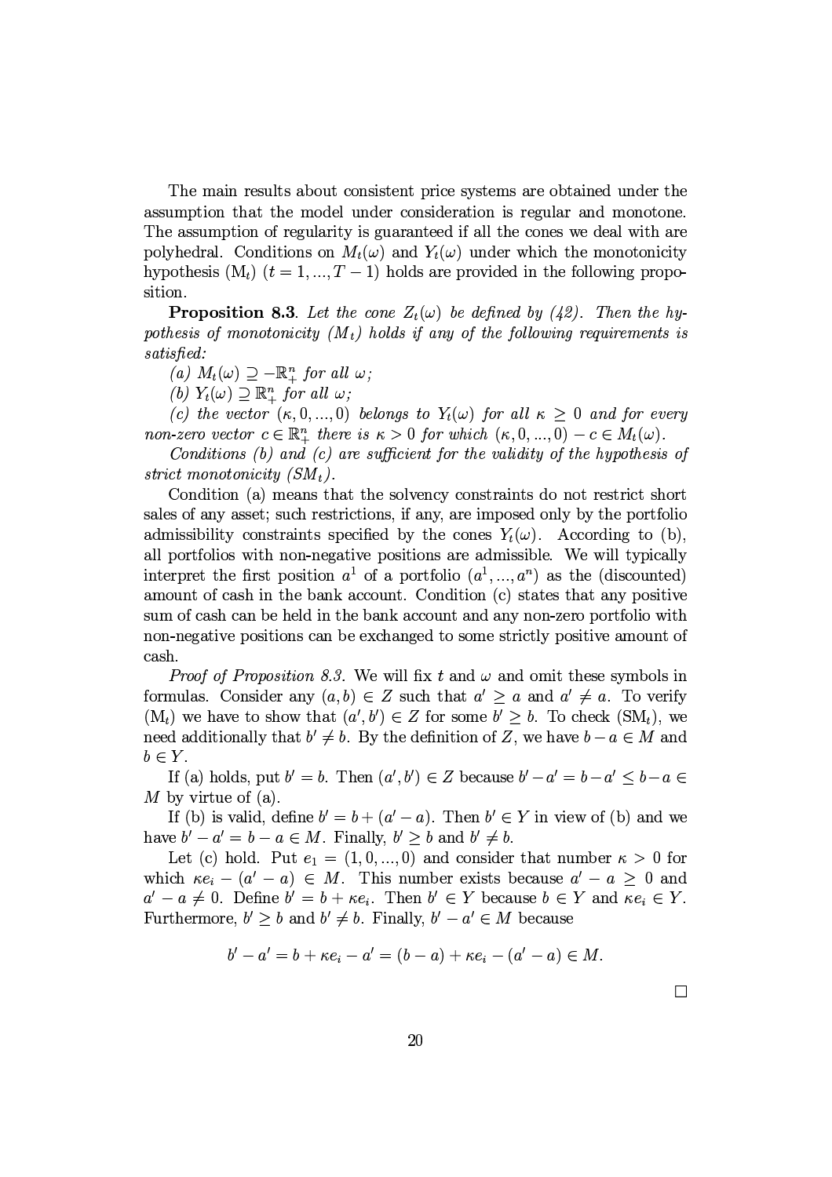The main results about consistent price systems are obtained under the assumption that the model under consideration is regular and monotone. The assumption of regularity is guaranteed if all the cones we deal with are polyhedral. Conditions on $M_t(\omega)$ and $Y_t(\omega)$ under which the monotonicity hypothesis $(\mathrm{M}_t)$ $(t = 1, ..., T-1)$ holds are provided in the following proposition.

**Proposition 8.3**. *Let the cone $Z_t(\omega)$ be defined by (42). Then the hypothesis of monotonicity $(M_t)$ holds if any of the following requirements is satisfied:*

*(a) $M_t(\omega) \supseteq -\mathbb{R}^n_+$ for all $\omega$;*

*(b) $Y_t(\omega) \supseteq \mathbb{R}^n_+$ for all $\omega$;*

*(c) the vector $(\kappa, 0, ..., 0)$ belongs to $Y_t(\omega)$ for all $\kappa \geq 0$ and for every non-zero vector $c \in \mathbb{R}^n_+$ there is $\kappa > 0$ for which $(\kappa, 0, ..., 0) - c \in M_t(\omega)$.*

*Conditions (b) and (c) are sufficient for the validity of the hypothesis of strict monotonicity $(SM_t)$.*

Condition (a) means that the solvency constraints do not restrict short sales of any asset; such restrictions, if any, are imposed only by the portfolio admissibility constraints specified by the cones $Y_t(\omega)$. According to (b), all portfolios with non-negative positions are admissible. We will typically interpret the first position $a^1$ of a portfolio $(a^1, ..., a^n)$ as the (discounted) amount of cash in the bank account. Condition (c) states that any positive sum of cash can be held in the bank account and any non-zero portfolio with non-negative positions can be exchanged to some strictly positive amount of cash.

*Proof of Proposition 8.3.* We will fix $t$ and $\omega$ and omit these symbols in formulas. Consider any $(a, b) \in Z$ such that $a' \geq a$ and $a' \neq a$. To verify $(\mathrm{M}_t)$ we have to show that $(a', b') \in Z$ for some $b' \geq b$. To check $(\mathrm{SM}_t)$, we need additionally that $b' \neq b$. By the definition of $Z$, we have $b - a \in M$ and $b \in Y$.

If (a) holds, put $b' = b$. Then $(a', b') \in Z$ because $b' - a' = b - a' \leq b - a \in M$ by virtue of (a).

If (b) is valid, define $b' = b + (a' - a)$. Then $b' \in Y$ in view of (b) and we have $b' - a' = b - a \in M$. Finally, $b' \geq b$ and $b' \neq b$.

Let (c) hold. Put $e_1 = (1, 0, ..., 0)$ and consider that number $\kappa > 0$ for which $\kappa e_i - (a' - a) \in M$. This number exists because $a' - a \geq 0$ and $a' - a \neq 0$. Define $b' = b + \kappa e_i$. Then $b' \in Y$ because $b \in Y$ and $\kappa e_i \in Y$. Furthermore, $b' \geq b$ and $b' \neq b$. Finally, $b' - a' \in M$ because

$$b' - a' = b + \kappa e_i - a' = (b - a) + \kappa e_i - (a' - a) \in M.$$

$\square$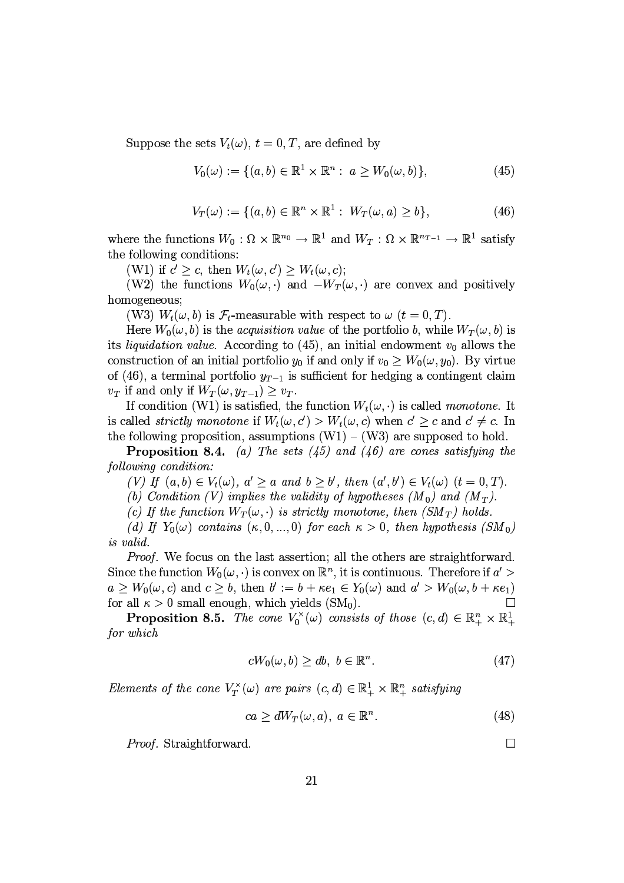Suppose the sets $V_t(\omega)$, $t = 0, T$, are defined by

$$V_0(\omega) := \{(a, b) \in \mathbb{R}^1 \times \mathbb{R}^n : \ a \geq W_0(\omega, b)\}, \tag{45}$$

$$V_T(\omega) := \{(a, b) \in \mathbb{R}^n \times \mathbb{R}^1 : \ W_T(\omega, a) \geq b\}, \tag{46}$$

where the functions $W_0 : \Omega \times \mathbb{R}^{n_0} \to \mathbb{R}^1$ and $W_T : \Omega \times \mathbb{R}^{n_{T-1}} \to \mathbb{R}^1$ satisfy the following conditions:

(W1) if $c' \geq c$, then $W_t(\omega, c') \geq W_t(\omega, c)$;

(W2) the functions $W_0(\omega, \cdot)$ and $-W_T(\omega, \cdot)$ are convex and positively homogeneous;

(W3) $W_t(\omega, b)$ is $\mathcal{F}_t$-measurable with respect to $\omega$ ($t = 0, T$).

Here $W_0(\omega, b)$ is the *acquisition value* of the portfolio $b$, while $W_T(\omega, b)$ is its *liquidation value*. According to (45), an initial endowment $v_0$ allows the construction of an initial portfolio $y_0$ if and only if $v_0 \geq W_0(\omega, y_0)$. By virtue of (46), a terminal portfolio $y_{T-1}$ is sufficient for hedging a contingent claim $v_T$ if and only if $W_T(\omega, y_{T-1}) \geq v_T$.

If condition (W1) is satisfied, the function $W_t(\omega, \cdot)$ is called *monotone*. It is called *strictly monotone* if $W_t(\omega, c') > W_t(\omega, c)$ when $c' \geq c$ and $c' \neq c$. In the following proposition, assumptions (W1) – (W3) are supposed to hold.

**Proposition 8.4.** *(a) The sets (45) and (46) are cones satisfying the following condition:*

*(V) If $(a, b) \in V_t(\omega)$, $a' \geq a$ and $b \geq b'$, then $(a', b') \in V_t(\omega)$ $(t = 0, T)$.*

*(b) Condition (V) implies the validity of hypotheses ($M_0$) and ($M_T$).*

*(c) If the function $W_T(\omega, \cdot)$ is strictly monotone, then ($SM_T$) holds.*

*(d) If $Y_0(\omega)$ contains $(\kappa, 0, ..., 0)$ for each $\kappa > 0$, then hypothesis ($SM_0$) is valid.*

*Proof.* We focus on the last assertion; all the others are straightforward. Since the function $W_0(\omega, \cdot)$ is convex on $\mathbb{R}^n$, it is continuous. Therefore if $a' > a \geq W_0(\omega, c)$ and $c \geq b$, then $b' := b + \kappa e_1 \in Y_0(\omega)$ and $a' > W_0(\omega, b + \kappa e_1)$ for all $\kappa > 0$ small enough, which yields ($\text{SM}_0$). $\square$

**Proposition 8.5.** *The cone $V_0^\times(\omega)$ consists of those $(c, d) \in \mathbb{R}^n_+ \times \mathbb{R}^1_+$ for which*

$$cW_0(\omega, b) \geq db, \ b \in \mathbb{R}^n. \tag{47}$$

*Elements of the cone $V_T^\times(\omega)$ are pairs $(c, d) \in \mathbb{R}^1_+ \times \mathbb{R}^n_+$ satisfying*

$$ca \geq dW_T(\omega, a), \ a \in \mathbb{R}^n. \tag{48}$$

*Proof.* Straightforward. $\square$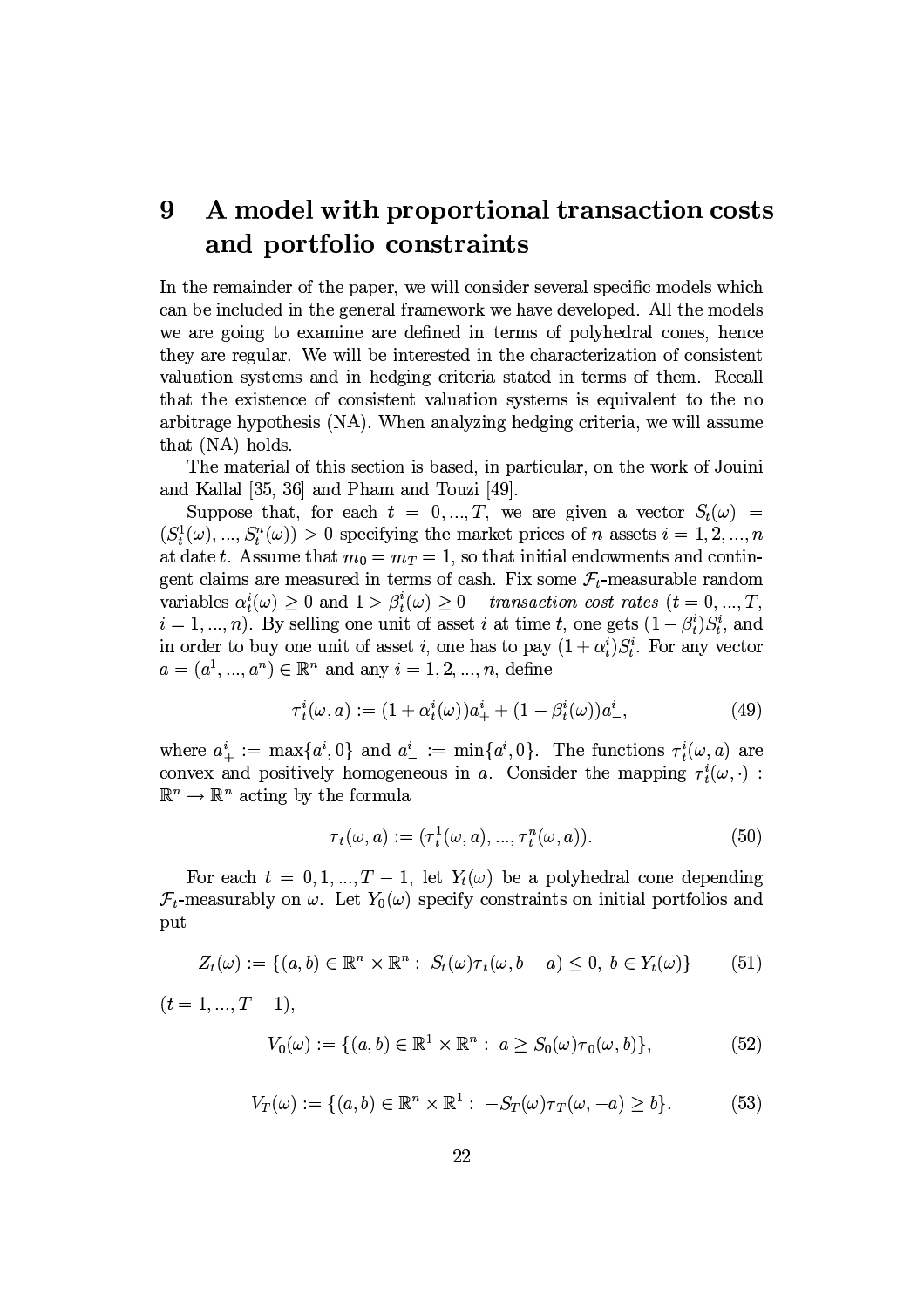# 9 A model with proportional transaction costs and portfolio constraints

In the remainder of the paper, we will consider several specific models which can be included in the general framework we have developed. All the models we are going to examine are defined in terms of polyhedral cones, hence they are regular. We will be interested in the characterization of consistent valuation systems and in hedging criteria stated in terms of them. Recall that the existence of consistent valuation systems is equivalent to the no arbitrage hypothesis (NA). When analyzing hedging criteria, we will assume that (NA) holds.

The material of this section is based, in particular, on the work of Jouini and Kallal [35, 36] and Pham and Touzi [49].

Suppose that, for each $t = 0, ..., T$, we are given a vector $S_t(\omega) = (S_t^1(\omega), ..., S_t^n(\omega)) > 0$ specifying the market prices of $n$ assets $i = 1, 2, ..., n$ at date $t$. Assume that $m_0 = m_T = 1$, so that initial endowments and contingent claims are measured in terms of cash. Fix some $\mathcal{F}_t$-measurable random variables $\alpha_t^i(\omega) \geq 0$ and $1 > \beta_t^i(\omega) \geq 0$ – *transaction cost rates* ($t = 0, ..., T$, $i = 1, ..., n$). By selling one unit of asset $i$ at time $t$, one gets $(1 - \beta_t^i)S_t^i$, and in order to buy one unit of asset $i$, one has to pay $(1 + \alpha_t^i)S_t^i$. For any vector $a = (a^1, ..., a^n) \in \mathbb{R}^n$ and any $i = 1, 2, ..., n$, define

$$\tau_t^i(\omega, a) := (1 + \alpha_t^i(\omega))a_+^i + (1 - \beta_t^i(\omega))a_-^i, \tag{49}$$

where $a_+^i := \max\{a^i, 0\}$ and $a_-^i := \min\{a^i, 0\}$. The functions $\tau_t^i(\omega, a)$ are convex and positively homogeneous in $a$. Consider the mapping $\tau_t^i(\omega, \cdot) : \mathbb{R}^n \to \mathbb{R}^n$ acting by the formula

$$\tau_t(\omega, a) := (\tau_t^1(\omega, a), ..., \tau_t^n(\omega, a)). \tag{50}$$

For each $t = 0, 1, ..., T - 1$, let $Y_t(\omega)$ be a polyhedral cone depending $\mathcal{F}_t$-measurably on $\omega$. Let $Y_0(\omega)$ specify constraints on initial portfolios and put

$$Z_t(\omega) := \{(a, b) \in \mathbb{R}^n \times \mathbb{R}^n : \ S_t(\omega)\tau_t(\omega, b - a) \leq 0, \ b \in Y_t(\omega)\} \tag{51}$$

$(t = 1, ..., T - 1)$,

$$V_0(\omega) := \{(a, b) \in \mathbb{R}^1 \times \mathbb{R}^n : \ a \geq S_0(\omega)\tau_0(\omega, b)\}, \tag{52}$$

$$V_T(\omega) := \{(a, b) \in \mathbb{R}^n \times \mathbb{R}^1 : \ -S_T(\omega)\tau_T(\omega, -a) \geq b\}. \tag{53}$$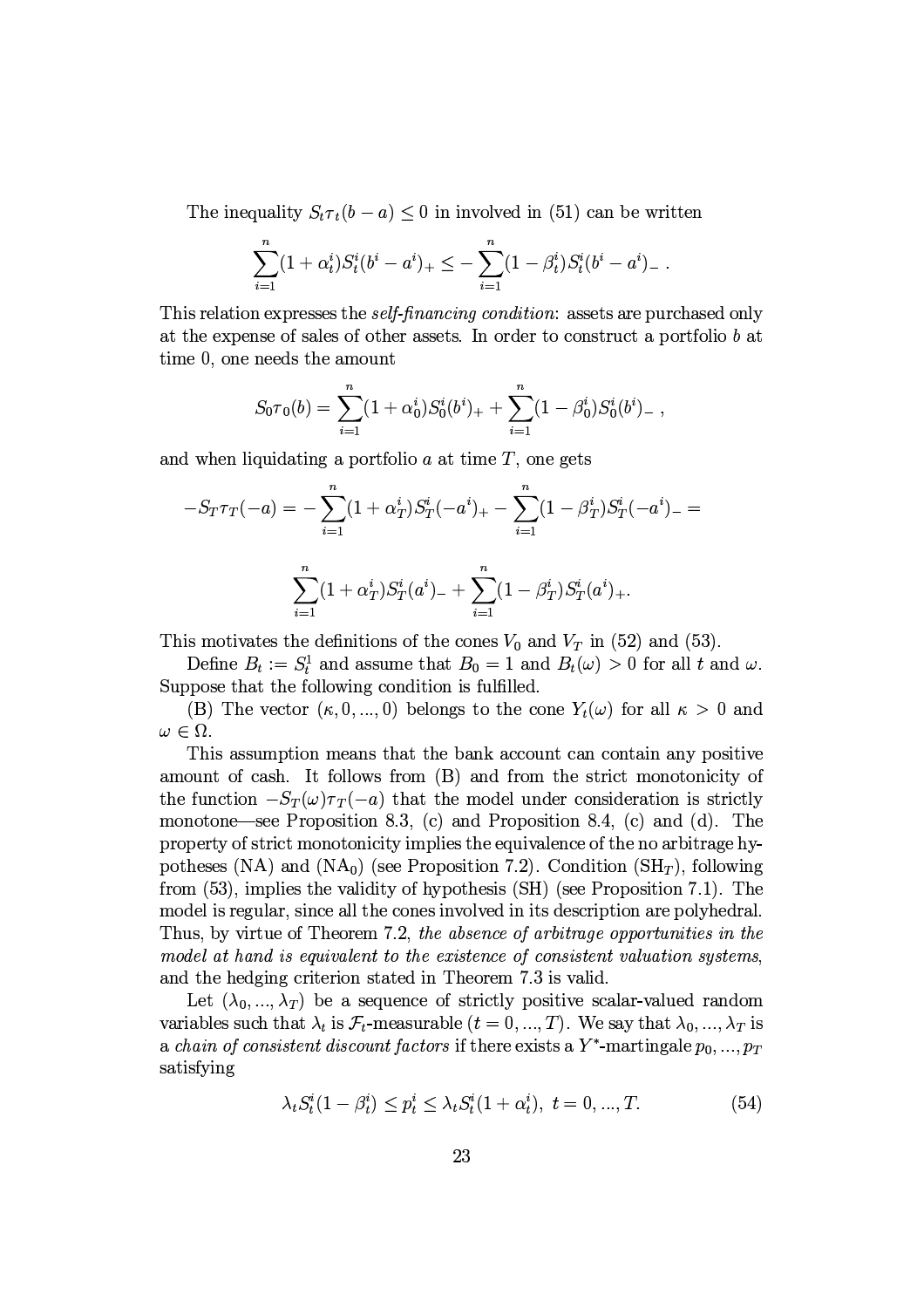The inequality $S_t\tau_t(b-a) \le 0$ in involved in (51) can be written

$$\sum_{i=1}^{n}(1+\alpha_t^i)S_t^i(b^i-a^i)_+ \le -\sum_{i=1}^{n}(1-\beta_t^i)S_t^i(b^i-a^i)_- \ .$$

This relation expresses the *self-financing condition*: assets are purchased only at the expense of sales of other assets. In order to construct a portfolio $b$ at time 0, one needs the amount

$$S_0\tau_0(b) = \sum_{i=1}^{n}(1+\alpha_0^i)S_0^i(b^i)_+ + \sum_{i=1}^{n}(1-\beta_0^i)S_0^i(b^i)_- \ ,$$

and when liquidating a portfolio $a$ at time $T$, one gets

$$-S_T\tau_T(-a) = -\sum_{i=1}^{n}(1+\alpha_T^i)S_T^i(-a^i)_+ - \sum_{i=1}^{n}(1-\beta_T^i)S_T^i(-a^i)_- =$$

$$\sum_{i=1}^{n}(1+\alpha_T^i)S_T^i(a^i)_- + \sum_{i=1}^{n}(1-\beta_T^i)S_T^i(a^i)_+.$$

This motivates the definitions of the cones $V_0$ and $V_T$ in (52) and (53).

Define $B_t := S_t^1$ and assume that $B_0 = 1$ and $B_t(\omega) > 0$ for all $t$ and $\omega$. Suppose that the following condition is fulfilled.

(B) The vector $(\kappa, 0, ..., 0)$ belongs to the cone $Y_t(\omega)$ for all $\kappa > 0$ and $\omega \in \Omega$.

This assumption means that the bank account can contain any positive amount of cash. It follows from (B) and from the strict monotonicity of the function $-S_T(\omega)\tau_T(-a)$ that the model under consideration is strictly monotone—see Proposition 8.3, (c) and Proposition 8.4, (c) and (d). The property of strict monotonicity implies the equivalence of the no arbitrage hypotheses (NA) and (NA$_0$) (see Proposition 7.2). Condition (SH$_T$), following from (53), implies the validity of hypothesis (SH) (see Proposition 7.1). The model is regular, since all the cones involved in its description are polyhedral. Thus, by virtue of Theorem 7.2, *the absence of arbitrage opportunities in the model at hand is equivalent to the existence of consistent valuation systems*, and the hedging criterion stated in Theorem 7.3 is valid.

Let $(\lambda_0, ..., \lambda_T)$ be a sequence of strictly positive scalar-valued random variables such that $\lambda_t$ is $\mathcal{F}_t$-measurable $(t = 0, ..., T)$. We say that $\lambda_0, ..., \lambda_T$ is a *chain of consistent discount factors* if there exists a $Y^*$-martingale $p_0, ..., p_T$ satisfying

$$\lambda_t S_t^i(1-\beta_t^i) \le p_t^i \le \lambda_t S_t^i(1+\alpha_t^i), \ t = 0, ..., T. \tag{54}$$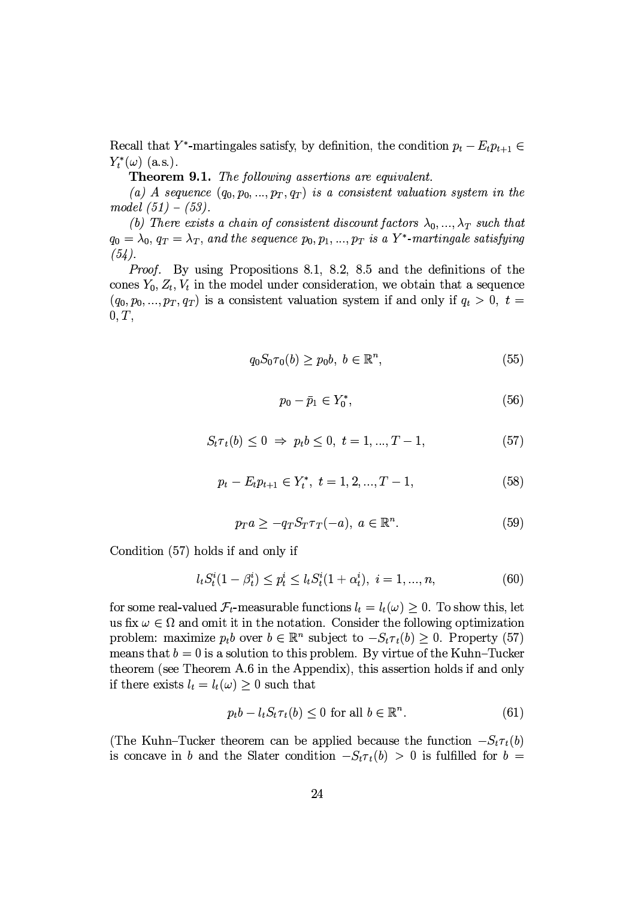Recall that $Y^*$-martingales satisfy, by definition, the condition $p_t - E_t p_{t+1} \in Y_t^*(\omega)$ (a.s.).

**Theorem 9.1.** *The following assertions are equivalent.*

*(a) A sequence $(q_0, p_0, ..., p_T, q_T)$ is a consistent valuation system in the model (51) – (53).*

*(b) There exists a chain of consistent discount factors $\lambda_0, ..., \lambda_T$ such that $q_0 = \lambda_0$, $q_T = \lambda_T$, and the sequence $p_0, p_1, ..., p_T$ is a $Y^*$-martingale satisfying (54).*

*Proof.* By using Propositions 8.1, 8.2, 8.5 and the definitions of the cones $Y_0, Z_t, V_t$ in the model under consideration, we obtain that a sequence $(q_0, p_0, ..., p_T, q_T)$ is a consistent valuation system if and only if $q_t > 0$, $t = 0, T$,

$$q_0 S_0 \tau_0(b) \geq p_0 b, \; b \in \mathbb{R}^n, \tag{55}$$

$$p_0 - \bar{p}_1 \in Y_0^*, \tag{56}$$

$$S_t \tau_t(b) \leq 0 \;\Rightarrow\; p_t b \leq 0, \; t = 1, ..., T-1, \tag{57}$$

$$p_t - E_t p_{t+1} \in Y_t^*, \; t = 1, 2, ..., T-1, \tag{58}$$

$$p_T a \geq -q_T S_T \tau_T(-a), \; a \in \mathbb{R}^n. \tag{59}$$

Condition (57) holds if and only if

$$l_t S_t^i (1 - \beta_t^i) \leq p_t^i \leq l_t S_t^i (1 + \alpha_t^i), \; i = 1, ..., n, \tag{60}$$

for some real-valued $\mathcal{F}_t$-measurable functions $l_t = l_t(\omega) \geq 0$. To show this, let us fix $\omega \in \Omega$ and omit it in the notation. Consider the following optimization problem: maximize $p_t b$ over $b \in \mathbb{R}^n$ subject to $-S_t \tau_t(b) \geq 0$. Property (57) means that $b = 0$ is a solution to this problem. By virtue of the Kuhn–Tucker theorem (see Theorem A.6 in the Appendix), this assertion holds if and only if there exists $l_t = l_t(\omega) \geq 0$ such that

$$p_t b - l_t S_t \tau_t(b) \leq 0 \text{ for all } b \in \mathbb{R}^n. \tag{61}$$

(The Kuhn–Tucker theorem can be applied because the function $-S_t \tau_t(b)$ is concave in $b$ and the Slater condition $-S_t \tau_t(b) > 0$ is fulfilled for $b =$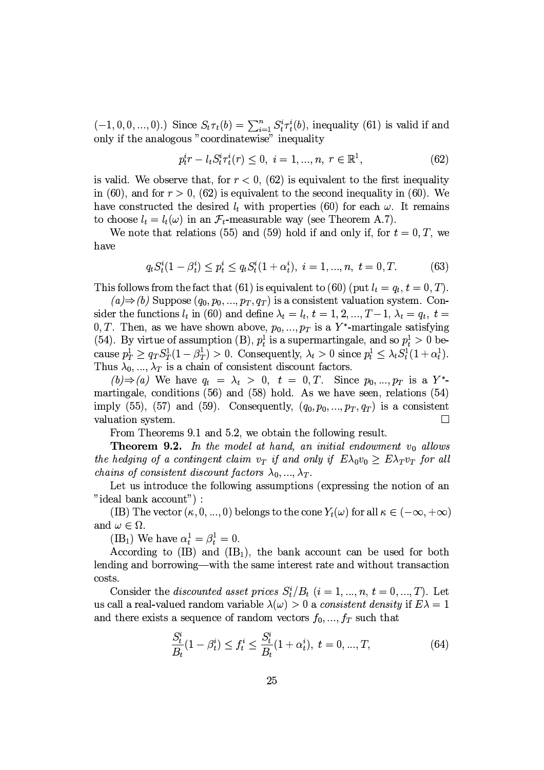$(-1, 0, 0, ..., 0)$.) Since $S_t \tau_t(b) = \sum_{i=1}^n S_t^i \tau_t^i(b)$, inequality (61) is valid if and only if the analogous "coordinatewise" inequality

$$p_t^i r - l_t S_t^i \tau_t^i(r) \leq 0, \; i = 1, ..., n, \; r \in \mathbb{R}^1, \tag{62}$$

is valid. We observe that, for $r < 0$, (62) is equivalent to the first inequality in (60), and for $r > 0$, (62) is equivalent to the second inequality in (60). We have constructed the desired $l_t$ with properties (60) for each $\omega$. It remains to choose $l_t = l_t(\omega)$ in an $\mathcal{F}_t$-measurable way (see Theorem A.7).

We note that relations (55) and (59) hold if and only if, for $t = 0, T$, we have

$$q_t S_t^i (1 - \beta_t^i) \leq p_t^i \leq q_t S_t^i (1 + \alpha_t^i), \; i = 1, ..., n, \; t = 0, T. \tag{63}$$

This follows from the fact that (61) is equivalent to (60) (put $l_t = q_t$, $t = 0, T$).

*(a)⇒(b)* Suppose $(q_0, p_0, ..., p_T, q_T)$ is a consistent valuation system. Consider the functions $l_t$ in (60) and define $\lambda_t = l_t$, $t = 1, 2, ..., T-1$, $\lambda_t = q_t$, $t = 0, T$. Then, as we have shown above, $p_0, ..., p_T$ is a $Y^*$-martingale satisfying (54). By virtue of assumption (B), $p_t^1$ is a supermartingale, and so $p_t^1 > 0$ because $p_T^1 \geq q_T S_T^1 (1 - \beta_T^1) > 0$. Consequently, $\lambda_t > 0$ since $p_t^1 \leq \lambda_t S_t^1 (1 + \alpha_t^1)$. Thus $\lambda_0, ..., \lambda_T$ is a chain of consistent discount factors.

*(b)⇒(a)* We have $q_t = \lambda_t > 0$, $t = 0, T$. Since $p_0, ..., p_T$ is a $Y^*$-martingale, conditions (56) and (58) hold. As we have seen, relations (54) imply (55), (57) and (59). Consequently, $(q_0, p_0, ..., p_T, q_T)$ is a consistent valuation system. □

From Theorems 9.1 and 5.2, we obtain the following result.

**Theorem 9.2.** *In the model at hand, an initial endowment $v_0$ allows the hedging of a contingent claim $v_T$ if and only if $E\lambda_0 v_0 \geq E\lambda_T v_T$ for all chains of consistent discount factors $\lambda_0, ..., \lambda_T$.*

Let us introduce the following assumptions (expressing the notion of an "ideal bank account") :

(IB) The vector $(\kappa, 0, ..., 0)$ belongs to the cone $Y_t(\omega)$ for all $\kappa \in (-\infty, +\infty)$ and $\omega \in \Omega$.

(IB$_1$) We have $\alpha_t^1 = \beta_t^1 = 0$.

According to (IB) and (IB$_1$), the bank account can be used for both lending and borrowing—with the same interest rate and without transaction costs.

Consider the *discounted asset prices* $S_t^i / B_t$ $(i = 1, ..., n, \; t = 0, ..., T)$. Let us call a real-valued random variable $\lambda(\omega) > 0$ a *consistent density* if $E\lambda = 1$ and there exists a sequence of random vectors $f_0, ..., f_T$ such that

$$\frac{S_t^i}{B_t}(1 - \beta_t^i) \leq f_t^i \leq \frac{S_t^i}{B_t}(1 + \alpha_t^i), \; t = 0, ..., T, \tag{64}$$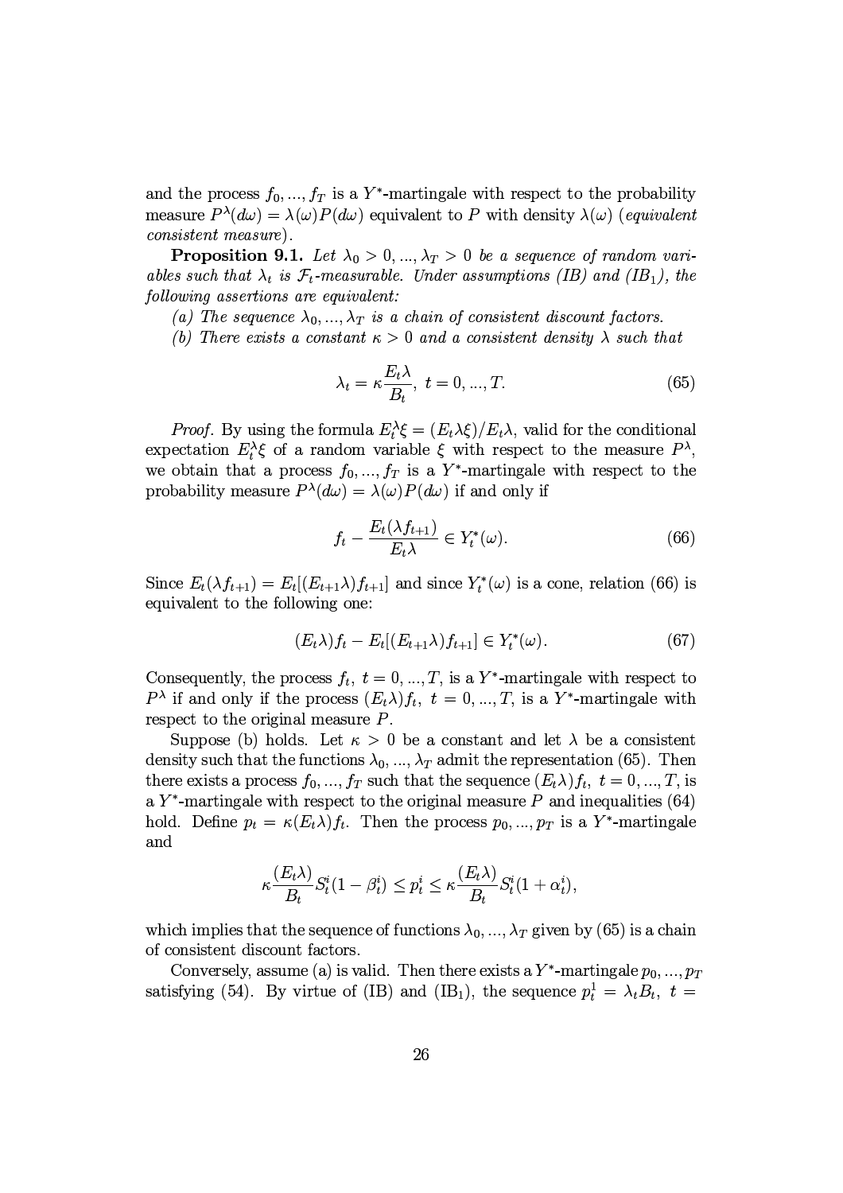and the process $f_0, ..., f_T$ is a $Y^*$-martingale with respect to the probability measure $P^\lambda(d\omega) = \lambda(\omega)P(d\omega)$ equivalent to $P$ with density $\lambda(\omega)$ (*equivalent consistent measure*).

**Proposition 9.1.** *Let $\lambda_0 > 0, ..., \lambda_T > 0$ be a sequence of random variables such that $\lambda_t$ is $\mathcal{F}_t$-measurable. Under assumptions (IB) and (IB$_1$), the following assertions are equivalent:*

*(a) The sequence $\lambda_0, ..., \lambda_T$ is a chain of consistent discount factors.*

*(b) There exists a constant $\kappa > 0$ and a consistent density $\lambda$ such that*

$$\lambda_t = \kappa \frac{E_t \lambda}{B_t}, \; t = 0, ..., T. \tag{65}$$

*Proof.* By using the formula $E_t^\lambda \xi = (E_t \lambda \xi)/E_t \lambda$, valid for the conditional expectation $E_t^\lambda \xi$ of a random variable $\xi$ with respect to the measure $P^\lambda$, we obtain that a process $f_0, ..., f_T$ is a $Y^*$-martingale with respect to the probability measure $P^\lambda(d\omega) = \lambda(\omega)P(d\omega)$ if and only if

$$f_t - \frac{E_t(\lambda f_{t+1})}{E_t \lambda} \in Y_t^*(\omega). \tag{66}$$

Since $E_t(\lambda f_{t+1}) = E_t[(E_{t+1}\lambda) f_{t+1}]$ and since $Y_t^*(\omega)$ is a cone, relation (66) is equivalent to the following one:

$$(E_t \lambda) f_t - E_t[(E_{t+1}\lambda) f_{t+1}] \in Y_t^*(\omega). \tag{67}$$

Consequently, the process $f_t, \; t = 0, ..., T$, is a $Y^*$-martingale with respect to $P^\lambda$ if and only if the process $(E_t \lambda) f_t, \; t = 0, ..., T$, is a $Y^*$-martingale with respect to the original measure $P$.

Suppose (b) holds. Let $\kappa > 0$ be a constant and let $\lambda$ be a consistent density such that the functions $\lambda_0, ..., \lambda_T$ admit the representation (65). Then there exists a process $f_0, ..., f_T$ such that the sequence $(E_t \lambda) f_t, \; t = 0, ..., T$, is a $Y^*$-martingale with respect to the original measure $P$ and inequalities (64) hold. Define $p_t = \kappa (E_t \lambda) f_t$. Then the process $p_0, ..., p_T$ is a $Y^*$-martingale and

$$\kappa \frac{(E_t \lambda)}{B_t} S_t^i (1 - \beta_t^i) \leq p_t^i \leq \kappa \frac{(E_t \lambda)}{B_t} S_t^i (1 + \alpha_t^i),$$

which implies that the sequence of functions $\lambda_0, ..., \lambda_T$ given by (65) is a chain of consistent discount factors.

Conversely, assume (a) is valid. Then there exists a $Y^*$-martingale $p_0, ..., p_T$ satisfying (54). By virtue of (IB) and (IB$_1$), the sequence $p_t^1 = \lambda_t B_t, \; t =$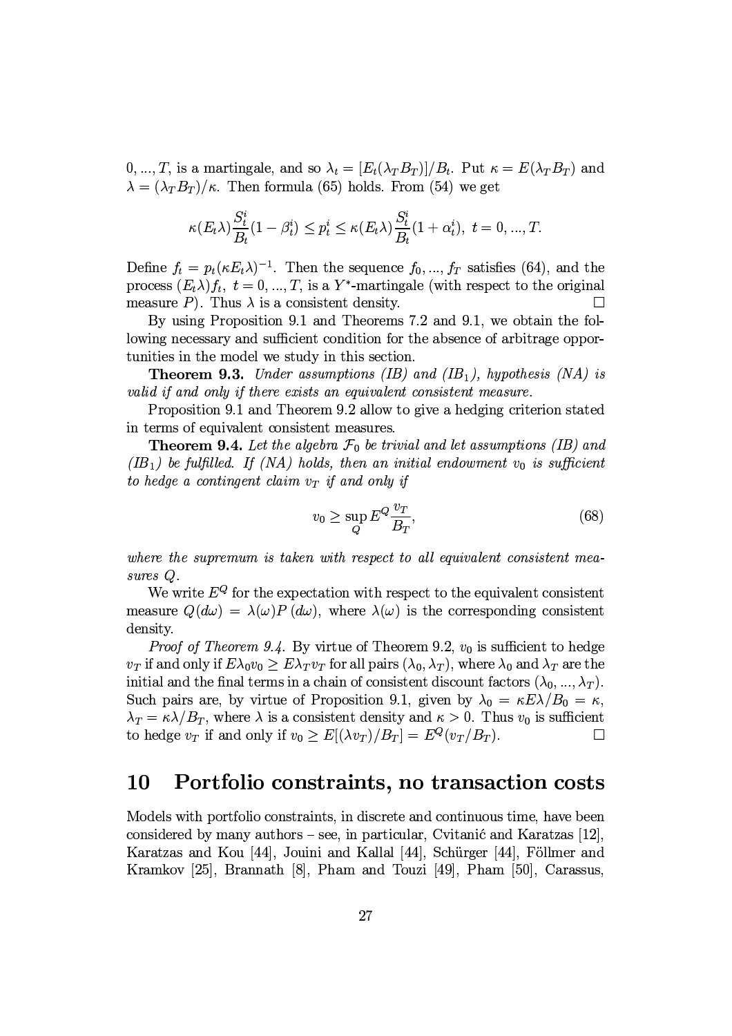$0, ..., T$, is a martingale, and so $\lambda_t = [E_t(\lambda_T B_T)]/B_t$. Put $\kappa = E(\lambda_T B_T)$ and $\lambda = (\lambda_T B_T)/\kappa$. Then formula (65) holds. From (54) we get

$$\kappa(E_t\lambda)\frac{S_t^i}{B_t}(1-\beta_t^i) \le p_t^i \le \kappa(E_t\lambda)\frac{S_t^i}{B_t}(1+\alpha_t^i),\ t = 0, ..., T.$$

Define $f_t = p_t(\kappa E_t \lambda)^{-1}$. Then the sequence $f_0, ..., f_T$ satisfies (64), and the process $(E_t\lambda)f_t$, $t = 0, ..., T$, is a $Y^*$-martingale (with respect to the original measure $P$). Thus $\lambda$ is a consistent density. □

By using Proposition 9.1 and Theorems 7.2 and 9.1, we obtain the following necessary and sufficient condition for the absence of arbitrage opportunities in the model we study in this section.

**Theorem 9.3.** *Under assumptions (IB) and (IB$_1$), hypothesis (NA) is valid if and only if there exists an equivalent consistent measure.*

Proposition 9.1 and Theorem 9.2 allow to give a hedging criterion stated in terms of equivalent consistent measures.

**Theorem 9.4.** *Let the algebra $\mathcal{F}_0$ be trivial and let assumptions (IB) and (IB$_1$) be fulfilled. If (NA) holds, then an initial endowment $v_0$ is sufficient to hedge a contingent claim $v_T$ if and only if*

$$v_0 \ge \sup_Q E^Q \frac{v_T}{B_T}, \tag{68}$$

*where the supremum is taken with respect to all equivalent consistent measures $Q$.*

We write $E^Q$ for the expectation with respect to the equivalent consistent measure $Q(d\omega) = \lambda(\omega)P(d\omega)$, where $\lambda(\omega)$ is the corresponding consistent density.

*Proof of Theorem 9.4.* By virtue of Theorem 9.2, $v_0$ is sufficient to hedge $v_T$ if and only if $E\lambda_0 v_0 \ge E\lambda_T v_T$ for all pairs $(\lambda_0, \lambda_T)$, where $\lambda_0$ and $\lambda_T$ are the initial and the final terms in a chain of consistent discount factors $(\lambda_0, ..., \lambda_T)$. Such pairs are, by virtue of Proposition 9.1, given by $\lambda_0 = \kappa E\lambda/B_0 = \kappa$, $\lambda_T = \kappa\lambda/B_T$, where $\lambda$ is a consistent density and $\kappa > 0$. Thus $v_0$ is sufficient to hedge $v_T$ if and only if $v_0 \ge E[(\lambda v_T)/B_T] = E^Q(v_T/B_T)$. □

# 10 Portfolio constraints, no transaction costs

Models with portfolio constraints, in discrete and continuous time, have been considered by many authors – see, in particular, Cvitanić and Karatzas [12], Karatzas and Kou [44], Jouini and Kallal [44], Schürger [44], Föllmer and Kramkov [25], Brannath [8], Pham and Touzi [49], Pham [50], Carassus,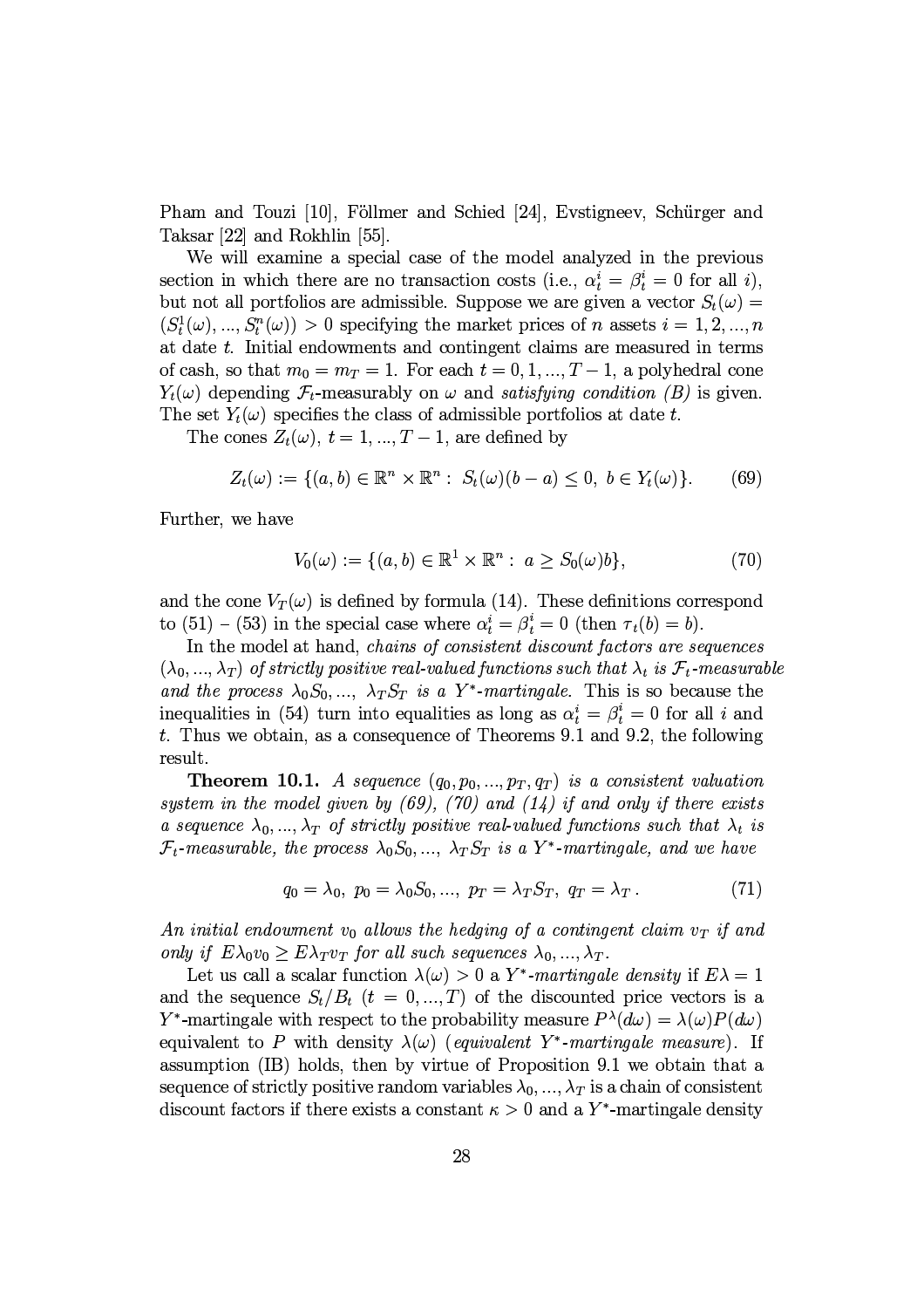Pham and Touzi [10], Föllmer and Schied [24], Evstigneev, Schürger and Taksar [22] and Rokhlin [55].

We will examine a special case of the model analyzed in the previous section in which there are no transaction costs (i.e., $\alpha_t^i = \beta_t^i = 0$ for all $i$), but not all portfolios are admissible. Suppose we are given a vector $S_t(\omega) = (S_t^1(\omega), ..., S_t^n(\omega)) > 0$ specifying the market prices of $n$ assets $i = 1, 2, ..., n$ at date $t$. Initial endowments and contingent claims are measured in terms of cash, so that $m_0 = m_T = 1$. For each $t = 0, 1, ..., T-1$, a polyhedral cone $Y_t(\omega)$ depending $\mathcal{F}_t$-measurably on $\omega$ and *satisfying condition (B)* is given. The set $Y_t(\omega)$ specifies the class of admissible portfolios at date $t$.

The cones $Z_t(\omega)$, $t = 1, ..., T-1$, are defined by

$$Z_t(\omega) := \{(a, b) \in \mathbb{R}^n \times \mathbb{R}^n : \ S_t(\omega)(b - a) \leq 0, \ b \in Y_t(\omega)\}. \qquad (69)$$

Further, we have

$$V_0(\omega) := \{(a, b) \in \mathbb{R}^1 \times \mathbb{R}^n : \ a \geq S_0(\omega)b\}, \qquad (70)$$

and the cone $V_T(\omega)$ is defined by formula (14). These definitions correspond to (51) – (53) in the special case where $\alpha_t^i = \beta_t^i = 0$ (then $\tau_t(b) = b$).

In the model at hand, *chains of consistent discount factors are sequences* $(\lambda_0, ..., \lambda_T)$ *of strictly positive real-valued functions such that* $\lambda_t$ *is* $\mathcal{F}_t$*-measurable and the process* $\lambda_0 S_0, ..., \ \lambda_T S_T$ *is a* $Y^*$*-martingale.* This is so because the inequalities in (54) turn into equalities as long as $\alpha_t^i = \beta_t^i = 0$ for all $i$ and $t$. Thus we obtain, as a consequence of Theorems 9.1 and 9.2, the following result.

**Theorem 10.1.** *A sequence* $(q_0, p_0, ..., p_T, q_T)$ *is a consistent valuation system in the model given by (69), (70) and (14) if and only if there exists a sequence* $\lambda_0, ..., \lambda_T$ *of strictly positive real-valued functions such that* $\lambda_t$ *is* $\mathcal{F}_t$*-measurable, the process* $\lambda_0 S_0, ..., \ \lambda_T S_T$ *is a* $Y^*$*-martingale, and we have*

$$q_0 = \lambda_0, \ p_0 = \lambda_0 S_0, ..., \ p_T = \lambda_T S_T, \ q_T = \lambda_T \, . \qquad (71)$$

*An initial endowment* $v_0$ *allows the hedging of a contingent claim* $v_T$ *if and only if* $E\lambda_0 v_0 \geq E\lambda_T v_T$ *for all such sequences* $\lambda_0, ..., \lambda_T$.

Let us call a scalar function $\lambda(\omega) > 0$ a $Y^*$*-martingale density* if $E\lambda = 1$ and the sequence $S_t/B_t$ $(t = 0, ..., T)$ of the discounted price vectors is a $Y^*$-martingale with respect to the probability measure $P^\lambda(d\omega) = \lambda(\omega)P(d\omega)$ equivalent to $P$ with density $\lambda(\omega)$ (*equivalent* $Y^*$*-martingale measure*). If assumption (IB) holds, then by virtue of Proposition 9.1 we obtain that a sequence of strictly positive random variables $\lambda_0, ..., \lambda_T$ is a chain of consistent discount factors if there exists a constant $\kappa > 0$ and a $Y^*$-martingale density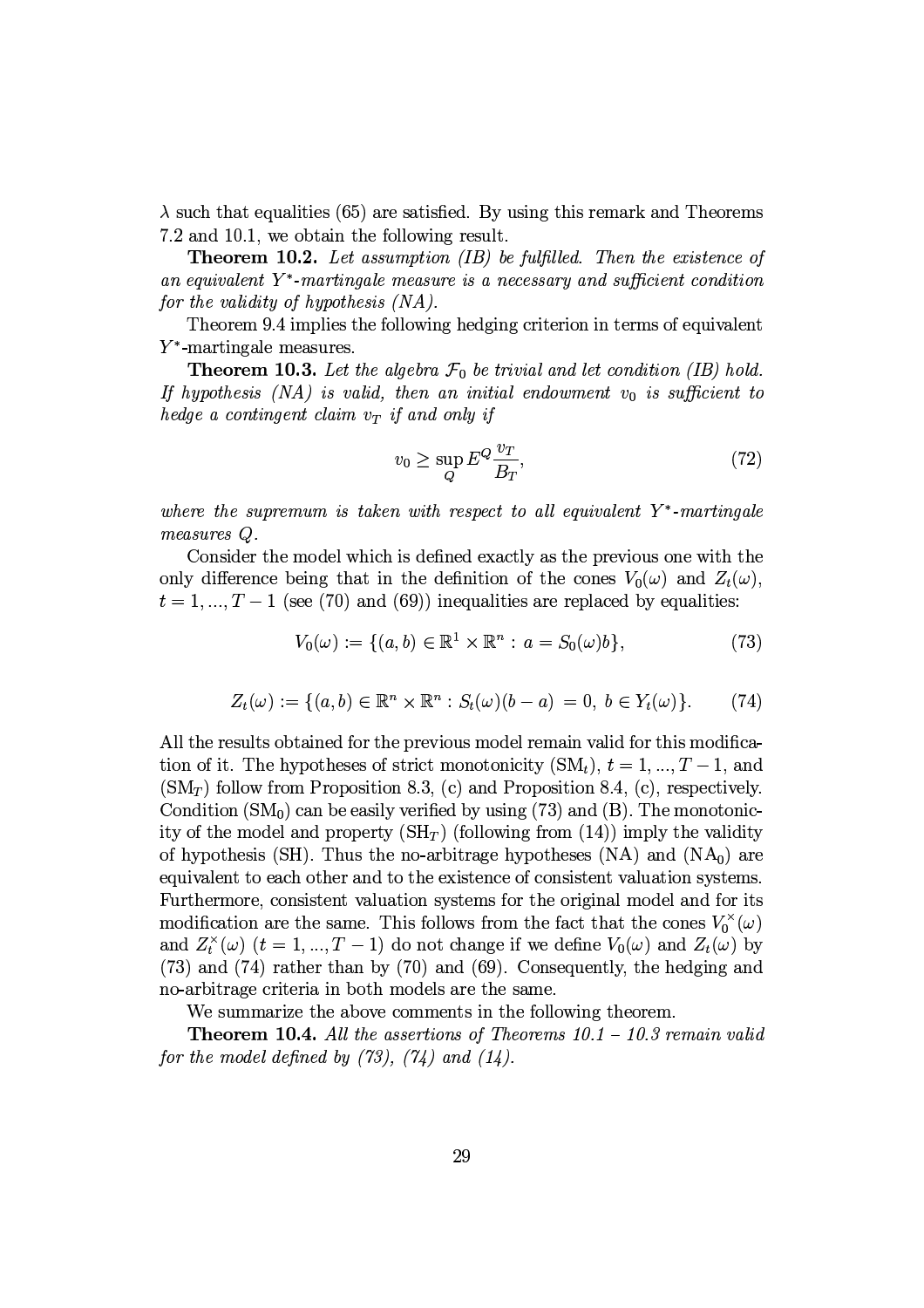$\lambda$ such that equalities (65) are satisfied. By using this remark and Theorems 7.2 and 10.1, we obtain the following result.

**Theorem 10.2.** *Let assumption (IB) be fulfilled. Then the existence of an equivalent $Y^*$-martingale measure is a necessary and sufficient condition for the validity of hypothesis (NA).*

Theorem 9.4 implies the following hedging criterion in terms of equivalent $Y^*$-martingale measures.

**Theorem 10.3.** *Let the algebra $\mathcal{F}_0$ be trivial and let condition (IB) hold. If hypothesis (NA) is valid, then an initial endowment $v_0$ is sufficient to hedge a contingent claim $v_T$ if and only if*

$$v_0 \geq \sup_Q E^Q \frac{v_T}{B_T}, \tag{72}$$

*where the supremum is taken with respect to all equivalent $Y^*$-martingale measures $Q$.*

Consider the model which is defined exactly as the previous one with the only difference being that in the definition of the cones $V_0(\omega)$ and $Z_t(\omega)$, $t = 1, ..., T-1$ (see (70) and (69)) inequalities are replaced by equalities:

$$V_0(\omega) := \{(a, b) \in \mathbb{R}^1 \times \mathbb{R}^n : a = S_0(\omega)b\}, \tag{73}$$

$$Z_t(\omega) := \{(a, b) \in \mathbb{R}^n \times \mathbb{R}^n : S_t(\omega)(b - a) = 0, \ b \in Y_t(\omega)\}. \tag{74}$$

All the results obtained for the previous model remain valid for this modification of it. The hypotheses of strict monotonicity ($\mathrm{SM}_t$), $t = 1, ..., T-1$, and ($\mathrm{SM}_T$) follow from Proposition 8.3, (c) and Proposition 8.4, (c), respectively. Condition ($\mathrm{SM}_0$) can be easily verified by using (73) and (B). The monotonicity of the model and property ($\mathrm{SH}_T$) (following from (14)) imply the validity of hypothesis (SH). Thus the no-arbitrage hypotheses (NA) and ($\mathrm{NA}_0$) are equivalent to each other and to the existence of consistent valuation systems. Furthermore, consistent valuation systems for the original model and for its modification are the same. This follows from the fact that the cones $V_0^\times(\omega)$ and $Z_t^\times(\omega)$ ($t = 1, ..., T-1$) do not change if we define $V_0(\omega)$ and $Z_t(\omega)$ by (73) and (74) rather than by (70) and (69). Consequently, the hedging and no-arbitrage criteria in both models are the same.

We summarize the above comments in the following theorem.

**Theorem 10.4.** *All the assertions of Theorems 10.1 – 10.3 remain valid for the model defined by (73), (74) and (14).*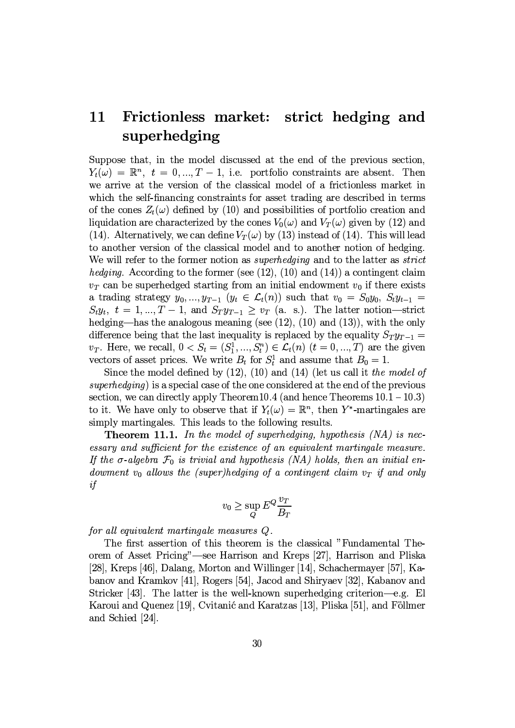# 11 Frictionless market: strict hedging and superhedging

Suppose that, in the model discussed at the end of the previous section, $Y_t(\omega) = \mathbb{R}^n$, $t = 0, ..., T-1$, i.e. portfolio constraints are absent. Then we arrive at the version of the classical model of a frictionless market in which the self-financing constraints for asset trading are described in terms of the cones $Z_t(\omega)$ defined by (10) and possibilities of portfolio creation and liquidation are characterized by the cones $V_0(\omega)$ and $V_T(\omega)$ given by (12) and (14). Alternatively, we can define $V_T(\omega)$ by (13) instead of (14). This will lead to another version of the classical model and to another notion of hedging. We will refer to the former notion as *superhedging* and to the latter as *strict hedging*. According to the former (see (12), (10) and (14)) a contingent claim $v_T$ can be superhedged starting from an initial endowment $v_0$ if there exists a trading strategy $y_0, ..., y_{T-1}$ ($y_t \in \mathcal{L}_t(n)$) such that $v_0 = S_0 y_0$, $S_t y_{t-1} = S_t y_t$, $t = 1, ..., T-1$, and $S_T y_{T-1} \geq v_T$ (a. s.). The latter notion—strict hedging—has the analogous meaning (see (12), (10) and (13)), with the only difference being that the last inequality is replaced by the equality $S_T y_{T-1} = v_T$. Here, we recall, $0 < S_t = (S_t^1, ..., S_t^n) \in \mathcal{L}_t(n)$ ($t = 0, ..., T$) are the given vectors of asset prices. We write $B_t$ for $S_t^1$ and assume that $B_0 = 1$.

Since the model defined by (12), (10) and (14) (let us call it *the model of superhedging*) is a special case of the one considered at the end of the previous section, we can directly apply Theorem10.4 (and hence Theorems 10.1 – 10.3) to it. We have only to observe that if $Y_t(\omega) = \mathbb{R}^n$, then $Y^*$-martingales are simply martingales. This leads to the following results.

**Theorem 11.1.** *In the model of superhedging, hypothesis (NA) is necessary and sufficient for the existence of an equivalent martingale measure. If the $\sigma$-algebra $\mathcal{F}_0$ is trivial and hypothesis (NA) holds, then an initial endowment $v_0$ allows the (super)hedging of a contingent claim $v_T$ if and only if*

$$v_0 \geq \sup_Q E^Q \frac{v_T}{B_T}$$

*for all equivalent martingale measures $Q$.*

The first assertion of this theorem is the classical "Fundamental Theorem of Asset Pricing"—see Harrison and Kreps [27], Harrison and Pliska [28], Kreps [46], Dalang, Morton and Willinger [14], Schachermayer [57], Kabanov and Kramkov [41], Rogers [54], Jacod and Shiryaev [32], Kabanov and Stricker [43]. The latter is the well-known superhedging criterion—e.g. El Karoui and Quenez [19], Cvitanić and Karatzas [13], Pliska [51], and Föllmer and Schied [24].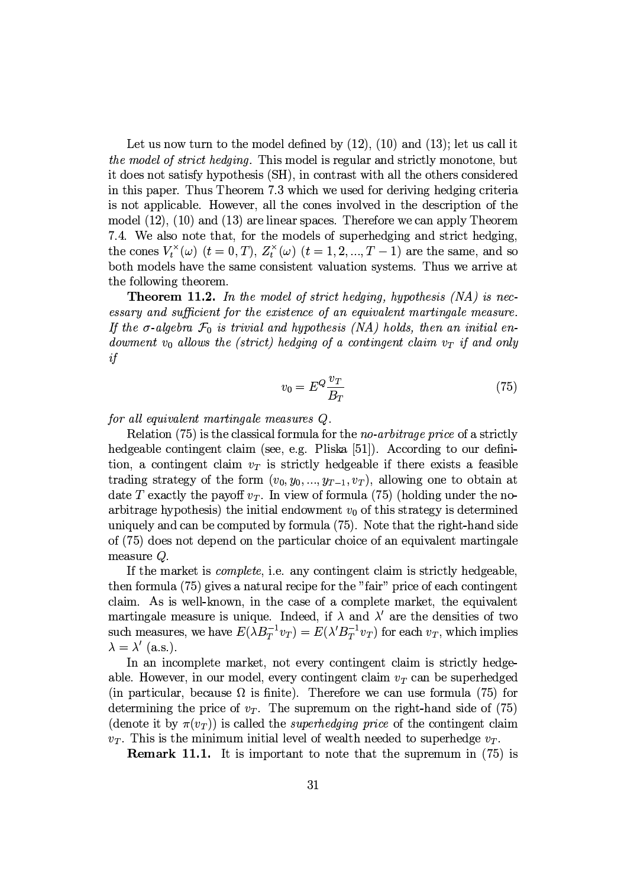Let us now turn to the model defined by (12), (10) and (13); let us call it *the model of strict hedging*. This model is regular and strictly monotone, but it does not satisfy hypothesis (SH), in contrast with all the others considered in this paper. Thus Theorem 7.3 which we used for deriving hedging criteria is not applicable. However, all the cones involved in the description of the model (12), (10) and (13) are linear spaces. Therefore we can apply Theorem 7.4. We also note that, for the models of superhedging and strict hedging, the cones $V_t^\times(\omega)$ $(t = 0, T)$, $Z_t^\times(\omega)$ $(t = 1, 2, ..., T-1)$ are the same, and so both models have the same consistent valuation systems. Thus we arrive at the following theorem.

**Theorem 11.2.** *In the model of strict hedging, hypothesis (NA) is necessary and sufficient for the existence of an equivalent martingale measure. If the σ-algebra $\mathcal{F}_0$ is trivial and hypothesis (NA) holds, then an initial endowment $v_0$ allows the (strict) hedging of a contingent claim $v_T$ if and only if*

$$v_0 = E^Q \frac{v_T}{B_T} \tag{75}$$

*for all equivalent martingale measures Q.*

Relation (75) is the classical formula for the *no-arbitrage price* of a strictly hedgeable contingent claim (see, e.g. Pliska [51]). According to our definition, a contingent claim $v_T$ is strictly hedgeable if there exists a feasible trading strategy of the form $(v_0, y_0, ..., y_{T-1}, v_T)$, allowing one to obtain at date $T$ exactly the payoff $v_T$. In view of formula (75) (holding under the no-arbitrage hypothesis) the initial endowment $v_0$ of this strategy is determined uniquely and can be computed by formula (75). Note that the right-hand side of (75) does not depend on the particular choice of an equivalent martingale measure $Q$.

If the market is *complete*, i.e. any contingent claim is strictly hedgeable, then formula (75) gives a natural recipe for the "fair" price of each contingent claim. As is well-known, in the case of a complete market, the equivalent martingale measure is unique. Indeed, if $\lambda$ and $\lambda'$ are the densities of two such measures, we have $E(\lambda B_T^{-1} v_T) = E(\lambda' B_T^{-1} v_T)$ for each $v_T$, which implies $\lambda = \lambda'$ (a.s.).

In an incomplete market, not every contingent claim is strictly hedgeable. However, in our model, every contingent claim $v_T$ can be superhedged (in particular, because $\Omega$ is finite). Therefore we can use formula (75) for determining the price of $v_T$. The supremum on the right-hand side of (75) (denote it by $\pi(v_T)$) is called the *superhedging price* of the contingent claim $v_T$. This is the minimum initial level of wealth needed to superhedge $v_T$.

**Remark 11.1.** It is important to note that the supremum in (75) is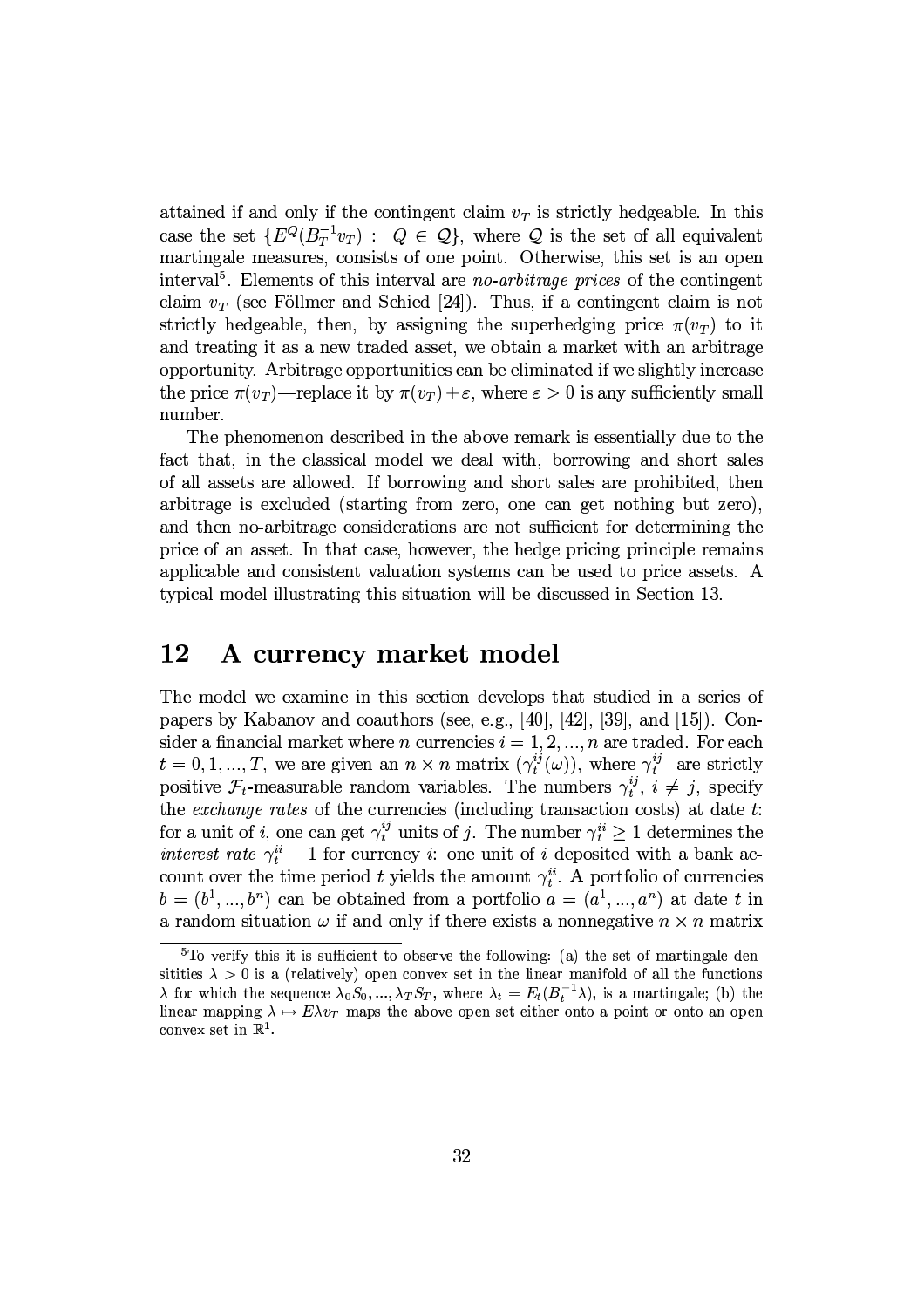attained if and only if the contingent claim $v_T$ is strictly hedgeable. In this case the set $\{E^Q(B_T^{-1}v_T) : Q \in \mathcal{Q}\}$, where $\mathcal{Q}$ is the set of all equivalent martingale measures, consists of one point. Otherwise, this set is an open interval[5]. Elements of this interval are *no-arbitrage prices* of the contingent claim $v_T$ (see Föllmer and Schied [24]). Thus, if a contingent claim is not strictly hedgeable, then, by assigning the superhedging price $\pi(v_T)$ to it and treating it as a new traded asset, we obtain a market with an arbitrage opportunity. Arbitrage opportunities can be eliminated if we slightly increase the price $\pi(v_T)$—replace it by $\pi(v_T) + \varepsilon$, where $\varepsilon > 0$ is any sufficiently small number.

The phenomenon described in the above remark is essentially due to the fact that, in the classical model we deal with, borrowing and short sales of all assets are allowed. If borrowing and short sales are prohibited, then arbitrage is excluded (starting from zero, one can get nothing but zero), and then no-arbitrage considerations are not sufficient for determining the price of an asset. In that case, however, the hedge pricing principle remains applicable and consistent valuation systems can be used to price assets. A typical model illustrating this situation will be discussed in Section 13.

## 12 A currency market model

The model we examine in this section develops that studied in a series of papers by Kabanov and coauthors (see, e.g., [40], [42], [39], and [15]). Consider a financial market where $n$ currencies $i = 1, 2, ..., n$ are traded. For each $t = 0, 1, ..., T$, we are given an $n \times n$ matrix $(\gamma_t^{ij}(\omega))$, where $\gamma_t^{ij}$ are strictly positive $\mathcal{F}_t$-measurable random variables. The numbers $\gamma_t^{ij}$, $i \neq j$, specify the *exchange rates* of the currencies (including transaction costs) at date $t$: for a unit of $i$, one can get $\gamma_t^{ij}$ units of $j$. The number $\gamma_t^{ii} \geq 1$ determines the *interest rate* $\gamma_t^{ii} - 1$ for currency $i$: one unit of $i$ deposited with a bank account over the time period $t$ yields the amount $\gamma_t^{ii}$. A portfolio of currencies $b = (b^1, ..., b^n)$ can be obtained from a portfolio $a = (a^1, ..., a^n)$ at date $t$ in a random situation $\omega$ if and only if there exists a nonnegative $n \times n$ matrix

[5] To verify this it is sufficient to observe the following: (a) the set of martingale densitities $\lambda > 0$ is a (relatively) open convex set in the linear manifold of all the functions $\lambda$ for which the sequence $\lambda_0 S_0, ..., \lambda_T S_T$, where $\lambda_t = E_t(B_t^{-1}\lambda)$, is a martingale; (b) the linear mapping $\lambda \mapsto E\lambda v_T$ maps the above open set either onto a point or onto an open convex set in $\mathbb{R}^1$.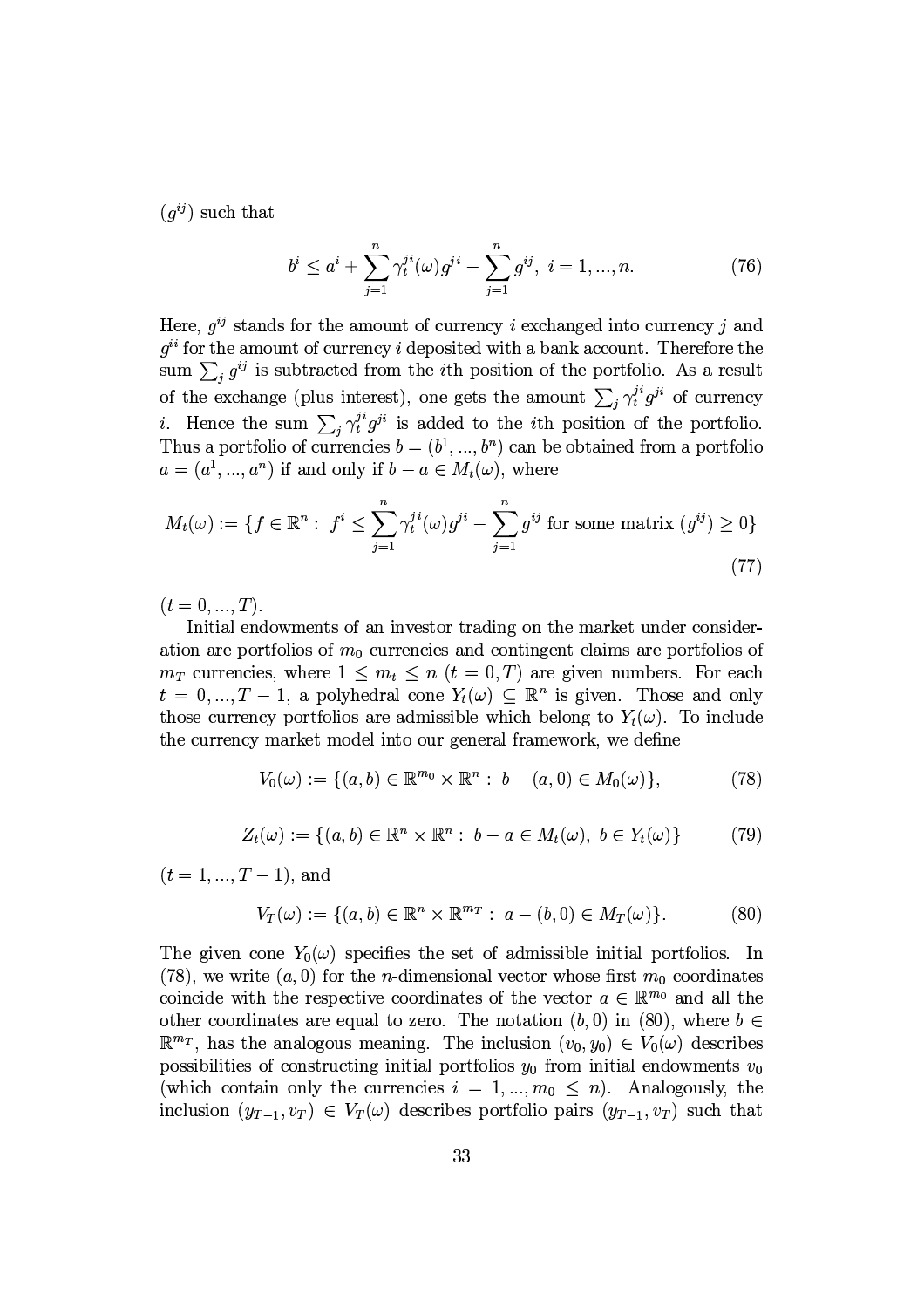$(g^{ij})$ such that

$$b^i \leq a^i + \sum_{j=1}^{n} \gamma_t^{ji}(\omega) g^{ji} - \sum_{j=1}^{n} g^{ij}, \; i = 1, ..., n. \tag{76}$$

Here, $g^{ij}$ stands for the amount of currency $i$ exchanged into currency $j$ and $g^{ii}$ for the amount of currency $i$ deposited with a bank account. Therefore the sum $\sum_j g^{ij}$ is subtracted from the $i$th position of the portfolio. As a result of the exchange (plus interest), one gets the amount $\sum_j \gamma_t^{ji} g^{ji}$ of currency $i$. Hence the sum $\sum_j \gamma_t^{ji} g^{ji}$ is added to the $i$th position of the portfolio. Thus a portfolio of currencies $b = (b^1, ..., b^n)$ can be obtained from a portfolio $a = (a^1, ..., a^n)$ if and only if $b - a \in M_t(\omega)$, where

$$M_t(\omega) := \{f \in \mathbb{R}^n : \; f^i \leq \sum_{j=1}^{n} \gamma_t^{ji}(\omega) g^{ji} - \sum_{j=1}^{n} g^{ij} \text{ for some matrix } (g^{ij}) \geq 0\} \tag{77}$$

$(t = 0, ..., T)$.

Initial endowments of an investor trading on the market under consideration are portfolios of $m_0$ currencies and contingent claims are portfolios of $m_T$ currencies, where $1 \leq m_t \leq n$ $(t = 0, T)$ are given numbers. For each $t = 0, ..., T-1$, a polyhedral cone $Y_t(\omega) \subseteq \mathbb{R}^n$ is given. Those and only those currency portfolios are admissible which belong to $Y_t(\omega)$. To include the currency market model into our general framework, we define

$$V_0(\omega) := \{(a, b) \in \mathbb{R}^{m_0} \times \mathbb{R}^n : \; b - (a, 0) \in M_0(\omega)\}, \tag{78}$$

$$Z_t(\omega) := \{(a, b) \in \mathbb{R}^n \times \mathbb{R}^n : \; b - a \in M_t(\omega), \; b \in Y_t(\omega)\} \tag{79}$$

$(t = 1, ..., T-1)$, and

$$V_T(\omega) := \{(a, b) \in \mathbb{R}^n \times \mathbb{R}^{m_T} : \; a - (b, 0) \in M_T(\omega)\}. \tag{80}$$

The given cone $Y_0(\omega)$ specifies the set of admissible initial portfolios. In (78), we write $(a, 0)$ for the $n$-dimensional vector whose first $m_0$ coordinates coincide with the respective coordinates of the vector $a \in \mathbb{R}^{m_0}$ and all the other coordinates are equal to zero. The notation $(b, 0)$ in (80), where $b \in \mathbb{R}^{m_T}$, has the analogous meaning. The inclusion $(v_0, y_0) \in V_0(\omega)$ describes possibilities of constructing initial portfolios $y_0$ from initial endowments $v_0$ (which contain only the currencies $i = 1, ..., m_0 \leq n$). Analogously, the inclusion $(y_{T-1}, v_T) \in V_T(\omega)$ describes portfolio pairs $(y_{T-1}, v_T)$ such that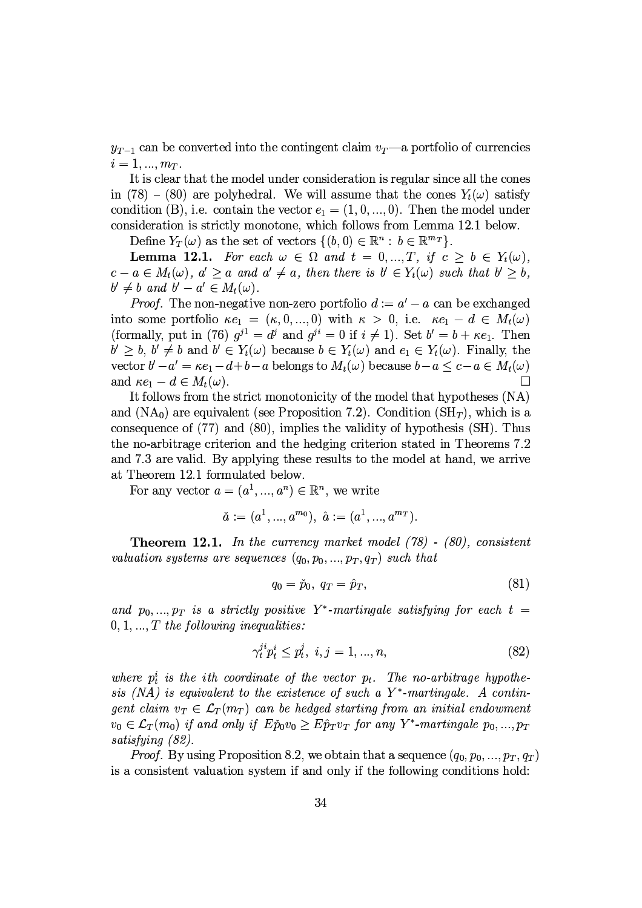$y_{T-1}$ can be converted into the contingent claim $v_T$—a portfolio of currencies $i = 1, ..., m_T$.

It is clear that the model under consideration is regular since all the cones in (78) – (80) are polyhedral. We will assume that the cones $Y_t(\omega)$ satisfy condition (B), i.e. contain the vector $e_1 = (1, 0, ..., 0)$. Then the model under consideration is strictly monotone, which follows from Lemma 12.1 below.

Define $Y_T(\omega)$ as the set of vectors $\{(b, 0) \in \mathbb{R}^n : b \in \mathbb{R}^{m_T}\}$.

**Lemma 12.1.** *For each $\omega \in \Omega$ and $t = 0, ..., T$, if $c \geq b \in Y_t(\omega)$, $c - a \in M_t(\omega)$, $a' \geq a$ and $a' \neq a$, then there is $b' \in Y_t(\omega)$ such that $b' \geq b$, $b' \neq b$ and $b' - a' \in M_t(\omega)$.*

*Proof.* The non-negative non-zero portfolio $d := a' - a$ can be exchanged into some portfolio $\kappa e_1 = (\kappa, 0, ..., 0)$ with $\kappa > 0$, i.e. $\kappa e_1 - d \in M_t(\omega)$ (formally, put in (76) $g^{j1} = d^j$ and $g^{ji} = 0$ if $i \neq 1$). Set $b' = b + \kappa e_1$. Then $b' \geq b$, $b' \neq b$ and $b' \in Y_t(\omega)$ because $b \in Y_t(\omega)$ and $e_1 \in Y_t(\omega)$. Finally, the vector $b' - a' = \kappa e_1 - d + b - a$ belongs to $M_t(\omega)$ because $b - a \leq c - a \in M_t(\omega)$ and $\kappa e_1 - d \in M_t(\omega)$. $\square$

It follows from the strict monotonicity of the model that hypotheses (NA) and (NA$_0$) are equivalent (see Proposition 7.2). Condition (SH$_T$), which is a consequence of (77) and (80), implies the validity of hypothesis (SH). Thus the no-arbitrage criterion and the hedging criterion stated in Theorems 7.2 and 7.3 are valid. By applying these results to the model at hand, we arrive at Theorem 12.1 formulated below.

For any vector $a = (a^1, ..., a^n) \in \mathbb{R}^n$, we write

$$\check{a} := (a^1, ..., a^{m_0}), \ \hat{a} := (a^1, ..., a^{m_T}).$$

**Theorem 12.1.** *In the currency market model (78) - (80), consistent valuation systems are sequences $(q_0, p_0, ..., p_T, q_T)$ such that*

$$q_0 = \check{p}_0, \ q_T = \hat{p}_T, \tag{81}$$

*and $p_0, ..., p_T$ is a strictly positive $Y^*$-martingale satisfying for each $t = 0, 1, ..., T$ the following inequalities:*

$$\gamma_t^{ji} p_t^i \leq p_t^j, \ i, j = 1, ..., n, \tag{82}$$

*where $p_t^i$ is the $i$th coordinate of the vector $p_t$. The no-arbitrage hypothesis (NA) is equivalent to the existence of such a $Y^*$-martingale. A contingent claim $v_T \in \mathcal{L}_T(m_T)$ can be hedged starting from an initial endowment $v_0 \in \mathcal{L}_T(m_0)$ if and only if $E\check{p}_0 v_0 \geq E\hat{p}_T v_T$ for any $Y^*$-martingale $p_0, ..., p_T$ satisfying (82).*

*Proof.* By using Proposition 8.2, we obtain that a sequence $(q_0, p_0, ..., p_T, q_T)$ is a consistent valuation system if and only if the following conditions hold: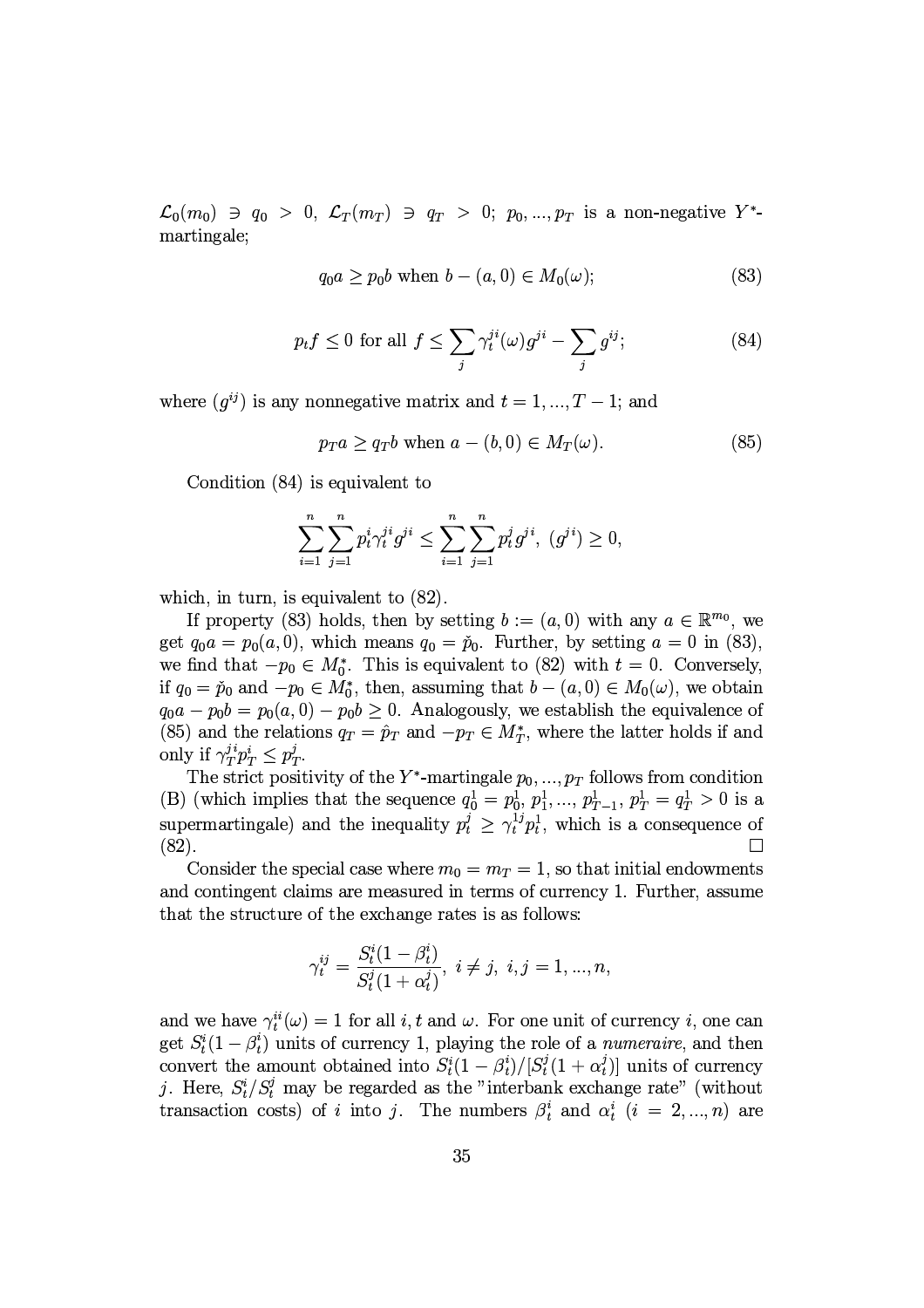$\mathcal{L}_0(m_0) \ni q_0 > 0$, $\mathcal{L}_T(m_T) \ni q_T > 0$; $p_0, ..., p_T$ is a non-negative $Y^*$-martingale;

$$q_0 a \geq p_0 b \text{ when } b - (a, 0) \in M_0(\omega); \tag{83}$$

$$p_t f \leq 0 \text{ for all } f \leq \sum_j \gamma_t^{ji}(\omega) g^{ji} - \sum_j g^{ij}; \tag{84}$$

where $(g^{ij})$ is any nonnegative matrix and $t = 1, ..., T-1$; and

$$p_T a \geq q_T b \text{ when } a - (b, 0) \in M_T(\omega). \tag{85}$$

Condition (84) is equivalent to

$$\sum_{i=1}^n \sum_{j=1}^n p_t^i \gamma_t^{ji} g^{ji} \leq \sum_{i=1}^n \sum_{j=1}^n p_t^j g^{ji}, \ (g^{ji}) \geq 0,$$

which, in turn, is equivalent to (82).

If property (83) holds, then by setting $b := (a, 0)$ with any $a \in \mathbb{R}^{m_0}$, we get $q_0 a = p_0(a, 0)$, which means $q_0 = \check{p}_0$. Further, by setting $a = 0$ in (83), we find that $-p_0 \in M_0^*$. This is equivalent to (82) with $t = 0$. Conversely, if $q_0 = \check{p}_0$ and $-p_0 \in M_0^*$, then, assuming that $b - (a, 0) \in M_0(\omega)$, we obtain $q_0 a - p_0 b = p_0(a, 0) - p_0 b \geq 0$. Analogously, we establish the equivalence of (85) and the relations $q_T = \hat{p}_T$ and $-p_T \in M_T^*$, where the latter holds if and only if $\gamma_T^{ji} p_T^i \leq p_T^j$.

The strict positivity of the $Y^*$-martingale $p_0, ..., p_T$ follows from condition (B) (which implies that the sequence $q_0^1 = p_0^1, p_1^1, ..., p_{T-1}^1, p_T^1 = q_T^1 > 0$ is a supermartingale) and the inequality $p_t^j \geq \gamma_t^{1j} p_t^1$, which is a consequence of (82). $\square$

Consider the special case where $m_0 = m_T = 1$, so that initial endowments and contingent claims are measured in terms of currency 1. Further, assume that the structure of the exchange rates is as follows:

$$\gamma_t^{ij} = \frac{S_t^i(1 - \beta_t^i)}{S_t^j(1 + \alpha_t^j)}, \ i \neq j, \ i, j = 1, ..., n,$$

and we have $\gamma_t^{ii}(\omega) = 1$ for all $i, t$ and $\omega$. For one unit of currency $i$, one can get $S_t^i(1 - \beta_t^i)$ units of currency 1, playing the role of a *numeraire*, and then convert the amount obtained into $S_t^i(1 - \beta_t^i)/[S_t^j(1 + \alpha_t^j)]$ units of currency $j$. Here, $S_t^i/S_t^j$ may be regarded as the "interbank exchange rate" (without transaction costs) of $i$ into $j$. The numbers $\beta_t^i$ and $\alpha_t^i$ $(i = 2, ..., n)$ are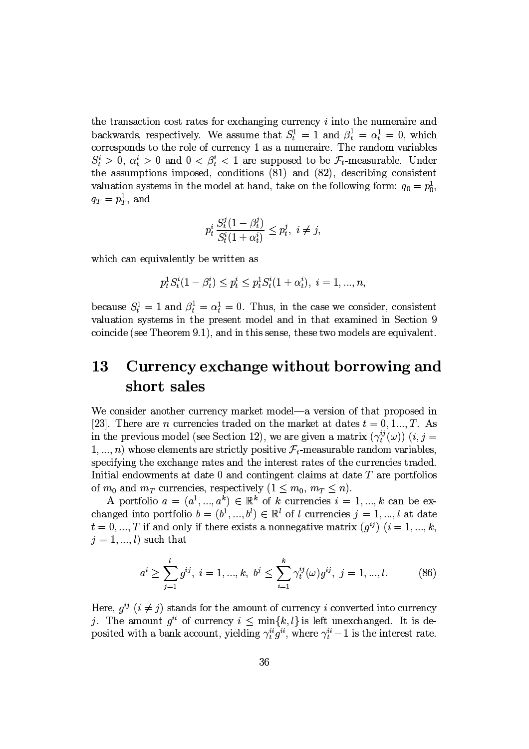the transaction cost rates for exchanging currency $i$ into the numeraire and backwards, respectively. We assume that $S_t^1 = 1$ and $\beta_t^1 = \alpha_t^1 = 0$, which corresponds to the role of currency 1 as a numeraire. The random variables $S_t^i > 0$, $\alpha_t^i > 0$ and $0 < \beta_t^i < 1$ are supposed to be $\mathcal{F}_t$-measurable. Under the assumptions imposed, conditions (81) and (82), describing consistent valuation systems in the model at hand, take on the following form: $q_0 = p_0^1$, $q_T = p_T^1$, and

$$p_t^i \frac{S_t^j(1-\beta_t^j)}{S_t^i(1+\alpha_t^i)} \le p_t^j, \ i \ne j,$$

which can equivalently be written as

$$p_t^1 S_t^i(1-\beta_t^i) \le p_t^i \le p_t^1 S_t^i(1+\alpha_t^i), \ i = 1, ..., n,$$

because $S_t^1 = 1$ and $\beta_t^1 = \alpha_t^1 = 0$. Thus, in the case we consider, consistent valuation systems in the present model and in that examined in Section 9 coincide (see Theorem 9.1), and in this sense, these two models are equivalent.

# 13 Currency exchange without borrowing and short sales

We consider another currency market model—a version of that proposed in [23]. There are $n$ currencies traded on the market at dates $t = 0, 1..., T$. As in the previous model (see Section 12), we are given a matrix $(\gamma_t^{ij}(\omega))$ $(i, j = 1, ..., n)$ whose elements are strictly positive $\mathcal{F}_t$-measurable random variables, specifying the exchange rates and the interest rates of the currencies traded. Initial endowments at date 0 and contingent claims at date $T$ are portfolios of $m_0$ and $m_T$ currencies, respectively $(1 \le m_0, m_T \le n)$.

A portfolio $a = (a^1, ..., a^k) \in \mathbb{R}^k$ of $k$ currencies $i = 1, ..., k$ can be exchanged into portfolio $b = (b^1, ..., b^l) \in \mathbb{R}^l$ of $l$ currencies $j = 1, ..., l$ at date $t = 0, ..., T$ if and only if there exists a nonnegative matrix $(g^{ij})$ $(i = 1, ..., k$, $j = 1, ..., l)$ such that

$$a^i \ge \sum_{j=1}^{l} g^{ij}, \ i = 1, ..., k, \ b^j \le \sum_{i=1}^{k} \gamma_t^{ij}(\omega) g^{ij}, \ j = 1, ..., l. \tag{86}$$

Here, $g^{ij}$ $(i \ne j)$ stands for the amount of currency $i$ converted into currency $j$. The amount $g^{ii}$ of currency $i \le \min\{k, l\}$ is left unexchanged. It is deposited with a bank account, yielding $\gamma_t^{ii} g^{ii}$, where $\gamma_t^{ii} - 1$ is the interest rate.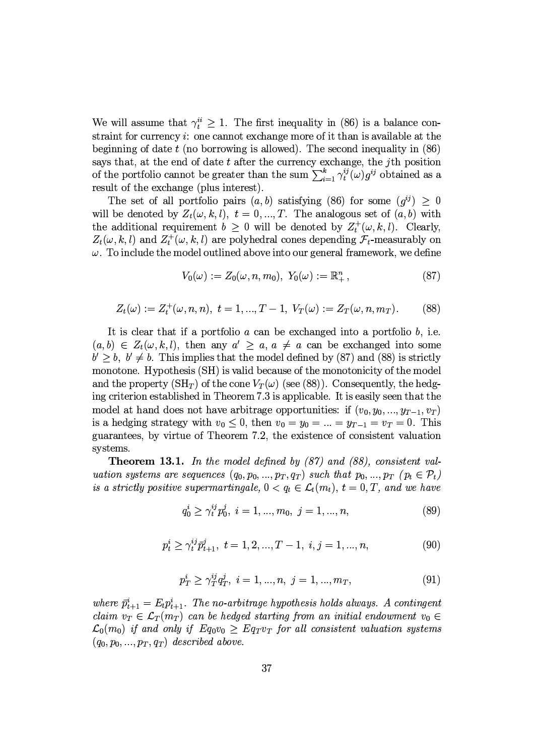We will assume that $\gamma_t^{ii} \geq 1$. The first inequality in (86) is a balance constraint for currency $i$: one cannot exchange more of it than is available at the beginning of date $t$ (no borrowing is allowed). The second inequality in (86) says that, at the end of date $t$ after the currency exchange, the $j$th position of the portfolio cannot be greater than the sum $\sum_{i=1}^{k} \gamma_t^{ij}(\omega) g^{ij}$ obtained as a result of the exchange (plus interest).

The set of all portfolio pairs $(a, b)$ satisfying (86) for some $(g^{ij}) \geq 0$ will be denoted by $Z_t(\omega, k, l)$, $t = 0, ..., T$. The analogous set of $(a, b)$ with the additional requirement $b \geq 0$ will be denoted by $Z_t^+(\omega, k, l)$. Clearly, $Z_t(\omega, k, l)$ and $Z_t^+(\omega, k, l)$ are polyhedral cones depending $\mathcal{F}_t$-measurably on $\omega$. To include the model outlined above into our general framework, we define

$$V_0(\omega) := Z_0(\omega, n, m_0),\ Y_0(\omega) := \mathbb{R}_+^n, \tag{87}$$

$$Z_t(\omega) := Z_t^+(\omega, n, n),\ t = 1, ..., T-1,\ V_T(\omega) := Z_T(\omega, n, m_T). \tag{88}$$

It is clear that if a portfolio $a$ can be exchanged into a portfolio $b$, i.e. $(a, b) \in Z_t(\omega, k, l)$, then any $a' \geq a$, $a \neq a$ can be exchanged into some $b' \geq b$, $b' \neq b$. This implies that the model defined by (87) and (88) is strictly monotone. Hypothesis (SH) is valid because of the monotonicity of the model and the property (SH$_T$) of the cone $V_T(\omega)$ (see (88)). Consequently, the hedging criterion established in Theorem 7.3 is applicable. It is easily seen that the model at hand does not have arbitrage opportunities: if $(v_0, y_0, ..., y_{T-1}, v_T)$ is a hedging strategy with $v_0 \leq 0$, then $v_0 = y_0 = ... = y_{T-1} = v_T = 0$. This guarantees, by virtue of Theorem 7.2, the existence of consistent valuation systems.

**Theorem 13.1.** *In the model defined by (87) and (88), consistent valuation systems are sequences $(q_0, p_0, ..., p_T, q_T)$ such that $p_0, ..., p_T$ ($p_t \in \mathcal{P}_t$) is a strictly positive supermartingale, $0 < q_t \in \mathcal{L}_t(m_t)$, $t = 0, T$, and we have*

$$q_0^i \geq \gamma_t^{ij} p_0^j,\ i = 1, ..., m_0,\ j = 1, ..., n, \tag{89}$$

$$p_t^i \geq \gamma_t^{ij} \bar{p}_{t+1}^j,\ t = 1, 2, ..., T-1,\ i, j = 1, ..., n, \tag{90}$$

$$p_T^i \geq \gamma_T^{ij} q_T^j,\ i = 1, ..., n,\ j = 1, ..., m_T, \tag{91}$$

*where $\bar{p}_{t+1}^i = E_t p_{t+1}^i$. The no-arbitrage hypothesis holds always. A contingent claim $v_T \in \mathcal{L}_T(m_T)$ can be hedged starting from an initial endowment $v_0 \in \mathcal{L}_0(m_0)$ if and only if $E q_0 v_0 \geq E q_T v_T$ for all consistent valuation systems $(q_0, p_0, ..., p_T, q_T)$ described above.*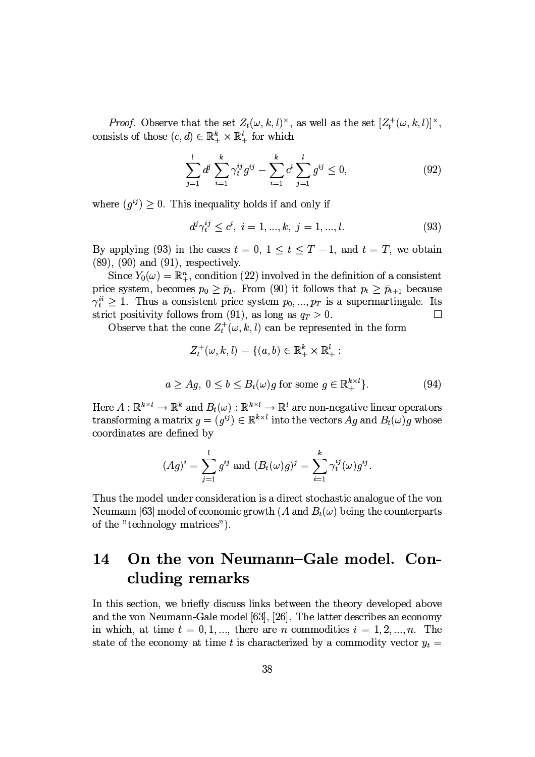*Proof.* Observe that the set $Z_t(\omega, k, l)^\times$, as well as the set $[Z_t^+(\omega, k, l)]^\times$, consists of those $(c, d) \in \mathbb{R}_+^k \times \mathbb{R}_+^l$ for which

$$\sum_{j=1}^{l} d^j \sum_{i=1}^{k} \gamma_t^{ij} g^{ij} - \sum_{i=1}^{k} c^i \sum_{j=1}^{l} g^{ij} \leq 0, \tag{92}$$

where $(g^{ij}) \geq 0$. This inequality holds if and only if

$$d^j \gamma_t^{ij} \leq c^i, \; i = 1, ..., k, \; j = 1, ..., l. \tag{93}$$

By applying (93) in the cases $t = 0$, $1 \leq t \leq T-1$, and $t = T$, we obtain (89), (90) and (91), respectively.

Since $Y_0(\omega) = \mathbb{R}_+^n$, condition (22) involved in the definition of a consistent price system, becomes $p_0 \geq \bar{p}_1$. From (90) it follows that $p_t \geq \bar{p}_{t+1}$ because $\gamma_t^{ii} \geq 1$. Thus a consistent price system $p_0, ..., p_T$ is a supermartingale. Its strict positivity follows from (91), as long as $q_T > 0$. $\square$

Observe that the cone $Z_t^+(\omega, k, l)$ can be represented in the form

$$Z_t^+(\omega, k, l) = \{(a, b) \in \mathbb{R}_+^k \times \mathbb{R}_+^l :$$

$$a \geq Ag, \; 0 \leq b \leq B_t(\omega) g \text{ for some } g \in \mathbb{R}_+^{k \times l}\}. \tag{94}$$

Here $A : \mathbb{R}^{k \times l} \to \mathbb{R}^k$ and $B_t(\omega) : \mathbb{R}^{k \times l} \to \mathbb{R}^l$ are non-negative linear operators transforming a matrix $g = (g^{ij}) \in \mathbb{R}^{k \times l}$ into the vectors $Ag$ and $B_t(\omega)g$ whose coordinates are defined by

$$(Ag)^i = \sum_{j=1}^{l} g^{ij} \text{ and } (B_t(\omega)g)^j = \sum_{i=1}^{k} \gamma_t^{ij}(\omega) g^{ij}.$$

Thus the model under consideration is a direct stochastic analogue of the von Neumann [63] model of economic growth ($A$ and $B_t(\omega)$ being the counterparts of the "technology matrices").

# 14 On the von Neumann–Gale model. Concluding remarks

In this section, we briefly discuss links between the theory developed above and the von Neumann-Gale model [63], [26]. The latter describes an economy in which, at time $t = 0, 1, ...,$ there are $n$ commodities $i = 1, 2, ..., n$. The state of the economy at time $t$ is characterized by a commodity vector $y_t =$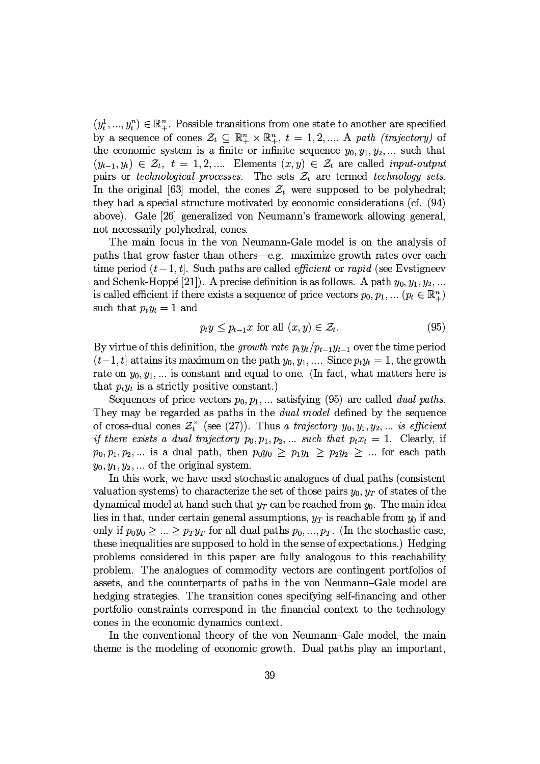$(y_t^1, ..., y_t^n) \in \mathbb{R}_+^n$. Possible transitions from one state to another are specified by a sequence of cones $\mathcal{Z}_t \subseteq \mathbb{R}_+^n \times \mathbb{R}_+^n$, $t = 1, 2, ....$ A *path (trajectory)* of the economic system is a finite or infinite sequence $y_0, y_1, y_2, ...$ such that $(y_{t-1}, y_t) \in \mathcal{Z}_t$, $t = 1, 2, ....$ Elements $(x, y) \in \mathcal{Z}_t$ are called *input-output* pairs or *technological processes*. The sets $\mathcal{Z}_t$ are termed *technology sets*. In the original [63] model, the cones $\mathcal{Z}_t$ were supposed to be polyhedral; they had a special structure motivated by economic considerations (cf. (94) above). Gale [26] generalized von Neumann's framework allowing general, not necessarily polyhedral, cones.

The main focus in the von Neumann-Gale model is on the analysis of paths that grow faster than others—e.g. maximize growth rates over each time period $(t-1, t]$. Such paths are called *efficient* or *rapid* (see Evstigneev and Schenk-Hoppé [21]). A precise definition is as follows. A path $y_0, y_1, y_2, ...$ is called efficient if there exists a sequence of price vectors $p_0, p_1, ...$ $(p_t \in \mathbb{R}_+^n)$ such that $p_t y_t = 1$ and

$$p_t y \leq p_{t-1} x \text{ for all } (x, y) \in \mathcal{Z}_t. \tag{95}$$

By virtue of this definition, the *growth rate* $p_t y_t / p_{t-1} y_{t-1}$ over the time period $(t-1, t]$ attains its maximum on the path $y_0, y_1, ....$ Since $p_t y_t = 1$, the growth rate on $y_0, y_1, ...$ is constant and equal to one. (In fact, what matters here is that $p_t y_t$ is a strictly positive constant.)

Sequences of price vectors $p_0, p_1, ...$ satisfying (95) are called *dual paths*. They may be regarded as paths in the *dual model* defined by the sequence of cross-dual cones $\mathcal{Z}_t^\times$ (see (27)). Thus *a trajectory* $y_0, y_1, y_2, ...$ *is efficient if there exists a dual trajectory* $p_0, p_1, p_2, ...$ *such that* $p_t x_t = 1$. Clearly, if $p_0, p_1, p_2, ...$ is a dual path, then $p_0 y_0 \geq p_1 y_1 \geq p_2 y_2 \geq ...$ for each path $y_0, y_1, y_2, ...$ of the original system.

In this work, we have used stochastic analogues of dual paths (consistent valuation systems) to characterize the set of those pairs $y_0, y_T$ of states of the dynamical model at hand such that $y_T$ can be reached from $y_0$. The main idea lies in that, under certain general assumptions, $y_T$ is reachable from $y_0$ if and only if $p_0 y_0 \geq ... \geq p_T y_T$ for all dual paths $p_0, ..., p_T$. (In the stochastic case, these inequalities are supposed to hold in the sense of expectations.) Hedging problems considered in this paper are fully analogous to this reachability problem. The analogues of commodity vectors are contingent portfolios of assets, and the counterparts of paths in the von Neumann–Gale model are hedging strategies. The transition cones specifying self-financing and other portfolio constraints correspond in the financial context to the technology cones in the economic dynamics context.

In the conventional theory of the von Neumann–Gale model, the main theme is the modeling of economic growth. Dual paths play an important,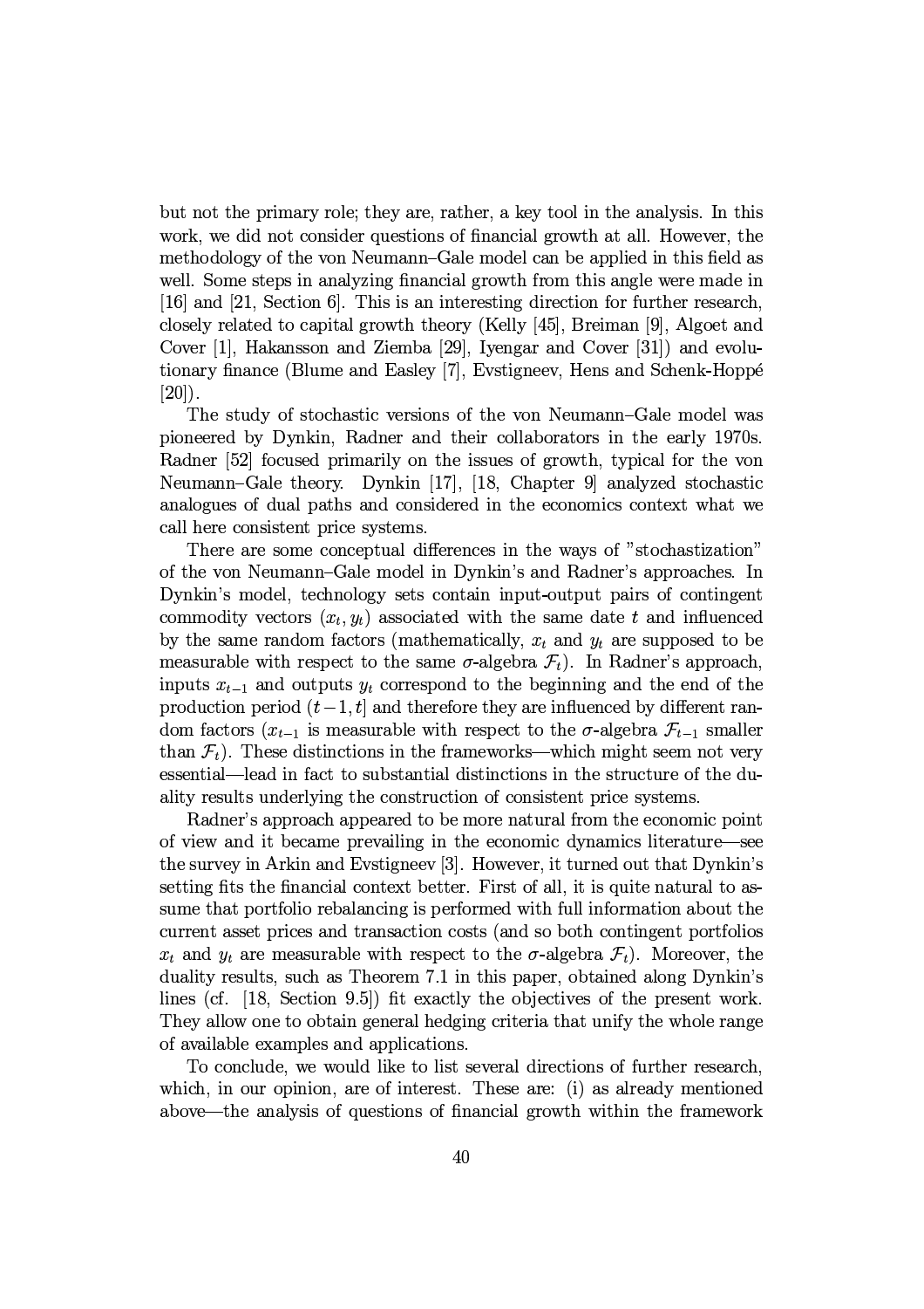but not the primary role; they are, rather, a key tool in the analysis. In this work, we did not consider questions of financial growth at all. However, the methodology of the von Neumann–Gale model can be applied in this field as well. Some steps in analyzing financial growth from this angle were made in [16] and [21, Section 6]. This is an interesting direction for further research, closely related to capital growth theory (Kelly [45], Breiman [9], Algoet and Cover [1], Hakansson and Ziemba [29], Iyengar and Cover [31]) and evolutionary finance (Blume and Easley [7], Evstigneev, Hens and Schenk-Hoppé [20]).

The study of stochastic versions of the von Neumann–Gale model was pioneered by Dynkin, Radner and their collaborators in the early 1970s. Radner [52] focused primarily on the issues of growth, typical for the von Neumann–Gale theory. Dynkin [17], [18, Chapter 9] analyzed stochastic analogues of dual paths and considered in the economics context what we call here consistent price systems.

There are some conceptual differences in the ways of "stochastization" of the von Neumann–Gale model in Dynkin's and Radner's approaches. In Dynkin's model, technology sets contain input-output pairs of contingent commodity vectors $(x_t, y_t)$ associated with the same date $t$ and influenced by the same random factors (mathematically, $x_t$ and $y_t$ are supposed to be measurable with respect to the same $\sigma$-algebra $\mathcal{F}_t$). In Radner's approach, inputs $x_{t-1}$ and outputs $y_t$ correspond to the beginning and the end of the production period $(t-1, t]$ and therefore they are influenced by different random factors ($x_{t-1}$ is measurable with respect to the $\sigma$-algebra $\mathcal{F}_{t-1}$ smaller than $\mathcal{F}_t$). These distinctions in the frameworks—which might seem not very essential—lead in fact to substantial distinctions in the structure of the duality results underlying the construction of consistent price systems.

Radner's approach appeared to be more natural from the economic point of view and it became prevailing in the economic dynamics literature—see the survey in Arkin and Evstigneev [3]. However, it turned out that Dynkin's setting fits the financial context better. First of all, it is quite natural to assume that portfolio rebalancing is performed with full information about the current asset prices and transaction costs (and so both contingent portfolios $x_t$ and $y_t$ are measurable with respect to the $\sigma$-algebra $\mathcal{F}_t$). Moreover, the duality results, such as Theorem 7.1 in this paper, obtained along Dynkin's lines (cf. [18, Section 9.5]) fit exactly the objectives of the present work. They allow one to obtain general hedging criteria that unify the whole range of available examples and applications.

To conclude, we would like to list several directions of further research, which, in our opinion, are of interest. These are: (i) as already mentioned above—the analysis of questions of financial growth within the framework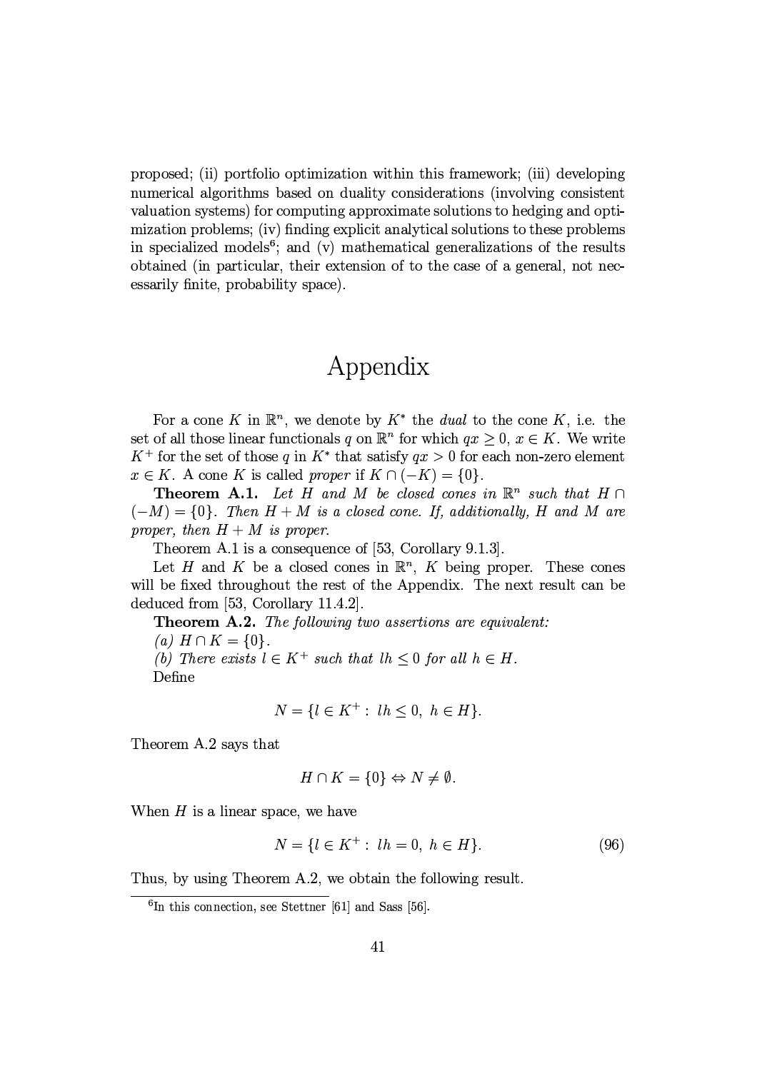proposed; (ii) portfolio optimization within this framework; (iii) developing numerical algorithms based on duality considerations (involving consistent valuation systems) for computing approximate solutions to hedging and optimization problems; (iv) finding explicit analytical solutions to these problems in specialized models[6]; and (v) mathematical generalizations of the results obtained (in particular, their extension of to the case of a general, not necessarily finite, probability space).

# Appendix

For a cone $K$ in $\mathbb{R}^n$, we denote by $K^*$ the *dual* to the cone $K$, i.e. the set of all those linear functionals $q$ on $\mathbb{R}^n$ for which $qx \geq 0$, $x \in K$. We write $K^+$ for the set of those $q$ in $K^*$ that satisfy $qx > 0$ for each non-zero element $x \in K$. A cone $K$ is called *proper* if $K \cap (-K) = \{0\}$.

**Theorem A.1.** *Let $H$ and $M$ be closed cones in $\mathbb{R}^n$ such that $H \cap (-M) = \{0\}$. Then $H + M$ is a closed cone. If, additionally, $H$ and $M$ are proper, then $H + M$ is proper.*

Theorem A.1 is a consequence of [53, Corollary 9.1.3].

Let $H$ and $K$ be a closed cones in $\mathbb{R}^n$, $K$ being proper. These cones will be fixed throughout the rest of the Appendix. The next result can be deduced from [53, Corollary 11.4.2].

**Theorem A.2.** *The following two assertions are equivalent:*

*(a) $H \cap K = \{0\}$.*

*(b) There exists $l \in K^+$ such that $lh \leq 0$ for all $h \in H$.*

Define

$$N = \{l \in K^+ : \ lh \leq 0, \ h \in H\}.$$

Theorem A.2 says that

$$H \cap K = \{0\} \Leftrightarrow N \neq \emptyset.$$

When $H$ is a linear space, we have

$$N = \{l \in K^+ : \ lh = 0, \ h \in H\}. \tag{96}$$

Thus, by using Theorem A.2, we obtain the following result.

[6] In this connection, see Stettner [61] and Sass [56].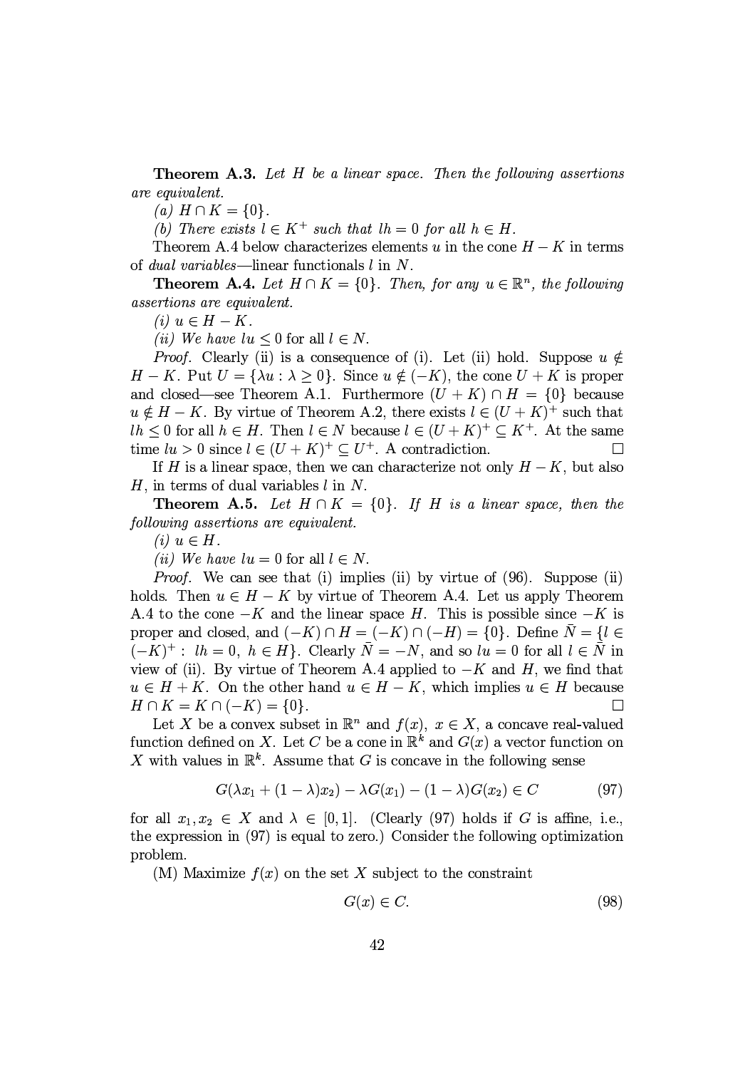**Theorem A.3.** *Let $H$ be a linear space. Then the following assertions are equivalent.*

*(a) $H \cap K = \{0\}$.*

*(b) There exists $l \in K^+$ such that $lh = 0$ for all $h \in H$.*

Theorem A.4 below characterizes elements $u$ in the cone $H - K$ in terms of *dual variables*—linear functionals $l$ in $N$.

**Theorem A.4.** *Let $H \cap K = \{0\}$. Then, for any $u \in \mathbb{R}^n$, the following assertions are equivalent.*

*(i) $u \in H - K$.*

*(ii) We have $lu \leq 0$ for all $l \in N$.*

*Proof.* Clearly (ii) is a consequence of (i). Let (ii) hold. Suppose $u \notin H - K$. Put $U = \{\lambda u : \lambda \geq 0\}$. Since $u \notin (-K)$, the cone $U + K$ is proper and closed—see Theorem A.1. Furthermore $(U + K) \cap H = \{0\}$ because $u \notin H - K$. By virtue of Theorem A.2, there exists $l \in (U + K)^+$ such that $lh \leq 0$ for all $h \in H$. Then $l \in N$ because $l \in (U + K)^+ \subseteq K^+$. At the same time $lu > 0$ since $l \in (U + K)^+ \subseteq U^+$. A contradiction. $\square$

If $H$ is a linear space, then we can characterize not only $H - K$, but also $H$, in terms of dual variables $l$ in $N$.

**Theorem A.5.** *Let $H \cap K = \{0\}$. If $H$ is a linear space, then the following assertions are equivalent.*

*(i) $u \in H$.*

*(ii) We have $lu = 0$ for all $l \in N$.*

*Proof.* We can see that (i) implies (ii) by virtue of (96). Suppose (ii) holds. Then $u \in H - K$ by virtue of Theorem A.4. Let us apply Theorem A.4 to the cone $-K$ and the linear space $H$. This is possible since $-K$ is proper and closed, and $(-K) \cap H = (-K) \cap (-H) = \{0\}$. Define $\bar{N} = \{l \in (-K)^+ : \ lh = 0, \ h \in H\}$. Clearly $\bar{N} = -N$, and so $lu = 0$ for all $l \in \bar{N}$ in view of (ii). By virtue of Theorem A.4 applied to $-K$ and $H$, we find that $u \in H + K$. On the other hand $u \in H - K$, which implies $u \in H$ because $H \cap K = K \cap (-K) = \{0\}$. $\square$

Let $X$ be a convex subset in $\mathbb{R}^n$ and $f(x)$, $x \in X$, a concave real-valued function defined on $X$. Let $C$ be a cone in $\mathbb{R}^k$ and $G(x)$ a vector function on $X$ with values in $\mathbb{R}^k$. Assume that $G$ is concave in the following sense

$$G(\lambda x_1 + (1 - \lambda)x_2) - \lambda G(x_1) - (1 - \lambda)G(x_2) \in C \tag{97}$$

for all $x_1, x_2 \in X$ and $\lambda \in [0, 1]$. (Clearly (97) holds if $G$ is affine, i.e., the expression in (97) is equal to zero.) Consider the following optimization problem.

(M) Maximize $f(x)$ on the set $X$ subject to the constraint

$$G(x) \in C. \tag{98}$$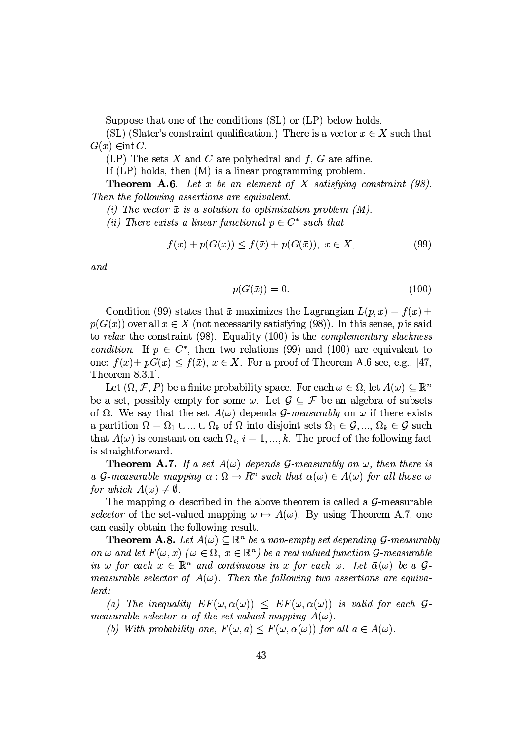Suppose that one of the conditions (SL) or (LP) below holds.

(SL) (Slater's constraint qualification.) There is a vector $x \in X$ such that $G(x) \in \operatorname{int} C$.

(LP) The sets $X$ and $C$ are polyhedral and $f$, $G$ are affine.

If (LP) holds, then (M) is a linear programming problem.

**Theorem A.6**. *Let $\bar{x}$ be an element of $X$ satisfying constraint (98). Then the following assertions are equivalent.*

*(i) The vector $\bar{x}$ is a solution to optimization problem (M).*

*(ii) There exists a linear functional $p \in C^*$ such that*

$$f(x) + p(G(x)) \leq f(\bar{x}) + p(G(\bar{x})),\ x \in X, \tag{99}$$

*and*

$$p(G(\bar{x})) = 0. \tag{100}$$

Condition (99) states that $\bar{x}$ maximizes the Lagrangian $L(p,x) = f(x) + p(G(x))$ over all $x \in X$ (not necessarily satisfying (98)). In this sense, $p$ is said to *relax* the constraint (98). Equality (100) is the *complementary slackness condition*. If $p \in C^*$, then two relations (99) and (100) are equivalent to one: $f(x) + pG(x) \leq f(\bar{x})$, $x \in X$. For a proof of Theorem A.6 see, e.g., [47, Theorem 8.3.1].

Let $(\Omega, \mathcal{F}, P)$ be a finite probability space. For each $\omega \in \Omega$, let $A(\omega) \subseteq \mathbb{R}^n$ be a set, possibly empty for some $\omega$. Let $\mathcal{G} \subseteq \mathcal{F}$ be an algebra of subsets of $\Omega$. We say that the set $A(\omega)$ depends *$\mathcal{G}$-measurably* on $\omega$ if there exists a partition $\Omega = \Omega_1 \cup ... \cup \Omega_k$ of $\Omega$ into disjoint sets $\Omega_1 \in \mathcal{G}, ..., \Omega_k \in \mathcal{G}$ such that $A(\omega)$ is constant on each $\Omega_i$, $i = 1, ..., k$. The proof of the following fact is straightforward.

**Theorem A.7.** *If a set $A(\omega)$ depends $\mathcal{G}$-measurably on $\omega$, then there is a $\mathcal{G}$-measurable mapping $\alpha : \Omega \to R^n$ such that $\alpha(\omega) \in A(\omega)$ for all those $\omega$ for which $A(\omega) \neq \emptyset$.*

The mapping $\alpha$ described in the above theorem is called a $\mathcal{G}$-measurable *selector* of the set-valued mapping $\omega \mapsto A(\omega)$. By using Theorem A.7, one can easily obtain the following result.

**Theorem A.8.** *Let $A(\omega) \subseteq \mathbb{R}^n$ be a non-empty set depending $\mathcal{G}$-measurably on $\omega$ and let $F(\omega, x)$ ($\omega \in \Omega,\ x \in \mathbb{R}^n$) be a real valued function $\mathcal{G}$-measurable in $\omega$ for each $x \in \mathbb{R}^n$ and continuous in $x$ for each $\omega$. Let $\bar{\alpha}(\omega)$ be a $\mathcal{G}$-measurable selector of $A(\omega)$. Then the following two assertions are equivalent:*

*(a) The inequality $EF(\omega, \alpha(\omega)) \leq EF(\omega, \bar{\alpha}(\omega))$ is valid for each $\mathcal{G}$-measurable selector $\alpha$ of the set-valued mapping $A(\omega)$.*

*(b) With probability one, $F(\omega, a) \leq F(\omega, \bar{\alpha}(\omega))$ for all $a \in A(\omega)$.*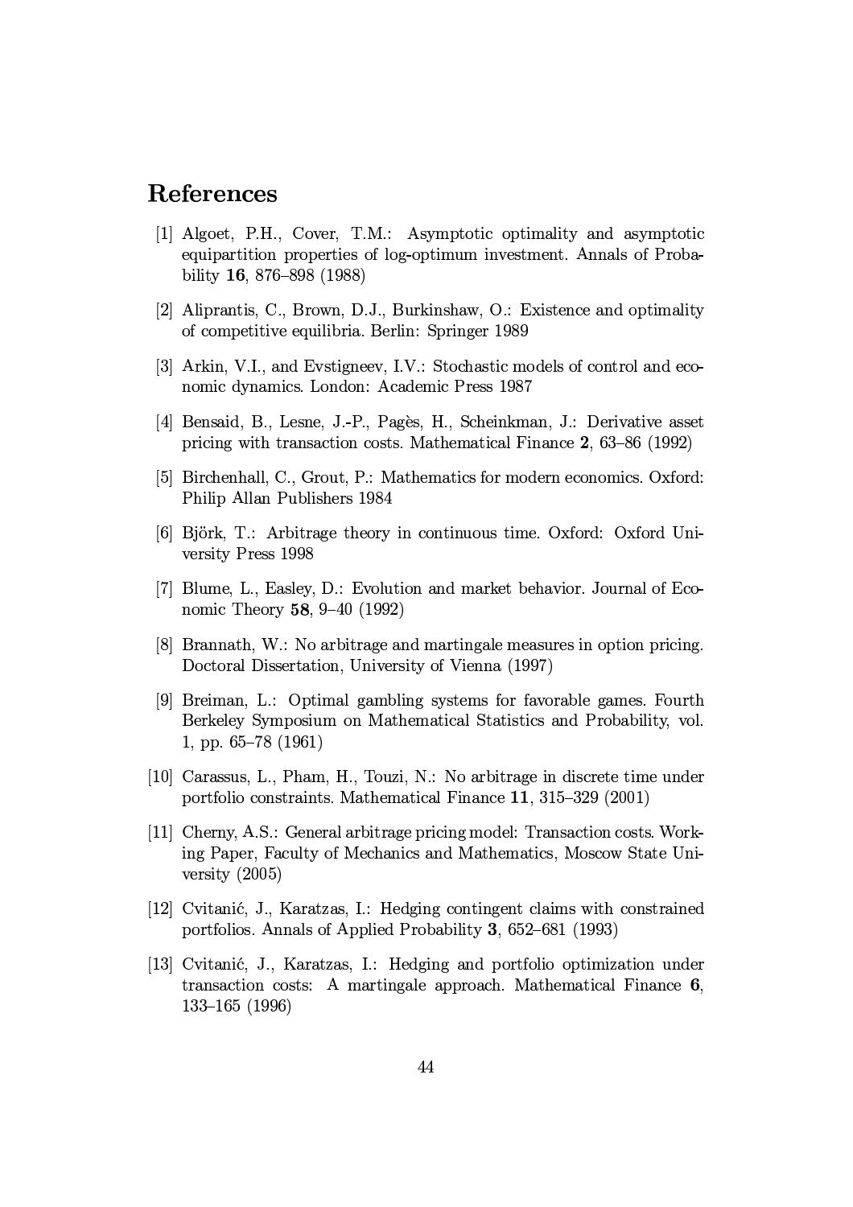# References

[1] Algoet, P.H., Cover, T.M.: Asymptotic optimality and asymptotic equipartition properties of log-optimum investment. Annals of Probability **16**, 876–898 (1988)

[2] Aliprantis, C., Brown, D.J., Burkinshaw, O.: Existence and optimality of competitive equilibria. Berlin: Springer 1989

[3] Arkin, V.I., and Evstigneev, I.V.: Stochastic models of control and economic dynamics. London: Academic Press 1987

[4] Bensaid, B., Lesne, J.-P., Pagès, H., Scheinkman, J.: Derivative asset pricing with transaction costs. Mathematical Finance **2**, 63–86 (1992)

[5] Birchenhall, C., Grout, P.: Mathematics for modern economics. Oxford: Philip Allan Publishers 1984

[6] Björk, T.: Arbitrage theory in continuous time. Oxford: Oxford University Press 1998

[7] Blume, L., Easley, D.: Evolution and market behavior. Journal of Economic Theory **58**, 9–40 (1992)

[8] Brannath, W.: No arbitrage and martingale measures in option pricing. Doctoral Dissertation, University of Vienna (1997)

[9] Breiman, L.: Optimal gambling systems for favorable games. Fourth Berkeley Symposium on Mathematical Statistics and Probability, vol. 1, pp. 65–78 (1961)

[10] Carassus, L., Pham, H., Touzi, N.: No arbitrage in discrete time under portfolio constraints. Mathematical Finance **11**, 315–329 (2001)

[11] Cherny, A.S.: General arbitrage pricing model: Transaction costs. Working Paper, Faculty of Mechanics and Mathematics, Moscow State University (2005)

[12] Cvitanić, J., Karatzas, I.: Hedging contingent claims with constrained portfolios. Annals of Applied Probability **3**, 652–681 (1993)

[13] Cvitanić, J., Karatzas, I.: Hedging and portfolio optimization under transaction costs: A martingale approach. Mathematical Finance **6**, 133–165 (1996)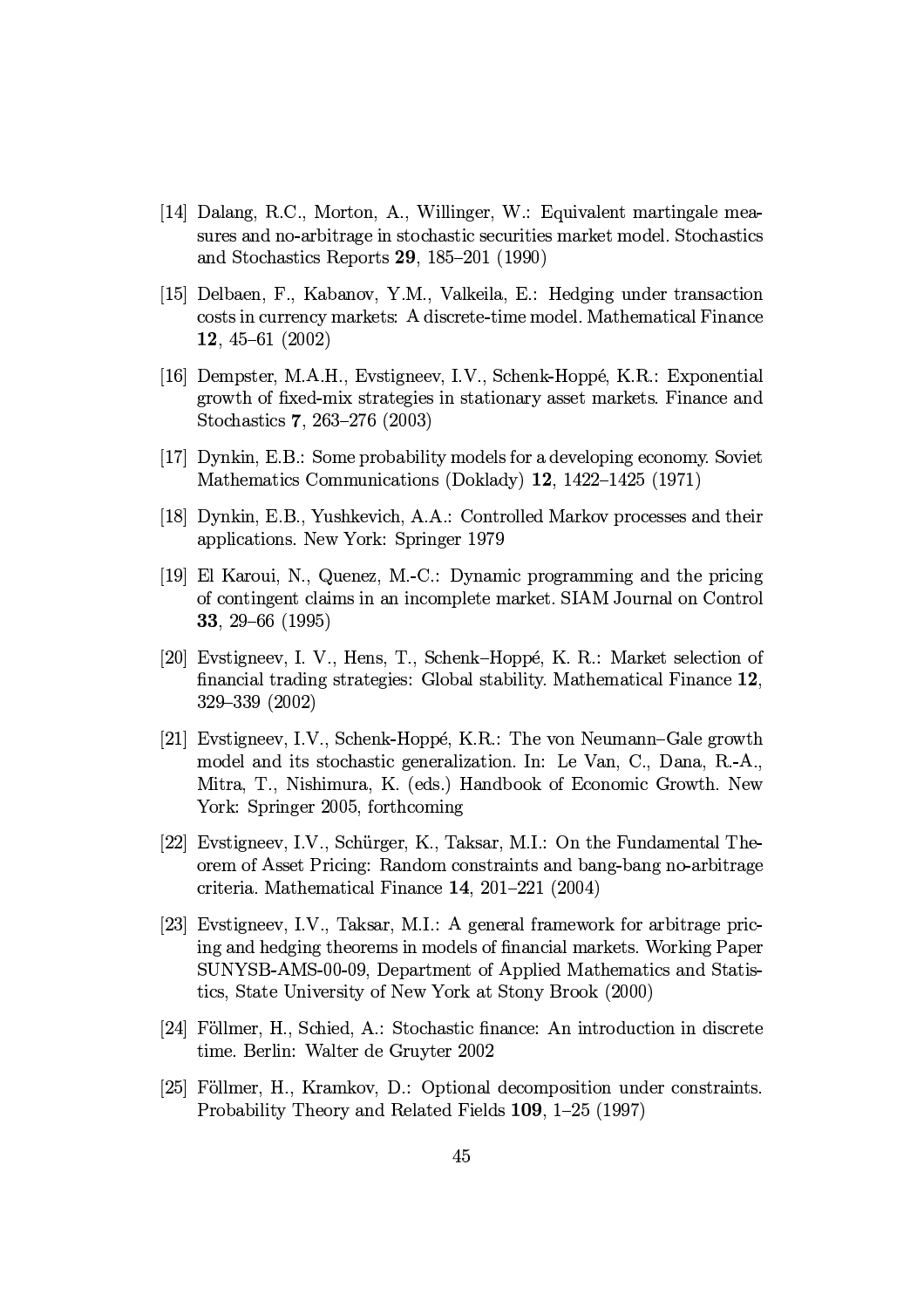[14] Dalang, R.C., Morton, A., Willinger, W.: Equivalent martingale measures and no-arbitrage in stochastic securities market model. Stochastics and Stochastics Reports **29**, 185–201 (1990)

[15] Delbaen, F., Kabanov, Y.M., Valkeila, E.: Hedging under transaction costs in currency markets: A discrete-time model. Mathematical Finance **12**, 45–61 (2002)

[16] Dempster, M.A.H., Evstigneev, I.V., Schenk-Hoppé, K.R.: Exponential growth of fixed-mix strategies in stationary asset markets. Finance and Stochastics **7**, 263–276 (2003)

[17] Dynkin, E.B.: Some probability models for a developing economy. Soviet Mathematics Communications (Doklady) **12**, 1422–1425 (1971)

[18] Dynkin, E.B., Yushkevich, A.A.: Controlled Markov processes and their applications. New York: Springer 1979

[19] El Karoui, N., Quenez, M.-C.: Dynamic programming and the pricing of contingent claims in an incomplete market. SIAM Journal on Control **33**, 29–66 (1995)

[20] Evstigneev, I. V., Hens, T., Schenk–Hoppé, K. R.: Market selection of financial trading strategies: Global stability. Mathematical Finance **12**, 329–339 (2002)

[21] Evstigneev, I.V., Schenk-Hoppé, K.R.: The von Neumann–Gale growth model and its stochastic generalization. In: Le Van, C., Dana, R.-A., Mitra, T., Nishimura, K. (eds.) Handbook of Economic Growth. New York: Springer 2005, forthcoming

[22] Evstigneev, I.V., Schürger, K., Taksar, M.I.: On the Fundamental Theorem of Asset Pricing: Random constraints and bang-bang no-arbitrage criteria. Mathematical Finance **14**, 201–221 (2004)

[23] Evstigneev, I.V., Taksar, M.I.: A general framework for arbitrage pricing and hedging theorems in models of financial markets. Working Paper SUNYSB-AMS-00-09, Department of Applied Mathematics and Statistics, State University of New York at Stony Brook (2000)

[24] Föllmer, H., Schied, A.: Stochastic finance: An introduction in discrete time. Berlin: Walter de Gruyter 2002

[25] Föllmer, H., Kramkov, D.: Optional decomposition under constraints. Probability Theory and Related Fields **109**, 1–25 (1997)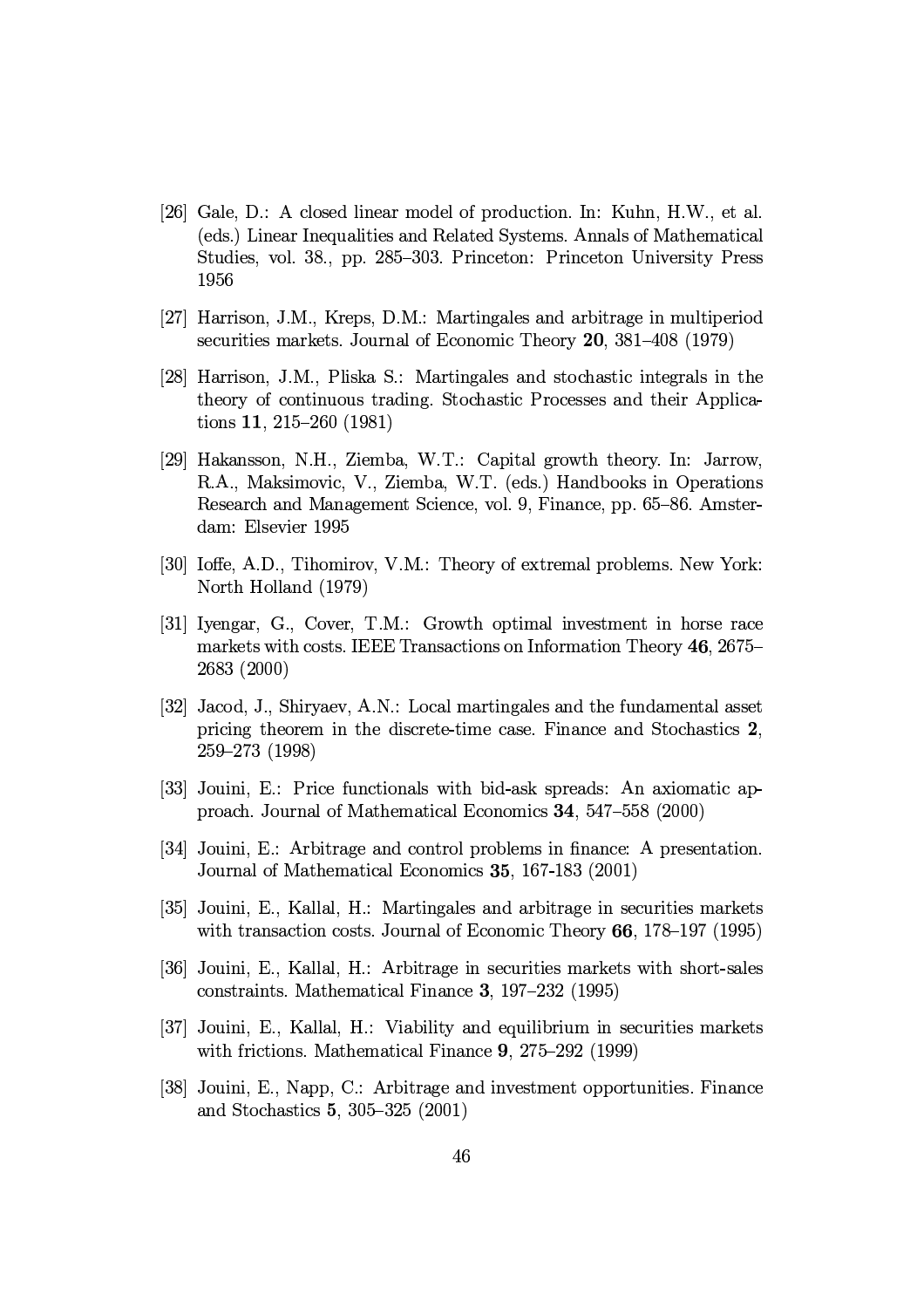[26] Gale, D.: A closed linear model of production. In: Kuhn, H.W., et al. (eds.) Linear Inequalities and Related Systems. Annals of Mathematical Studies, vol. 38., pp. 285–303. Princeton: Princeton University Press 1956

[27] Harrison, J.M., Kreps, D.M.: Martingales and arbitrage in multiperiod securities markets. Journal of Economic Theory **20**, 381–408 (1979)

[28] Harrison, J.M., Pliska S.: Martingales and stochastic integrals in the theory of continuous trading. Stochastic Processes and their Applications **11**, 215–260 (1981)

[29] Hakansson, N.H., Ziemba, W.T.: Capital growth theory. In: Jarrow, R.A., Maksimovic, V., Ziemba, W.T. (eds.) Handbooks in Operations Research and Management Science, vol. 9, Finance, pp. 65–86. Amsterdam: Elsevier 1995

[30] Ioffe, A.D., Tihomirov, V.M.: Theory of extremal problems. New York: North Holland (1979)

[31] Iyengar, G., Cover, T.M.: Growth optimal investment in horse race markets with costs. IEEE Transactions on Information Theory **46**, 2675–2683 (2000)

[32] Jacod, J., Shiryaev, A.N.: Local martingales and the fundamental asset pricing theorem in the discrete-time case. Finance and Stochastics **2**, 259–273 (1998)

[33] Jouini, E.: Price functionals with bid-ask spreads: An axiomatic approach. Journal of Mathematical Economics **34**, 547–558 (2000)

[34] Jouini, E.: Arbitrage and control problems in finance: A presentation. Journal of Mathematical Economics **35**, 167-183 (2001)

[35] Jouini, E., Kallal, H.: Martingales and arbitrage in securities markets with transaction costs. Journal of Economic Theory **66**, 178–197 (1995)

[36] Jouini, E., Kallal, H.: Arbitrage in securities markets with short-sales constraints. Mathematical Finance **3**, 197–232 (1995)

[37] Jouini, E., Kallal, H.: Viability and equilibrium in securities markets with frictions. Mathematical Finance **9**, 275–292 (1999)

[38] Jouini, E., Napp, C.: Arbitrage and investment opportunities. Finance and Stochastics **5**, 305–325 (2001)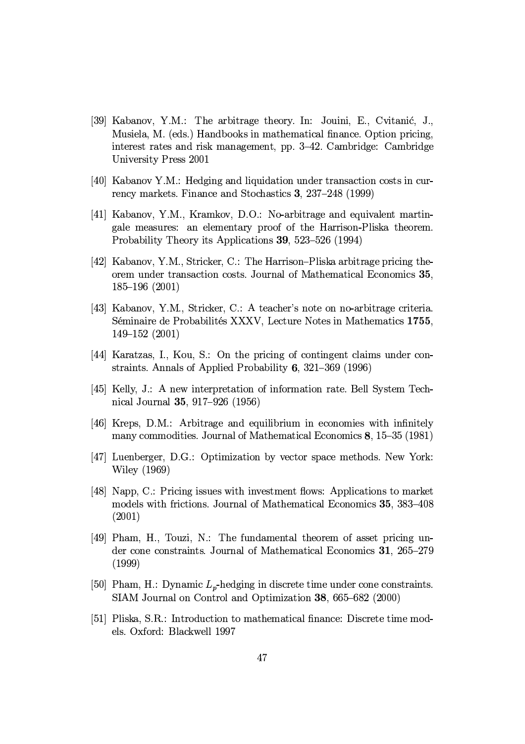[39] Kabanov, Y.M.: The arbitrage theory. In: Jouini, E., Cvitanić, J., Musiela, M. (eds.) Handbooks in mathematical finance. Option pricing, interest rates and risk management, pp. 3–42. Cambridge: Cambridge University Press 2001

[40] Kabanov Y.M.: Hedging and liquidation under transaction costs in currency markets. Finance and Stochastics **3**, 237–248 (1999)

[41] Kabanov, Y.M., Kramkov, D.O.: No-arbitrage and equivalent martingale measures: an elementary proof of the Harrison-Pliska theorem. Probability Theory its Applications **39**, 523–526 (1994)

[42] Kabanov, Y.M., Stricker, C.: The Harrison–Pliska arbitrage pricing theorem under transaction costs. Journal of Mathematical Economics **35**, 185–196 (2001)

[43] Kabanov, Y.M., Stricker, C.: A teacher's note on no-arbitrage criteria. Séminaire de Probabilités XXXV, Lecture Notes in Mathematics **1755**, 149–152 (2001)

[44] Karatzas, I., Kou, S.: On the pricing of contingent claims under constraints. Annals of Applied Probability **6**, 321–369 (1996)

[45] Kelly, J.: A new interpretation of information rate. Bell System Technical Journal **35**, 917–926 (1956)

[46] Kreps, D.M.: Arbitrage and equilibrium in economies with infinitely many commodities. Journal of Mathematical Economics **8**, 15–35 (1981)

[47] Luenberger, D.G.: Optimization by vector space methods. New York: Wiley (1969)

[48] Napp, C.: Pricing issues with investment flows: Applications to market models with frictions. Journal of Mathematical Economics **35**, 383–408 (2001)

[49] Pham, H., Touzi, N.: The fundamental theorem of asset pricing under cone constraints. Journal of Mathematical Economics **31**, 265–279 (1999)

[50] Pham, H.: Dynamic $L_p$-hedging in discrete time under cone constraints. SIAM Journal on Control and Optimization **38**, 665–682 (2000)

[51] Pliska, S.R.: Introduction to mathematical finance: Discrete time models. Oxford: Blackwell 1997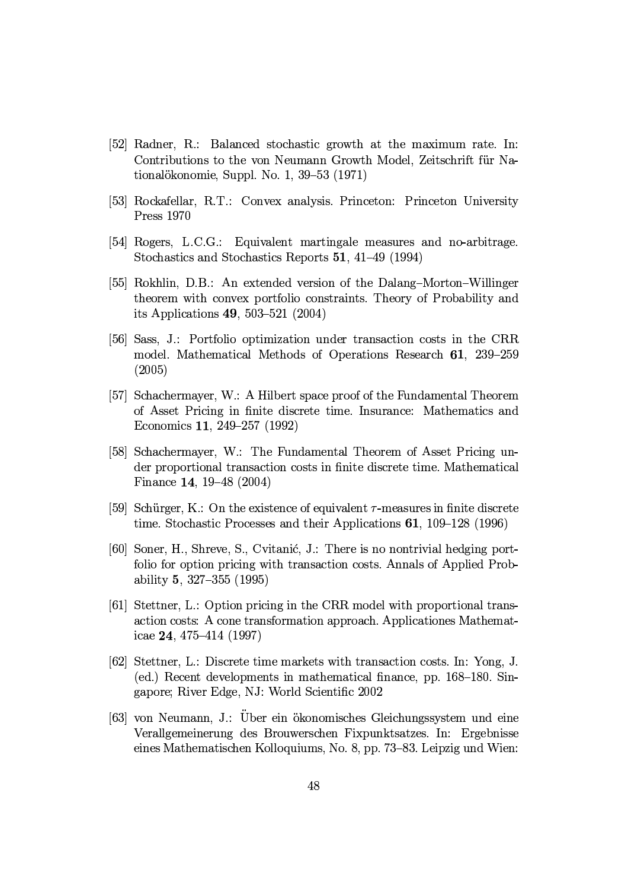[52] Radner, R.: Balanced stochastic growth at the maximum rate. In: Contributions to the von Neumann Growth Model, Zeitschrift für Nationalökonomie, Suppl. No. 1, 39–53 (1971)

[53] Rockafellar, R.T.: Convex analysis. Princeton: Princeton University Press 1970

[54] Rogers, L.C.G.: Equivalent martingale measures and no-arbitrage. Stochastics and Stochastics Reports **51**, 41–49 (1994)

[55] Rokhlin, D.B.: An extended version of the Dalang–Morton–Willinger theorem with convex portfolio constraints. Theory of Probability and its Applications **49**, 503–521 (2004)

[56] Sass, J.: Portfolio optimization under transaction costs in the CRR model. Mathematical Methods of Operations Research **61**, 239–259 (2005)

[57] Schachermayer, W.: A Hilbert space proof of the Fundamental Theorem of Asset Pricing in finite discrete time. Insurance: Mathematics and Economics **11**, 249–257 (1992)

[58] Schachermayer, W.: The Fundamental Theorem of Asset Pricing under proportional transaction costs in finite discrete time. Mathematical Finance **14**, 19–48 (2004)

[59] Schürger, K.: On the existence of equivalent $\tau$-measures in finite discrete time. Stochastic Processes and their Applications **61**, 109–128 (1996)

[60] Soner, H., Shreve, S., Cvitanić, J.: There is no nontrivial hedging portfolio for option pricing with transaction costs. Annals of Applied Probability **5**, 327–355 (1995)

[61] Stettner, L.: Option pricing in the CRR model with proportional transaction costs: A cone transformation approach. Applicationes Mathematicae **24**, 475–414 (1997)

[62] Stettner, L.: Discrete time markets with transaction costs. In: Yong, J. (ed.) Recent developments in mathematical finance, pp. 168–180. Singapore; River Edge, NJ: World Scientific 2002

[63] von Neumann, J.: Über ein ökonomisches Gleichungssystem und eine Verallgemeinerung des Brouwerschen Fixpunktsatzes. In: Ergebnisse eines Mathematischen Kolloquiums, No. 8, pp. 73–83. Leipzig und Wien: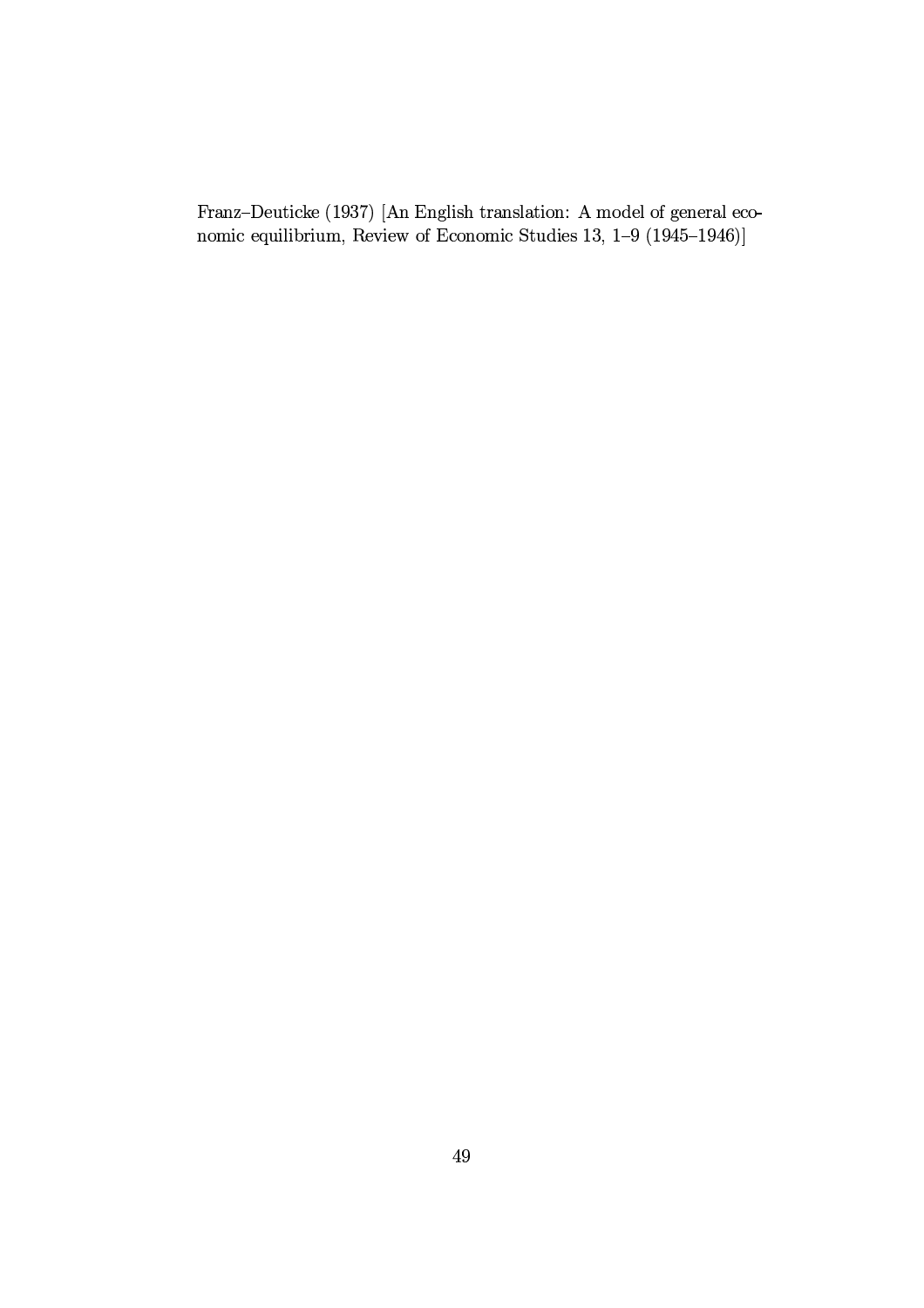Franz–Deuticke (1937) [An English translation: A model of general economic equilibrium, Review of Economic Studies 13, 1–9 (1945–1946)]